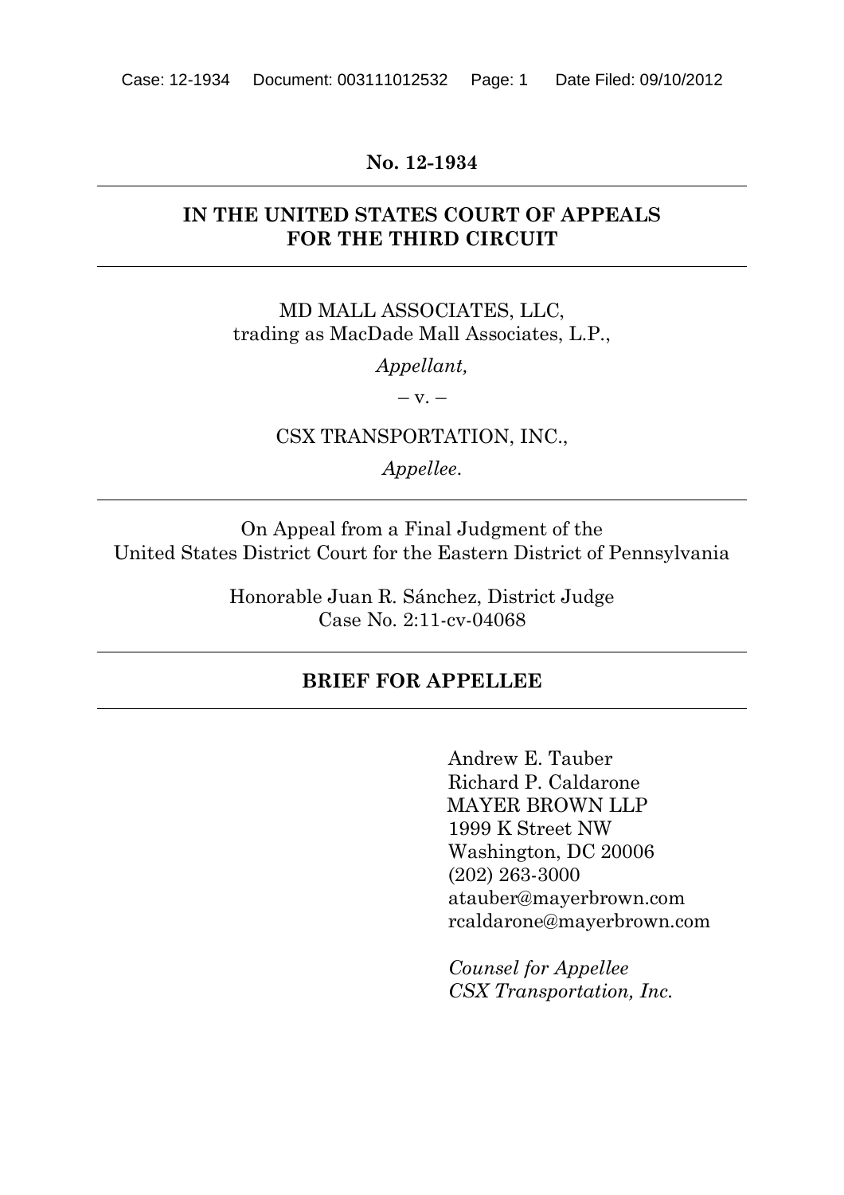**No. 12-1934**

---

**IN THE UNITED STATES COURT OF APPEALS**
**FOR THE THIRD CIRCUIT**

---

MD MALL ASSOCIATES, LLC,
trading as MacDade Mall Associates, L.P.,

*Appellant,*

– v. –

CSX TRANSPORTATION, INC.,

*Appellee.*

---

On Appeal from a Final Judgment of the
United States District Court for the Eastern District of Pennsylvania

Honorable Juan R. Sánchez, District Judge
Case No. 2:11-cv-04068

---

**BRIEF FOR APPELLEE**

---

Andrew E. Tauber
Richard P. Caldarone
MAYER BROWN LLP
1999 K Street NW
Washington, DC 20006
(202) 263-3000
atauber@mayerbrown.com
rcaldarone@mayerbrown.com

*Counsel for Appellee*
*CSX Transportation, Inc.*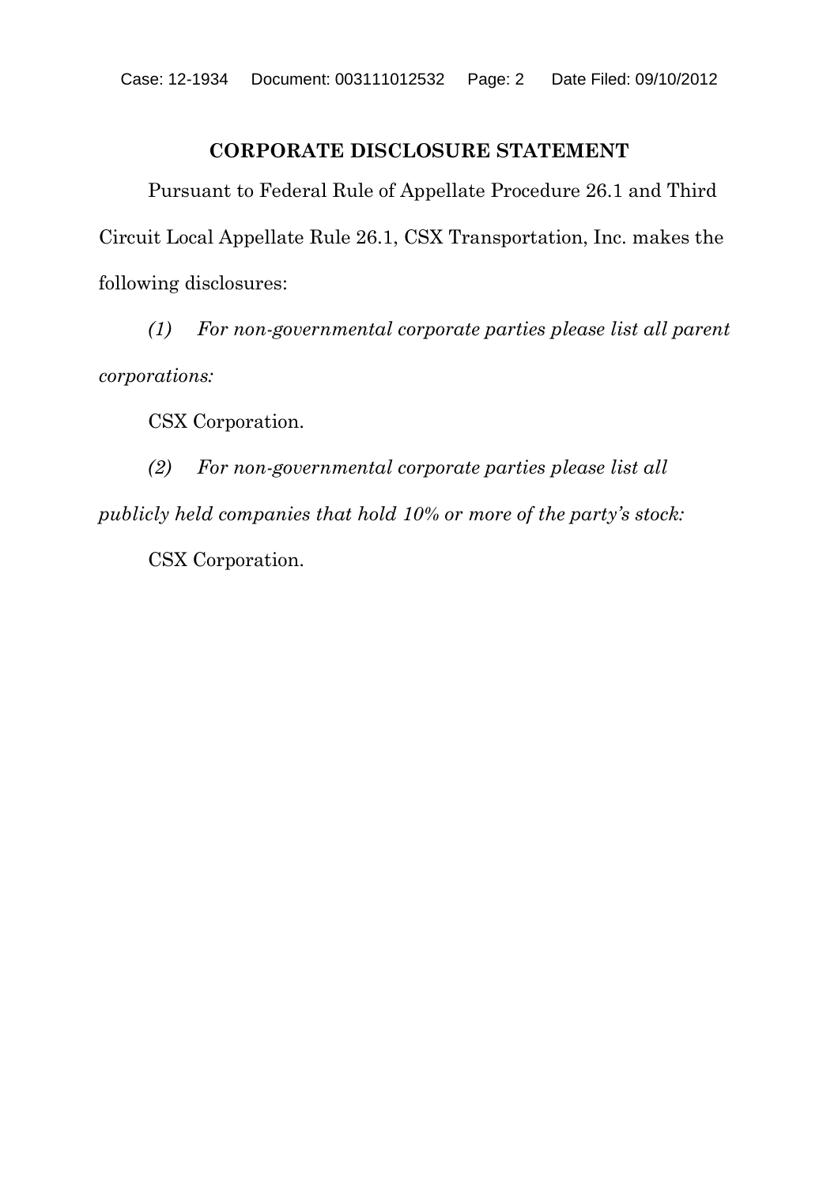## CORPORATE DISCLOSURE STATEMENT

Pursuant to Federal Rule of Appellate Procedure 26.1 and Third Circuit Local Appellate Rule 26.1, CSX Transportation, Inc. makes the following disclosures:

*(1) For non-governmental corporate parties please list all parent corporations:*

CSX Corporation.

*(2) For non-governmental corporate parties please list all publicly held companies that hold 10% or more of the party's stock:*

CSX Corporation.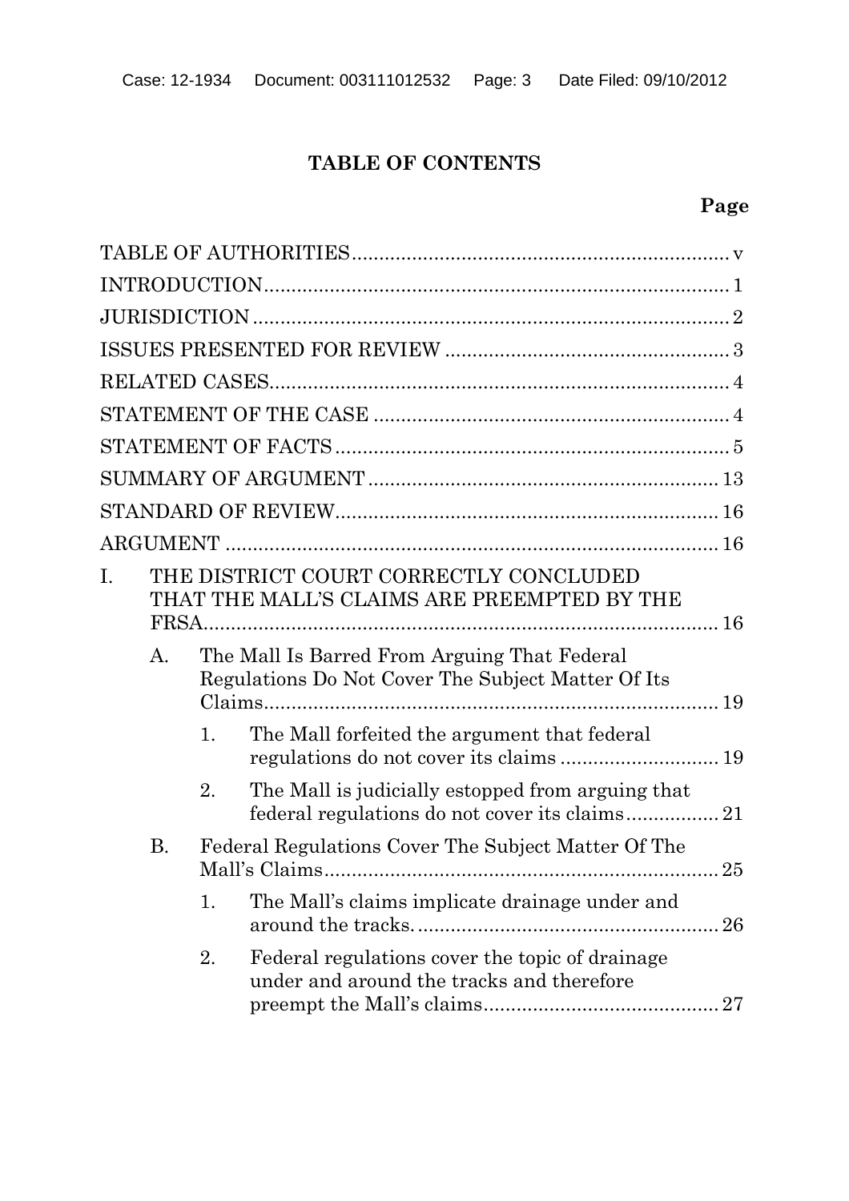# TABLE OF CONTENTS

**Page**

TABLE OF AUTHORITIES .................................................................... v

INTRODUCTION ................................................................................... 1

JURISDICTION ..................................................................................... 2

ISSUES PRESENTED FOR REVIEW .................................................... 3

RELATED CASES .................................................................................. 4

STATEMENT OF THE CASE ................................................................ 4

STATEMENT OF FACTS ....................................................................... 5

SUMMARY OF ARGUMENT ............................................................... 13

STANDARD OF REVIEW ..................................................................... 16

ARGUMENT ......................................................................................... 16

I. THE DISTRICT COURT CORRECTLY CONCLUDED THAT THE MALL'S CLAIMS ARE PREEMPTED BY THE FRSA ............................................................................................. 16

   A. The Mall Is Barred From Arguing That Federal Regulations Do Not Cover The Subject Matter Of Its Claims .................................................................................. 19

      1. The Mall forfeited the argument that federal regulations do not cover its claims ............................ 19

      2. The Mall is judicially estopped from arguing that federal regulations do not cover its claims ................. 21

   B. Federal Regulations Cover The Subject Matter Of The Mall's Claims ....................................................................... 25

      1. The Mall's claims implicate drainage under and around the tracks. ...................................................... 26

      2. Federal regulations cover the topic of drainage under and around the tracks and therefore preempt the Mall's claims .......................................... 27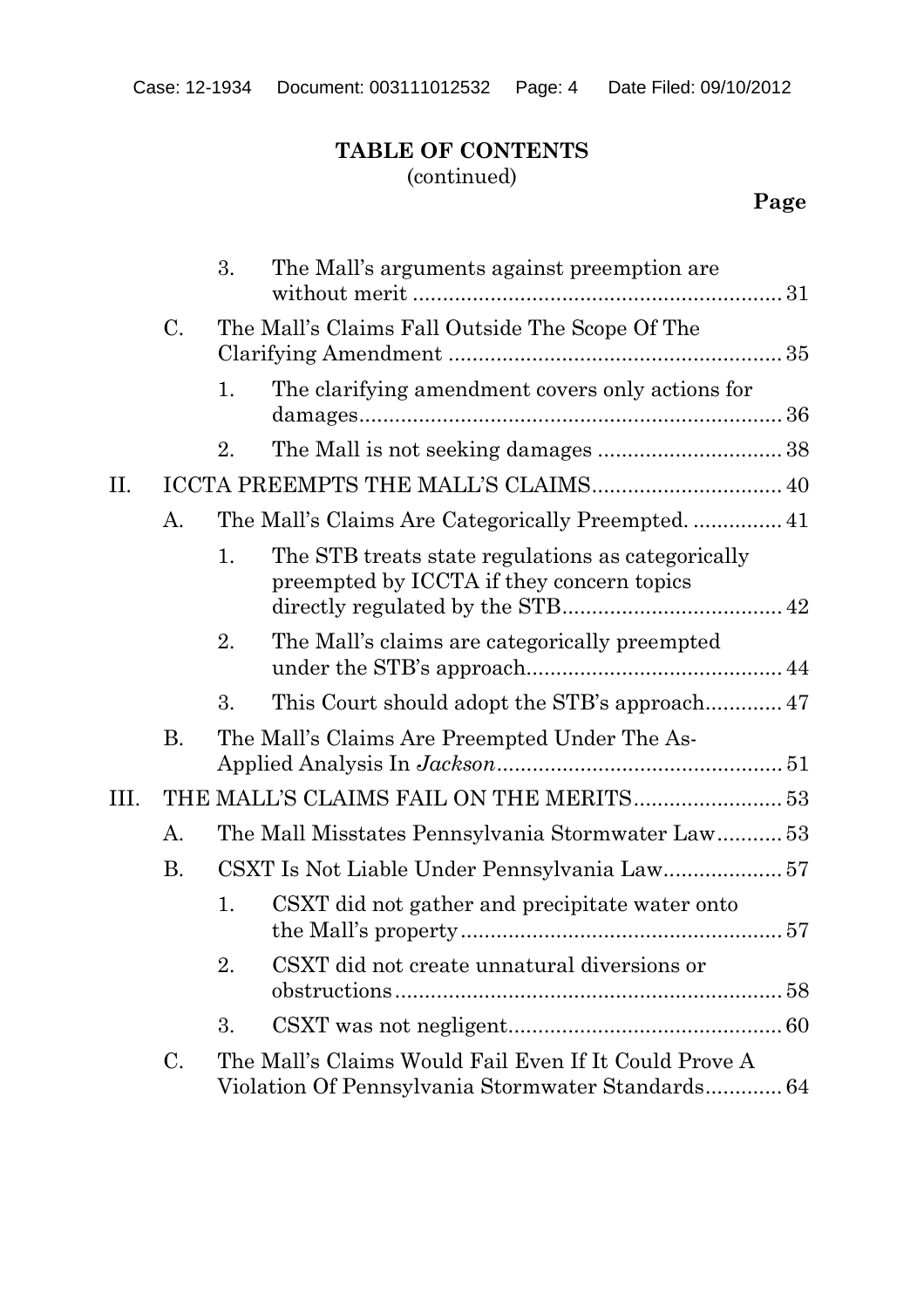**TABLE OF CONTENTS**
(continued)

**Page**

- 3. The Mall's arguments against preemption are without merit ... 31
- C. The Mall's Claims Fall Outside The Scope Of The Clarifying Amendment ... 35
  - 1. The clarifying amendment covers only actions for damages ... 36
  - 2. The Mall is not seeking damages ... 38
- II. ICCTA PREEMPTS THE MALL'S CLAIMS ... 40
  - A. The Mall's Claims Are Categorically Preempted. ... 41
    - 1. The STB treats state regulations as categorically preempted by ICCTA if they concern topics directly regulated by the STB ... 42
    - 2. The Mall's claims are categorically preempted under the STB's approach ... 44
    - 3. This Court should adopt the STB's approach ... 47
  - B. The Mall's Claims Are Preempted Under The As-Applied Analysis In *Jackson* ... 51
- III. THE MALL'S CLAIMS FAIL ON THE MERITS ... 53
  - A. The Mall Misstates Pennsylvania Stormwater Law ... 53
  - B. CSXT Is Not Liable Under Pennsylvania Law ... 57
    - 1. CSXT did not gather and precipitate water onto the Mall's property ... 57
    - 2. CSXT did not create unnatural diversions or obstructions ... 58
    - 3. CSXT was not negligent ... 60
  - C. The Mall's Claims Would Fail Even If It Could Prove A Violation Of Pennsylvania Stormwater Standards ... 64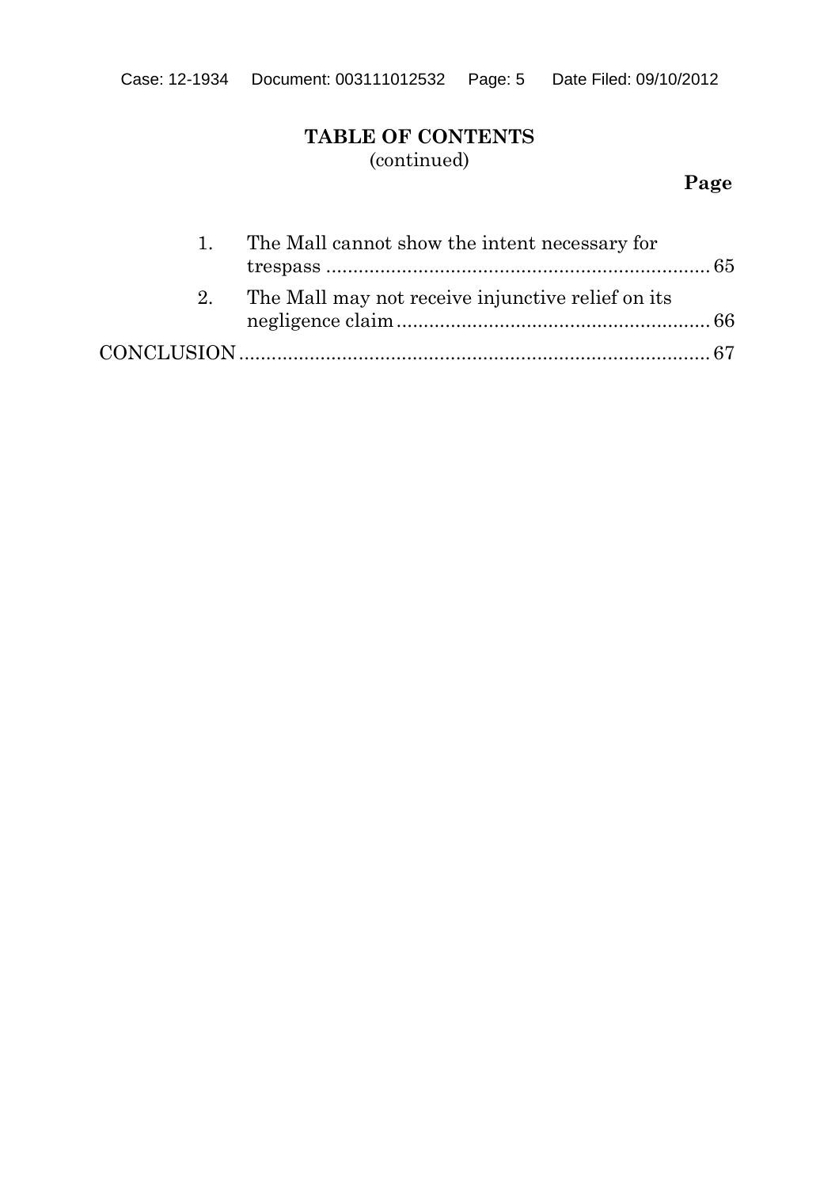## TABLE OF CONTENTS
(continued)

**Page**

1. The Mall cannot show the intent necessary for trespass ....................................................................... 65
2. The Mall may not receive injunctive relief on its negligence claim ......................................................... 66

CONCLUSION ....................................................................................... 67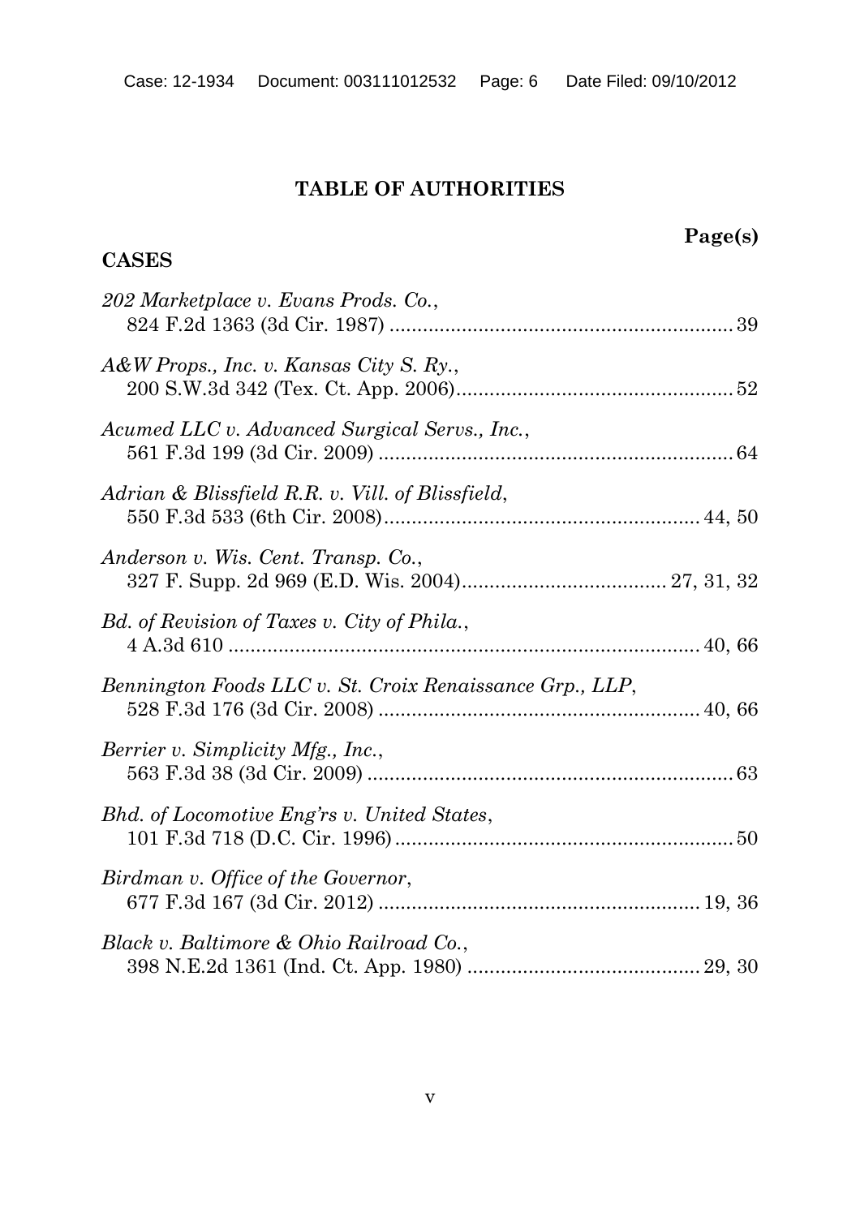## TABLE OF AUTHORITIES

**Page(s)**

### CASES

*202 Marketplace v. Evans Prods. Co.*, 824 F.2d 1363 (3d Cir. 1987) .............................................................. 39

*A&W Props., Inc. v. Kansas City S. Ry.*, 200 S.W.3d 342 (Tex. Ct. App. 2006).................................................. 52

*Acumed LLC v. Advanced Surgical Servs., Inc.*, 561 F.3d 199 (3d Cir. 2009) ................................................................ 64

*Adrian & Blissfield R.R. v. Vill. of Blissfield*, 550 F.3d 533 (6th Cir. 2008)......................................................... 44, 50

*Anderson v. Wis. Cent. Transp. Co.*, 327 F. Supp. 2d 969 (E.D. Wis. 2004)..................................... 27, 31, 32

*Bd. of Revision of Taxes v. City of Phila.*, 4 A.3d 610 ..................................................................................... 40, 66

*Bennington Foods LLC v. St. Croix Renaissance Grp., LLP*, 528 F.3d 176 (3d Cir. 2008) .......................................................... 40, 66

*Berrier v. Simplicity Mfg., Inc.*, 563 F.3d 38 (3d Cir. 2009) .................................................................. 63

*Bhd. of Locomotive Eng'rs v. United States*, 101 F.3d 718 (D.C. Cir. 1996) ............................................................ 50

*Birdman v. Office of the Governor*, 677 F.3d 167 (3d Cir. 2012) .......................................................... 19, 36

*Black v. Baltimore & Ohio Railroad Co.*, 398 N.E.2d 1361 (Ind. Ct. App. 1980) .......................................... 29, 30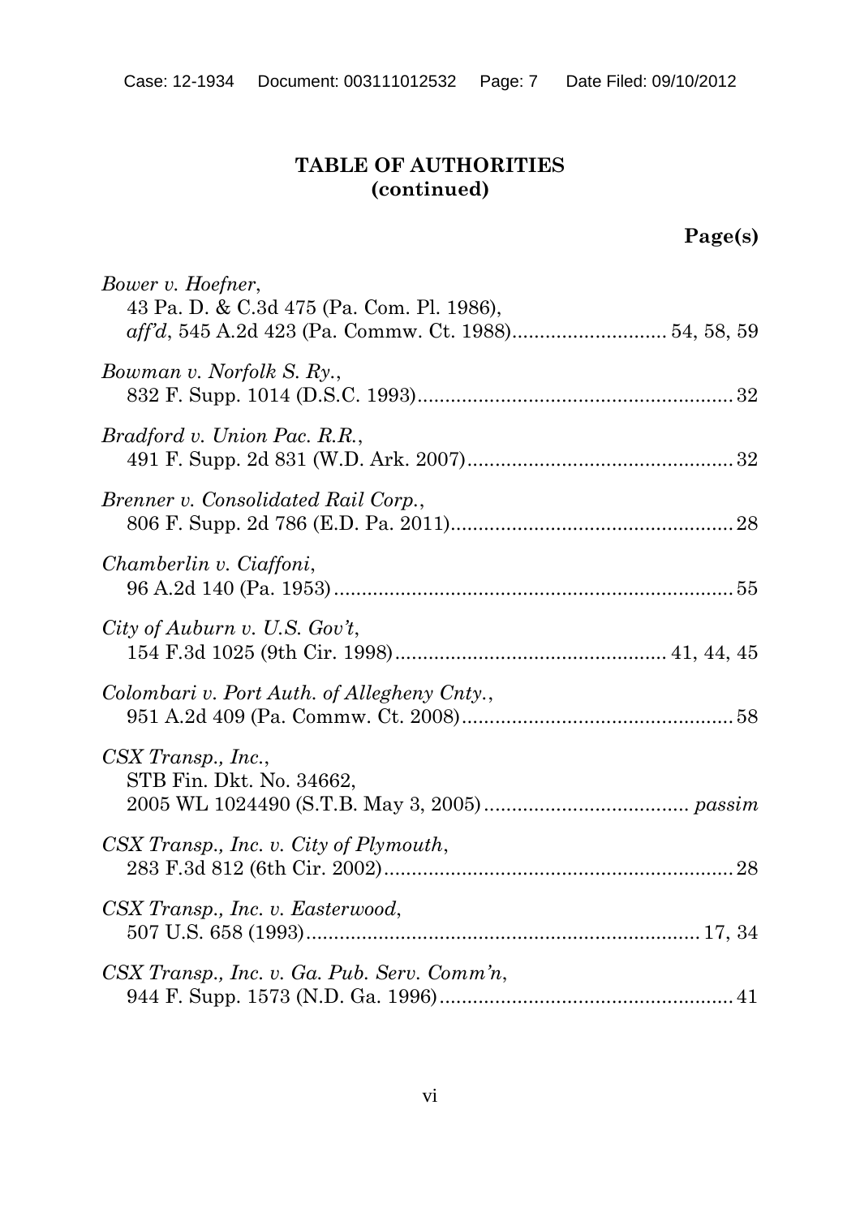**TABLE OF AUTHORITIES**
**(continued)**

**Page(s)**

*Bower v. Hoefner*,
43 Pa. D. & C.3d 475 (Pa. Com. Pl. 1986),
*aff'd*, 545 A.2d 423 (Pa. Commw. Ct. 1988)........................... 54, 58, 59

*Bowman v. Norfolk S. Ry.*,
832 F. Supp. 1014 (D.S.C. 1993)........................................................ 32

*Bradford v. Union Pac. R.R.*,
491 F. Supp. 2d 831 (W.D. Ark. 2007)................................................ 32

*Brenner v. Consolidated Rail Corp.*,
806 F. Supp. 2d 786 (E.D. Pa. 2011)................................................... 28

*Chamberlin v. Ciaffoni*,
96 A.2d 140 (Pa. 1953)........................................................................ 55

*City of Auburn v. U.S. Gov't*,
154 F.3d 1025 (9th Cir. 1998)................................................ 41, 44, 45

*Colombari v. Port Auth. of Allegheny Cnty.*,
951 A.2d 409 (Pa. Commw. Ct. 2008)................................................ 58

*CSX Transp., Inc.*,
STB Fin. Dkt. No. 34662,
2005 WL 1024490 (S.T.B. May 3, 2005).................................... *passim*

*CSX Transp., Inc. v. City of Plymouth*,
283 F.3d 812 (6th Cir. 2002)............................................................... 28

*CSX Transp., Inc. v. Easterwood*,
507 U.S. 658 (1993)....................................................................... 17, 34

*CSX Transp., Inc. v. Ga. Pub. Serv. Comm'n*,
944 F. Supp. 1573 (N.D. Ga. 1996).................................................... 41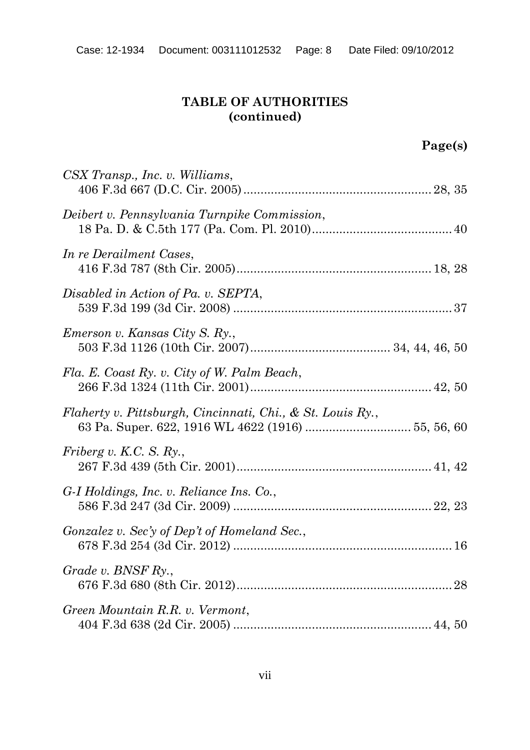**TABLE OF AUTHORITIES (continued)**

**Page(s)**

*CSX Transp., Inc. v. Williams*, 406 F.3d 667 (D.C. Cir. 2005) ........................................................ 28, 35

*Deibert v. Pennsylvania Turnpike Commission*, 18 Pa. D. & C.5th 177 (Pa. Com. Pl. 2010) ........................................ 40

*In re Derailment Cases*, 416 F.3d 787 (8th Cir. 2005) ........................................................ 18, 28

*Disabled in Action of Pa. v. SEPTA*, 539 F.3d 199 (3d Cir. 2008) ............................................................... 37

*Emerson v. Kansas City S. Ry.*, 503 F.3d 1126 (10th Cir. 2007) ........................................ 34, 44, 46, 50

*Fla. E. Coast Ry. v. City of W. Palm Beach*, 266 F.3d 1324 (11th Cir. 2001) .................................................... 42, 50

*Flaherty v. Pittsburgh, Cincinnati, Chi., & St. Louis Ry.*, 63 Pa. Super. 622, 1916 WL 4622 (1916) .............................. 55, 56, 60

*Friberg v. K.C. S. Ry.*, 267 F.3d 439 (5th Cir. 2001) ........................................................ 41, 42

*G-I Holdings, Inc. v. Reliance Ins. Co.*, 586 F.3d 247 (3d Cir. 2009) ........................................................ 22, 23

*Gonzalez v. Sec'y of Dep't of Homeland Sec.*, 678 F.3d 254 (3d Cir. 2012) ............................................................... 16

*Grade v. BNSF Ry.*, 676 F.3d 680 (8th Cir. 2012) ............................................................... 28

*Green Mountain R.R. v. Vermont*, 404 F.3d 638 (2d Cir. 2005) ........................................................ 44, 50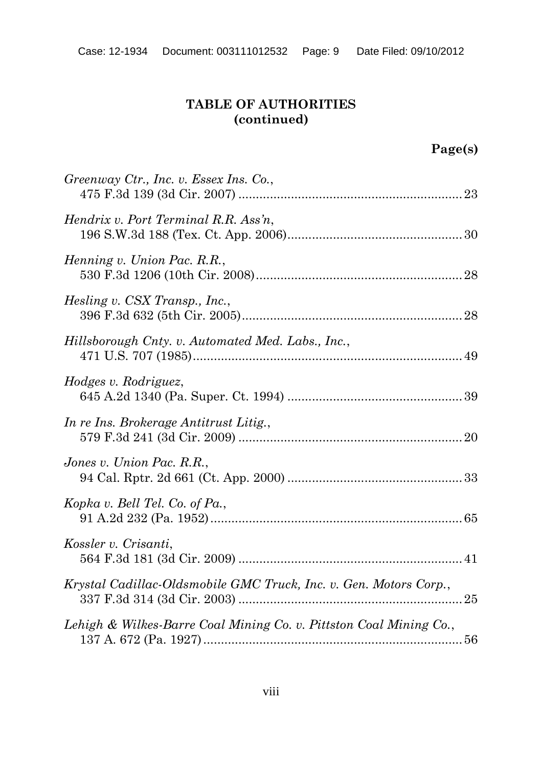**TABLE OF AUTHORITIES (continued)**

**Page(s)**

*Greenway Ctr., Inc. v. Essex Ins. Co.*, 475 F.3d 139 (3d Cir. 2007) ............................................................ 23

*Hendrix v. Port Terminal R.R. Ass'n*, 196 S.W.3d 188 (Tex. Ct. App. 2006)............................................... 30

*Henning v. Union Pac. R.R.*, 530 F.3d 1206 (10th Cir. 2008)......................................................... 28

*Hesling v. CSX Transp., Inc.*, 396 F.3d 632 (5th Cir. 2005)............................................................. 28

*Hillsborough Cnty. v. Automated Med. Labs., Inc.*, 471 U.S. 707 (1985)........................................................................... 49

*Hodges v. Rodriguez*, 645 A.2d 1340 (Pa. Super. Ct. 1994) ............................................... 39

*In re Ins. Brokerage Antitrust Litig.*, 579 F.3d 241 (3d Cir. 2009) ............................................................. 20

*Jones v. Union Pac. R.R.*, 94 Cal. Rptr. 2d 661 (Ct. App. 2000) ............................................... 33

*Kopka v. Bell Tel. Co. of Pa.*, 91 A.2d 232 (Pa. 1952)...................................................................... 65

*Kossler v. Crisanti*, 564 F.3d 181 (3d Cir. 2009) .............................................................. 41

*Krystal Cadillac-Oldsmobile GMC Truck, Inc. v. Gen. Motors Corp.*, 337 F.3d 314 (3d Cir. 2003) .............................................................. 25

*Lehigh & Wilkes-Barre Coal Mining Co. v. Pittston Coal Mining Co.*, 137 A. 672 (Pa. 1927)........................................................................ 56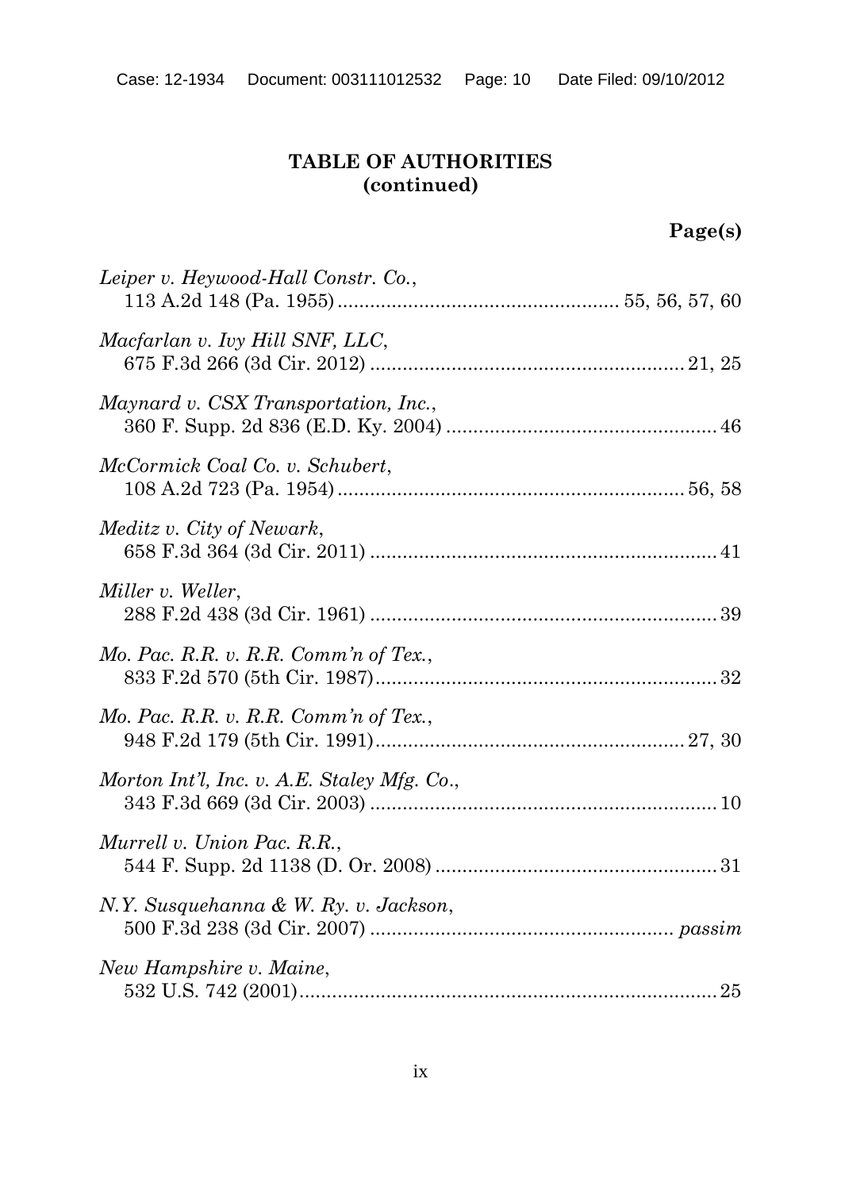**TABLE OF AUTHORITIES**
**(continued)**

**Page(s)**

*Leiper v. Heywood-Hall Constr. Co.*,
113 A.2d 148 (Pa. 1955) .................................................. 55, 56, 57, 60

*Macfarlan v. Ivy Hill SNF, LLC*,
675 F.3d 266 (3d Cir. 2012) .......................................................... 21, 25

*Maynard v. CSX Transportation, Inc.*,
360 F. Supp. 2d 836 (E.D. Ky. 2004) .................................................. 46

*McCormick Coal Co. v. Schubert*,
108 A.2d 723 (Pa. 1954) ................................................................. 56, 58

*Meditz v. City of Newark*,
658 F.3d 364 (3d Cir. 2011) ................................................................ 41

*Miller v. Weller*,
288 F.2d 438 (3d Cir. 1961) ................................................................ 39

*Mo. Pac. R.R. v. R.R. Comm'n of Tex.*,
833 F.2d 570 (5th Cir. 1987) ............................................................... 32

*Mo. Pac. R.R. v. R.R. Comm'n of Tex.*,
948 F.2d 179 (5th Cir. 1991) ......................................................... 27, 30

*Morton Int'l, Inc. v. A.E. Staley Mfg. Co.*,
343 F.3d 669 (3d Cir. 2003) ................................................................ 10

*Murrell v. Union Pac. R.R.*,
544 F. Supp. 2d 1138 (D. Or. 2008) .................................................... 31

*N.Y. Susquehanna & W. Ry. v. Jackson*,
500 F.3d 238 (3d Cir. 2007) ........................................................ *passim*

*New Hampshire v. Maine*,
532 U.S. 742 (2001) ............................................................................. 25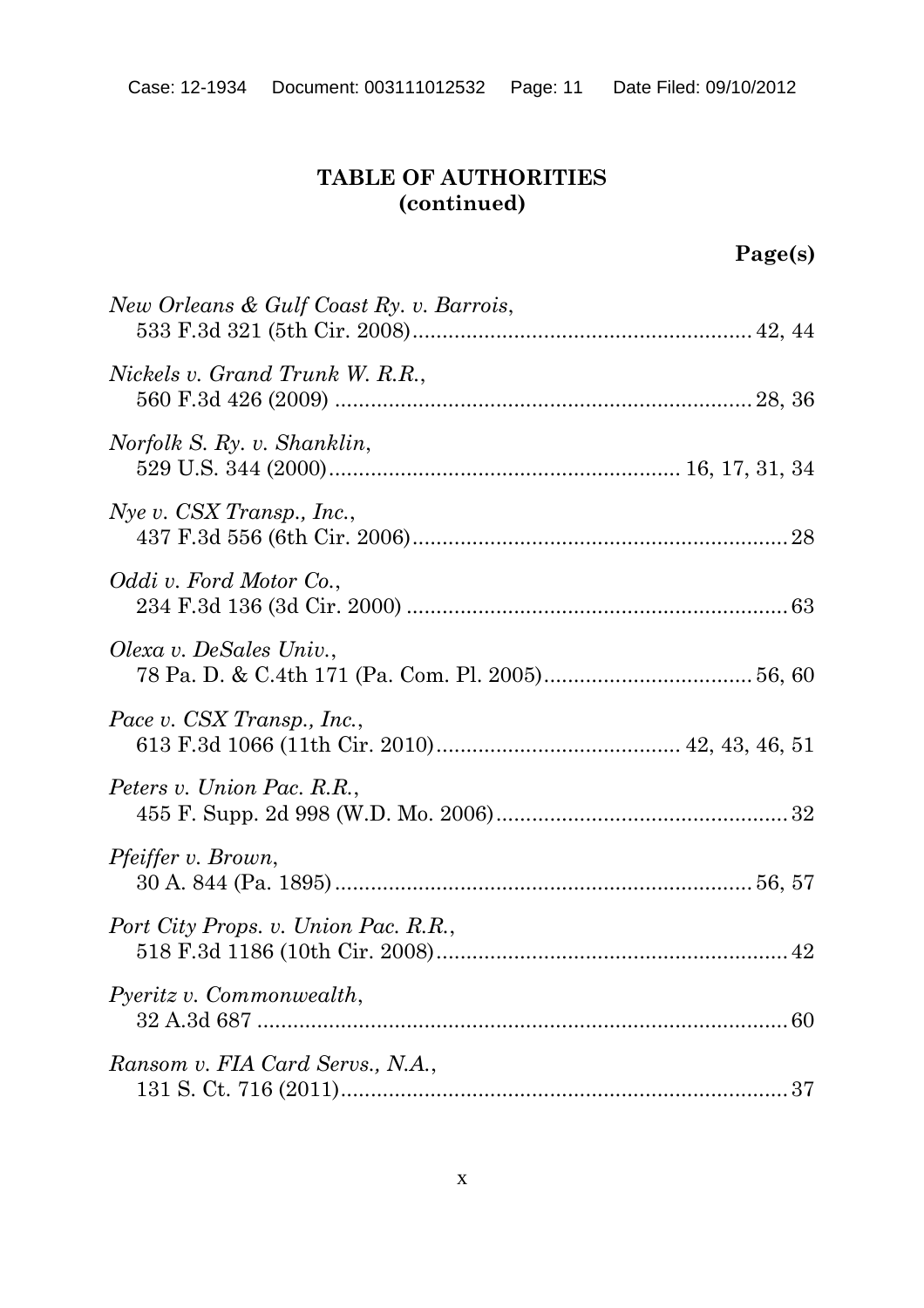**TABLE OF AUTHORITIES (continued)**

**Page(s)**

*New Orleans & Gulf Coast Ry. v. Barrois*,
533 F.3d 321 (5th Cir. 2008) ........................................................ 42, 44

*Nickels v. Grand Trunk W. R.R.*,
560 F.3d 426 (2009) ..................................................................... 28, 36

*Norfolk S. Ry. v. Shanklin*,
529 U.S. 344 (2000) .......................................................... 16, 17, 31, 34

*Nye v. CSX Transp., Inc.*,
437 F.3d 556 (6th Cir. 2006) .............................................................. 28

*Oddi v. Ford Motor Co.*,
234 F.3d 136 (3d Cir. 2000) ............................................................... 63

*Olexa v. DeSales Univ.*,
78 Pa. D. & C.4th 171 (Pa. Com. Pl. 2005) .................................. 56, 60

*Pace v. CSX Transp., Inc.*,
613 F.3d 1066 (11th Cir. 2010) ......................................... 42, 43, 46, 51

*Peters v. Union Pac. R.R.*,
455 F. Supp. 2d 998 (W.D. Mo. 2006) ................................................ 32

*Pfeiffer v. Brown*,
30 A. 844 (Pa. 1895) ..................................................................... 56, 57

*Port City Props. v. Union Pac. R.R.*,
518 F.3d 1186 (10th Cir. 2008) ........................................................... 42

*Pyeritz v. Commonwealth*,
32 A.3d 687 ......................................................................................... 60

*Ransom v. FIA Card Servs., N.A.*,
131 S. Ct. 716 (2011) ........................................................................... 37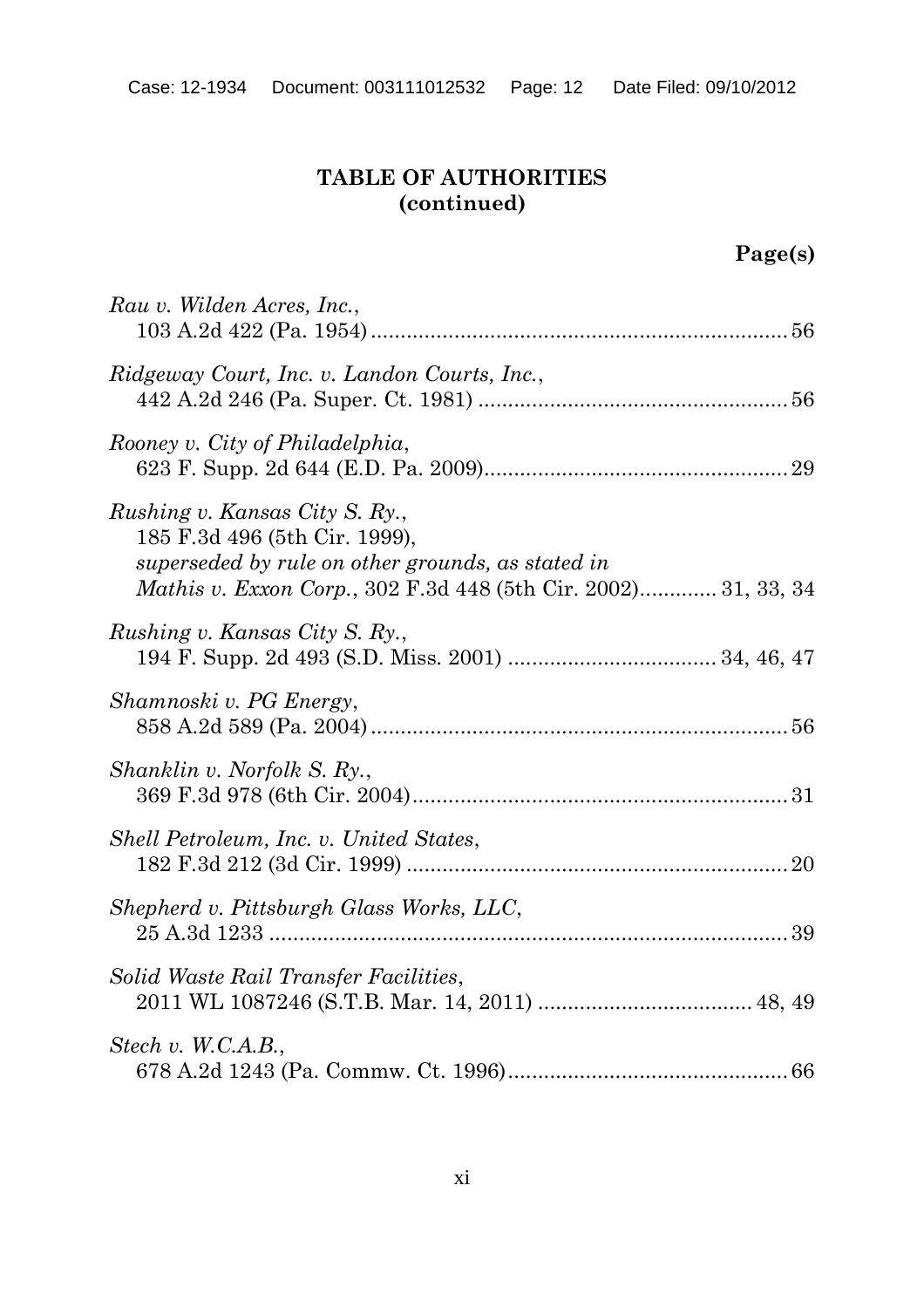**TABLE OF AUTHORITIES (continued)**

**Page(s)**

*Rau v. Wilden Acres, Inc.*, 103 A.2d 422 (Pa. 1954) ..................................................................... 56

*Ridgeway Court, Inc. v. Landon Courts, Inc.*, 442 A.2d 246 (Pa. Super. Ct. 1981) ................................................... 56

*Rooney v. City of Philadelphia*, 623 F. Supp. 2d 644 (E.D. Pa. 2009).................................................. 29

*Rushing v. Kansas City S. Ry.*, 185 F.3d 496 (5th Cir. 1999), *superseded by rule on other grounds, as stated in Mathis v. Exxon Corp.*, 302 F.3d 448 (5th Cir. 2002)............. 31, 33, 34

*Rushing v. Kansas City S. Ry.*, 194 F. Supp. 2d 493 (S.D. Miss. 2001) ................................... 34, 46, 47

*Shamnoski v. PG Energy*, 858 A.2d 589 (Pa. 2004) ..................................................................... 56

*Shanklin v. Norfolk S. Ry.*, 369 F.3d 978 (6th Cir. 2004)............................................................... 31

*Shell Petroleum, Inc. v. United States*, 182 F.3d 212 (3d Cir. 1999) ................................................................ 20

*Shepherd v. Pittsburgh Glass Works, LLC*, 25 A.3d 1233 ...................................................................................... 39

*Solid Waste Rail Transfer Facilities*, 2011 WL 1087246 (S.T.B. Mar. 14, 2011) ................................... 48, 49

*Stech v. W.C.A.B.*, 678 A.2d 1243 (Pa. Commw. Ct. 1996)............................................... 66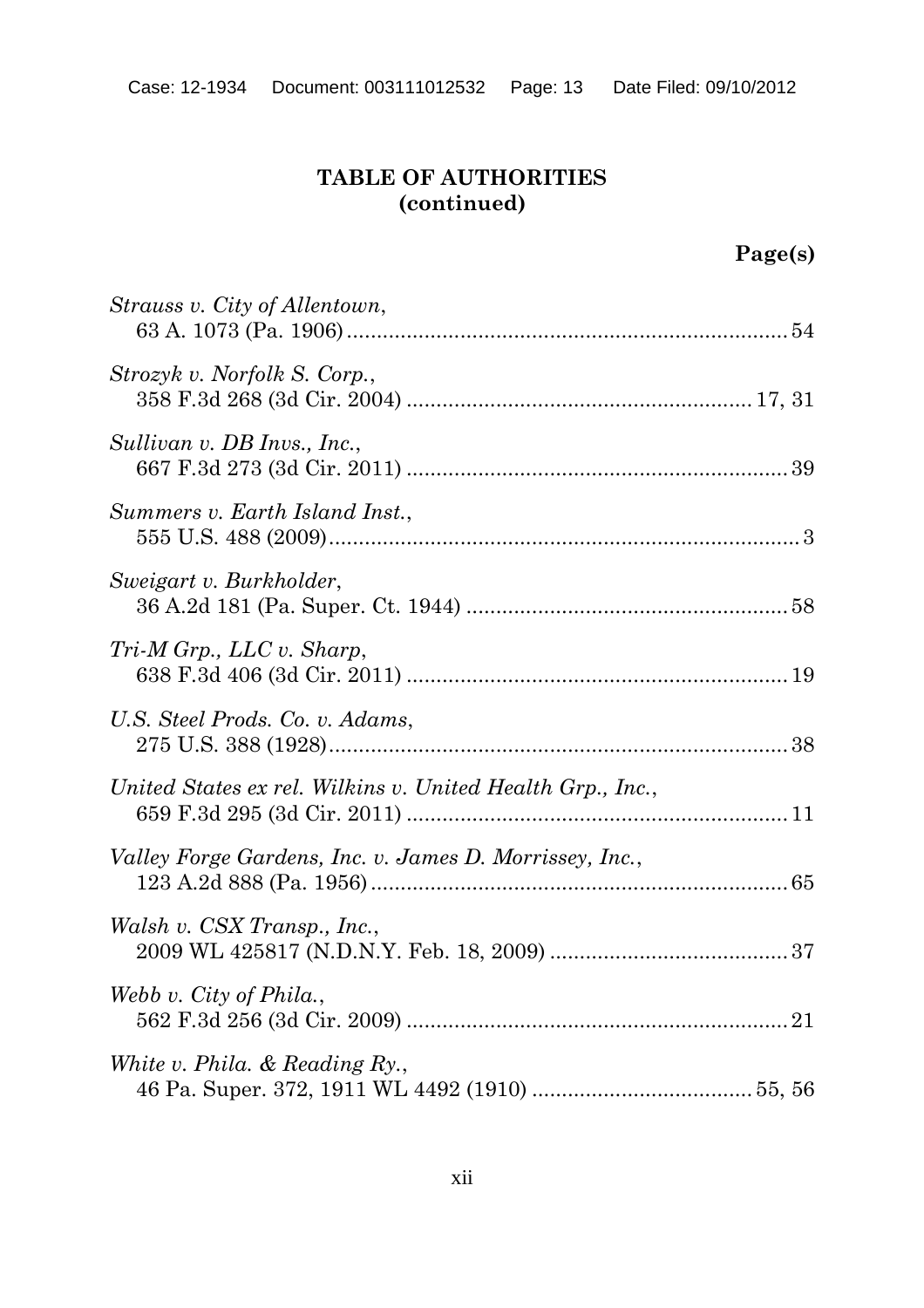**TABLE OF AUTHORITIES (continued)**

**Page(s)**

*Strauss v. City of Allentown*,
63 A. 1073 (Pa. 1906) ........................................................................ 54

*Strozyk v. Norfolk S. Corp.*,
358 F.3d 268 (3d Cir. 2004) .......................................................... 17, 31

*Sullivan v. DB Invs., Inc.*,
667 F.3d 273 (3d Cir. 2011) ................................................................ 39

*Summers v. Earth Island Inst.*,
555 U.S. 488 (2009) .............................................................................. 3

*Sweigart v. Burkholder*,
36 A.2d 181 (Pa. Super. Ct. 1944) ...................................................... 58

*Tri-M Grp., LLC v. Sharp*,
638 F.3d 406 (3d Cir. 2011) ................................................................ 19

*U.S. Steel Prods. Co. v. Adams*,
275 U.S. 388 (1928) ............................................................................ 38

*United States ex rel. Wilkins v. United Health Grp., Inc.*,
659 F.3d 295 (3d Cir. 2011) ................................................................ 11

*Valley Forge Gardens, Inc. v. James D. Morrissey, Inc.*,
123 A.2d 888 (Pa. 1956) ...................................................................... 65

*Walsh v. CSX Transp., Inc.*,
2009 WL 425817 (N.D.N.Y. Feb. 18, 2009) ........................................ 37

*Webb v. City of Phila.*,
562 F.3d 256 (3d Cir. 2009) ................................................................ 21

*White v. Phila. & Reading Ry.*,
46 Pa. Super. 372, 1911 WL 4492 (1910) ..................................... 55, 56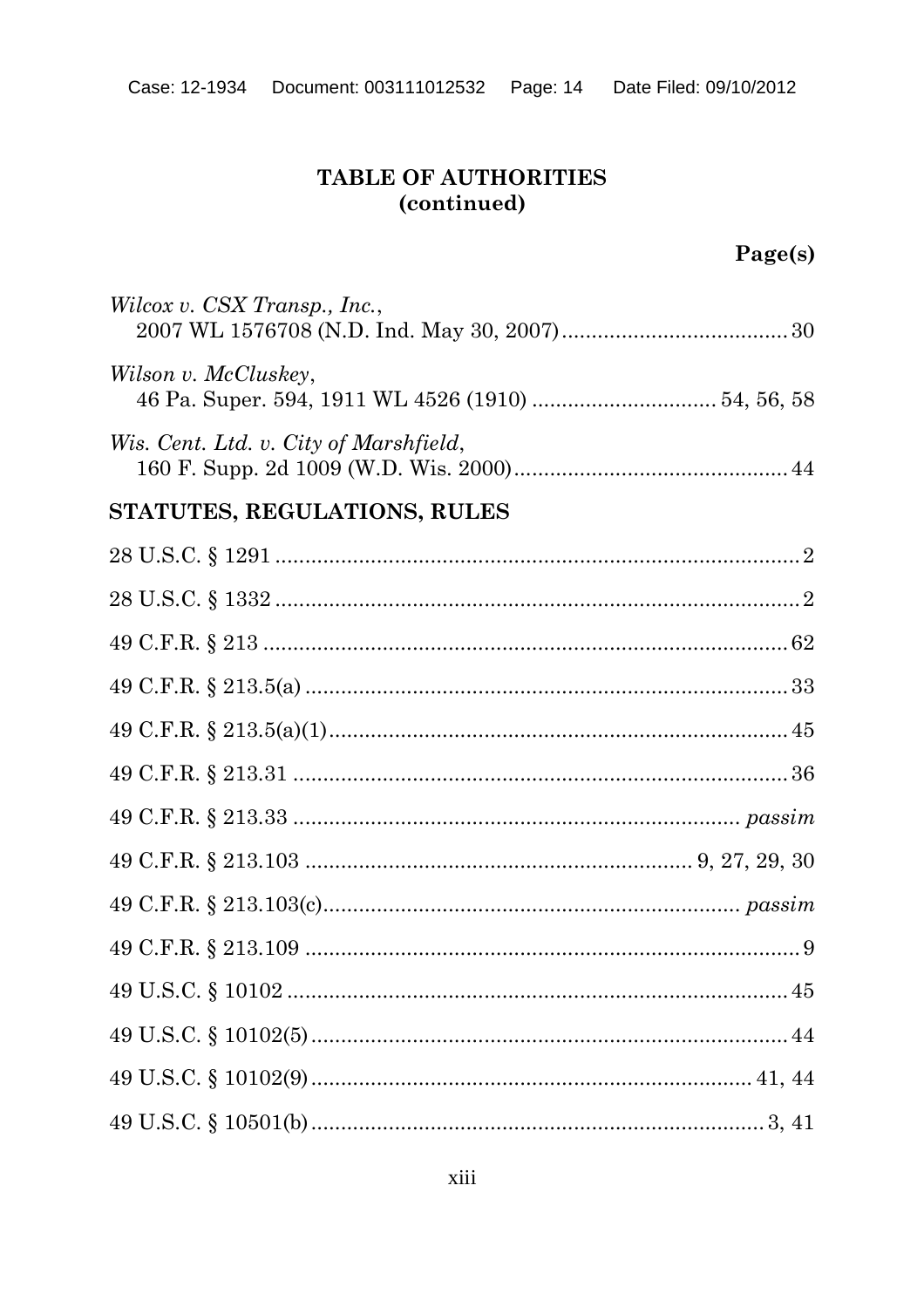## TABLE OF AUTHORITIES (continued)

**Page(s)**

*Wilcox v. CSX Transp., Inc.*,
2007 WL 1576708 (N.D. Ind. May 30, 2007) .................................... 30

*Wilson v. McCluskey*,
46 Pa. Super. 594, 1911 WL 4526 (1910) ............................ 54, 56, 58

*Wis. Cent. Ltd. v. City of Marshfield*,
160 F. Supp. 2d 1009 (W.D. Wis. 2000) ............................................ 44

## STATUTES, REGULATIONS, RULES

28 U.S.C. § 1291 ...................................................................................... 2

28 U.S.C. § 1332 ...................................................................................... 2

49 C.F.R. § 213 ....................................................................................... 62

49 C.F.R. § 213.5(a) ................................................................................ 33

49 C.F.R. § 213.5(a)(1) ............................................................................ 45

49 C.F.R. § 213.31 .................................................................................. 36

49 C.F.R. § 213.33 ........................................................................ *passim*

49 C.F.R. § 213.103 ................................................................ 9, 27, 29, 30

49 C.F.R. § 213.103(c) .................................................................... *passim*

49 C.F.R. § 213.109 .................................................................................. 9

49 U.S.C. § 10102 .................................................................................. 45

49 U.S.C. § 10102(5) ............................................................................... 44

49 U.S.C. § 10102(9) ......................................................................... 41, 44

49 U.S.C. § 10501(b) ............................................................................ 3, 41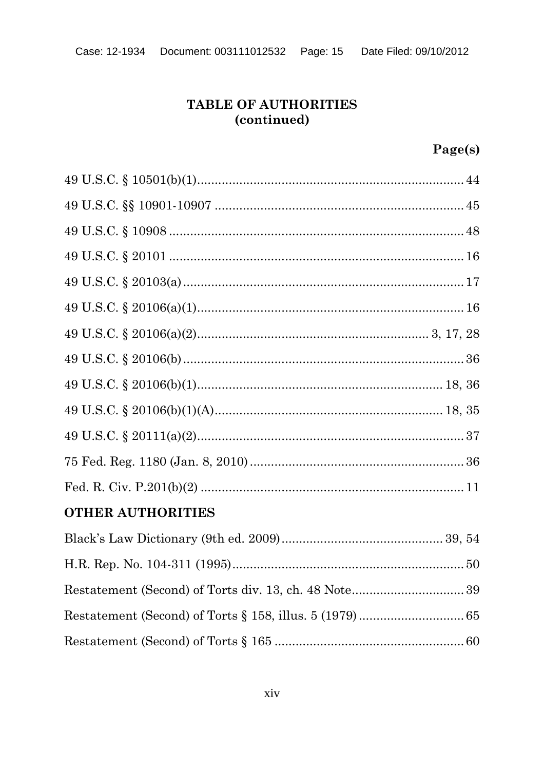## TABLE OF AUTHORITIES (continued)

**Page(s)**

49 U.S.C. § 10501(b)(1) .......... 44

49 U.S.C. §§ 10901-10907 .......... 45

49 U.S.C. § 10908 .......... 48

49 U.S.C. § 20101 .......... 16

49 U.S.C. § 20103(a) .......... 17

49 U.S.C. § 20106(a)(1) .......... 16

49 U.S.C. § 20106(a)(2) .......... 3, 17, 28

49 U.S.C. § 20106(b) .......... 36

49 U.S.C. § 20106(b)(1) .......... 18, 36

49 U.S.C. § 20106(b)(1)(A) .......... 18, 35

49 U.S.C. § 20111(a)(2) .......... 37

75 Fed. Reg. 1180 (Jan. 8, 2010) .......... 36

Fed. R. Civ. P.201(b)(2) .......... 11

**OTHER AUTHORITIES**

Black's Law Dictionary (9th ed. 2009) .......... 39, 54

H.R. Rep. No. 104-311 (1995) .......... 50

Restatement (Second) of Torts div. 13, ch. 48 Note .......... 39

Restatement (Second) of Torts § 158, illus. 5 (1979) .......... 65

Restatement (Second) of Torts § 165 .......... 60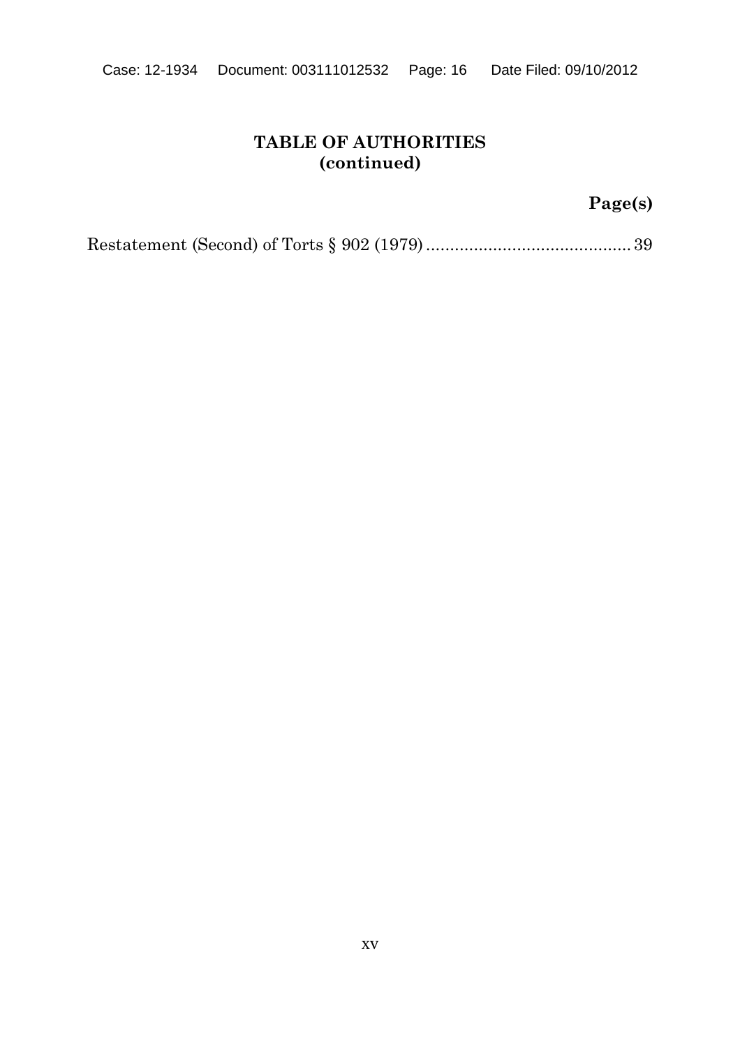**TABLE OF AUTHORITIES**
**(continued)**

**Page(s)**

Restatement (Second) of Torts § 902 (1979) .......................................... 39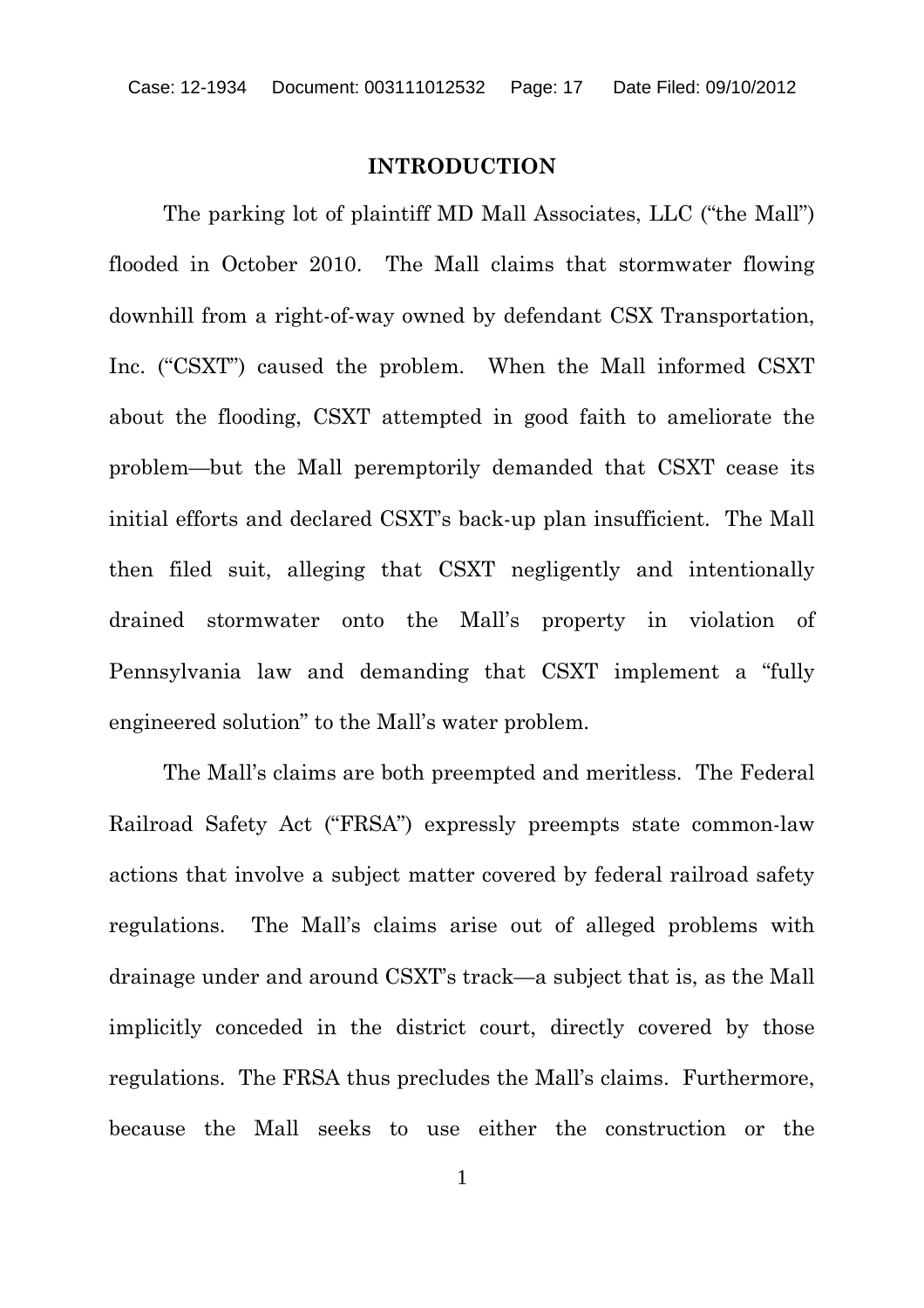## INTRODUCTION

The parking lot of plaintiff MD Mall Associates, LLC ("the Mall") flooded in October 2010. The Mall claims that stormwater flowing downhill from a right-of-way owned by defendant CSX Transportation, Inc. ("CSXT") caused the problem. When the Mall informed CSXT about the flooding, CSXT attempted in good faith to ameliorate the problem—but the Mall peremptorily demanded that CSXT cease its initial efforts and declared CSXT's back-up plan insufficient. The Mall then filed suit, alleging that CSXT negligently and intentionally drained stormwater onto the Mall's property in violation of Pennsylvania law and demanding that CSXT implement a "fully engineered solution" to the Mall's water problem.

The Mall's claims are both preempted and meritless. The Federal Railroad Safety Act ("FRSA") expressly preempts state common-law actions that involve a subject matter covered by federal railroad safety regulations. The Mall's claims arise out of alleged problems with drainage under and around CSXT's track—a subject that is, as the Mall implicitly conceded in the district court, directly covered by those regulations. The FRSA thus precludes the Mall's claims. Furthermore, because the Mall seeks to use either the construction or the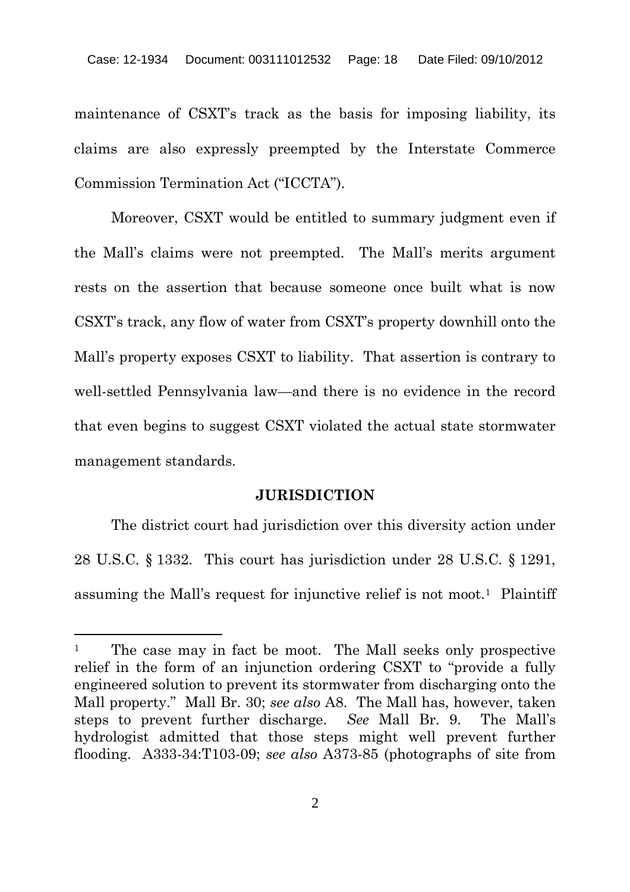maintenance of CSXT's track as the basis for imposing liability, its claims are also expressly preempted by the Interstate Commerce Commission Termination Act ("ICCTA").

Moreover, CSXT would be entitled to summary judgment even if the Mall's claims were not preempted. The Mall's merits argument rests on the assertion that because someone once built what is now CSXT's track, any flow of water from CSXT's property downhill onto the Mall's property exposes CSXT to liability. That assertion is contrary to well-settled Pennsylvania law—and there is no evidence in the record that even begins to suggest CSXT violated the actual state stormwater management standards.

## JURISDICTION

The district court had jurisdiction over this diversity action under 28 U.S.C. § 1332. This court has jurisdiction under 28 U.S.C. § 1291, assuming the Mall's request for injunctive relief is not moot.[1] Plaintiff

---

[1] The case may in fact be moot. The Mall seeks only prospective relief in the form of an injunction ordering CSXT to "provide a fully engineered solution to prevent its stormwater from discharging onto the Mall property." Mall Br. 30; *see also* A8. The Mall has, however, taken steps to prevent further discharge. *See* Mall Br. 9. The Mall's hydrologist admitted that those steps might well prevent further flooding. A333-34:T103-09; *see also* A373-85 (photographs of site from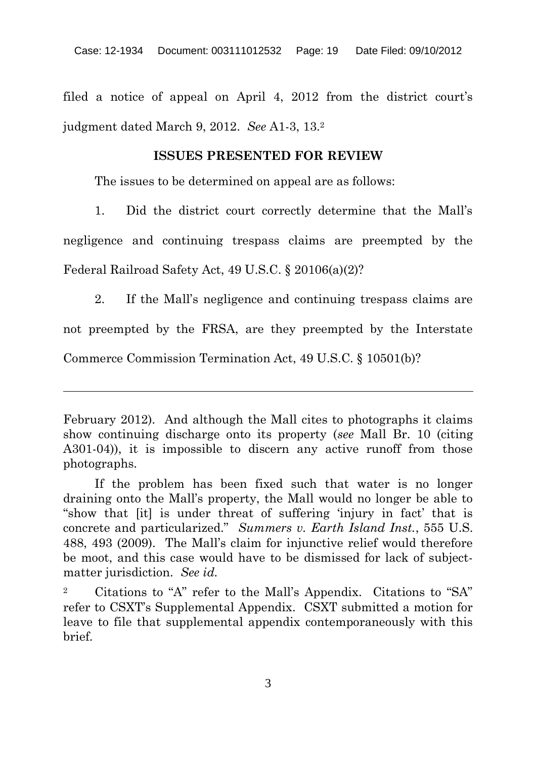filed a notice of appeal on April 4, 2012 from the district court's judgment dated March 9, 2012. *See* A1-3, 13.[2]

## ISSUES PRESENTED FOR REVIEW

The issues to be determined on appeal are as follows:

1. Did the district court correctly determine that the Mall's negligence and continuing trespass claims are preempted by the Federal Railroad Safety Act, 49 U.S.C. § 20106(a)(2)?

2. If the Mall's negligence and continuing trespass claims are not preempted by the FRSA, are they preempted by the Interstate Commerce Commission Termination Act, 49 U.S.C. § 10501(b)?

---

February 2012). And although the Mall cites to photographs it claims show continuing discharge onto its property (*see* Mall Br. 10 (citing A301-04)), it is impossible to discern any active runoff from those photographs.

If the problem has been fixed such that water is no longer draining onto the Mall's property, the Mall would no longer be able to "show that [it] is under threat of suffering 'injury in fact' that is concrete and particularized." *Summers v. Earth Island Inst.*, 555 U.S. 488, 493 (2009). The Mall's claim for injunctive relief would therefore be moot, and this case would have to be dismissed for lack of subject-matter jurisdiction. *See id.*

[2] Citations to "A" refer to the Mall's Appendix. Citations to "SA" refer to CSXT's Supplemental Appendix. CSXT submitted a motion for leave to file that supplemental appendix contemporaneously with this brief.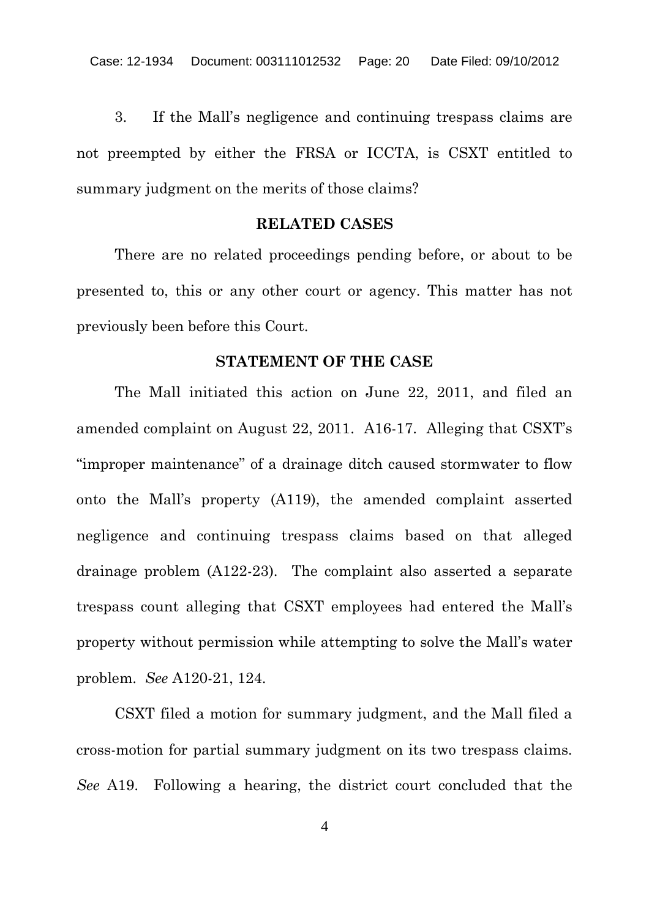3. If the Mall's negligence and continuing trespass claims are not preempted by either the FRSA or ICCTA, is CSXT entitled to summary judgment on the merits of those claims?

## RELATED CASES

There are no related proceedings pending before, or about to be presented to, this or any other court or agency. This matter has not previously been before this Court.

## STATEMENT OF THE CASE

The Mall initiated this action on June 22, 2011, and filed an amended complaint on August 22, 2011. A16-17. Alleging that CSXT's "improper maintenance" of a drainage ditch caused stormwater to flow onto the Mall's property (A119), the amended complaint asserted negligence and continuing trespass claims based on that alleged drainage problem (A122-23). The complaint also asserted a separate trespass count alleging that CSXT employees had entered the Mall's property without permission while attempting to solve the Mall's water problem. *See* A120-21, 124.

CSXT filed a motion for summary judgment, and the Mall filed a cross-motion for partial summary judgment on its two trespass claims. *See* A19. Following a hearing, the district court concluded that the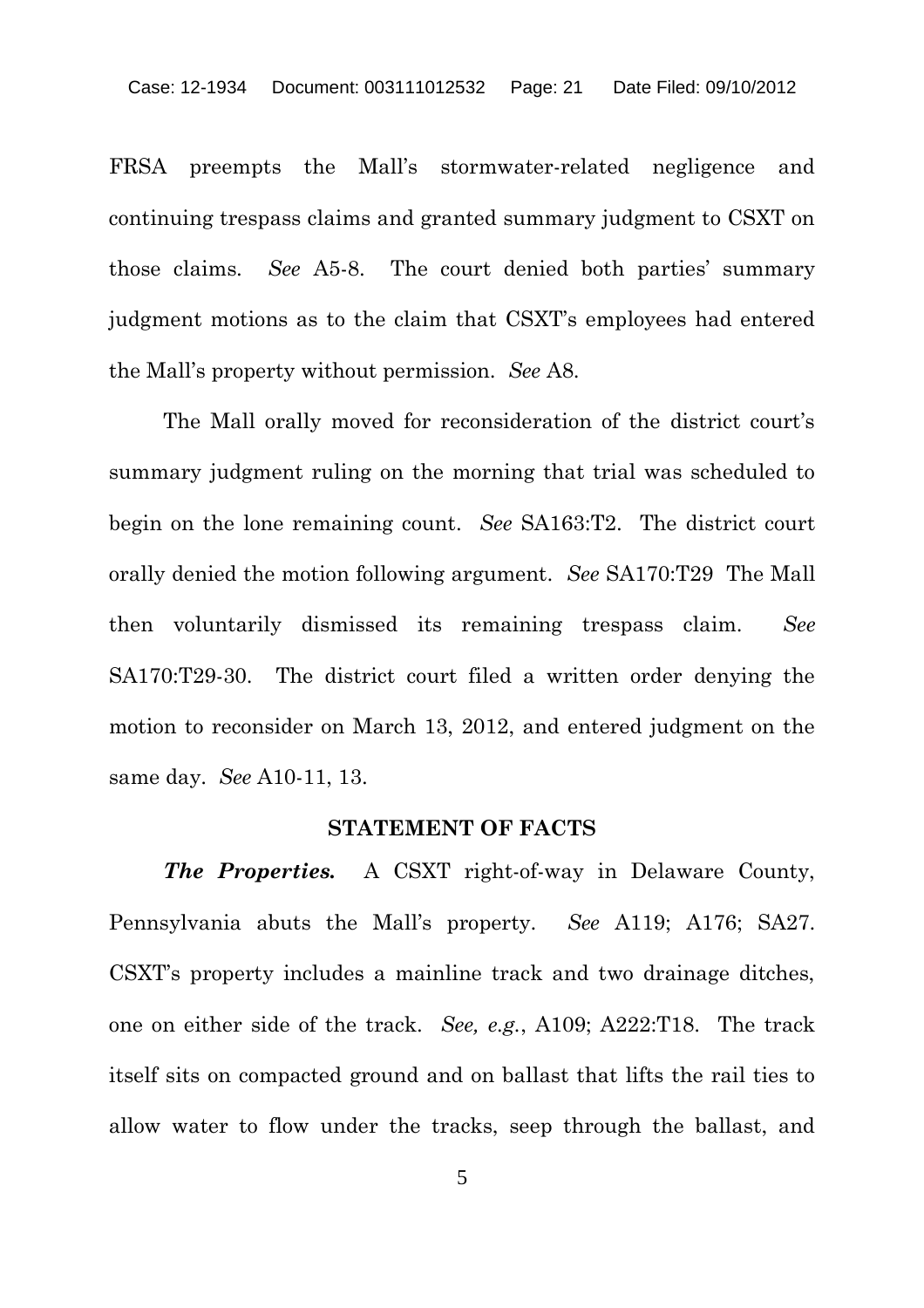FRSA preempts the Mall's stormwater-related negligence and continuing trespass claims and granted summary judgment to CSXT on those claims. *See* A5-8. The court denied both parties' summary judgment motions as to the claim that CSXT's employees had entered the Mall's property without permission. *See* A8.

The Mall orally moved for reconsideration of the district court's summary judgment ruling on the morning that trial was scheduled to begin on the lone remaining count. *See* SA163:T2. The district court orally denied the motion following argument. *See* SA170:T29 The Mall then voluntarily dismissed its remaining trespass claim. *See* SA170:T29-30. The district court filed a written order denying the motion to reconsider on March 13, 2012, and entered judgment on the same day. *See* A10-11, 13.

## STATEMENT OF FACTS

***The Properties.*** A CSXT right-of-way in Delaware County, Pennsylvania abuts the Mall's property. *See* A119; A176; SA27. CSXT's property includes a mainline track and two drainage ditches, one on either side of the track. *See, e.g.*, A109; A222:T18. The track itself sits on compacted ground and on ballast that lifts the rail ties to allow water to flow under the tracks, seep through the ballast, and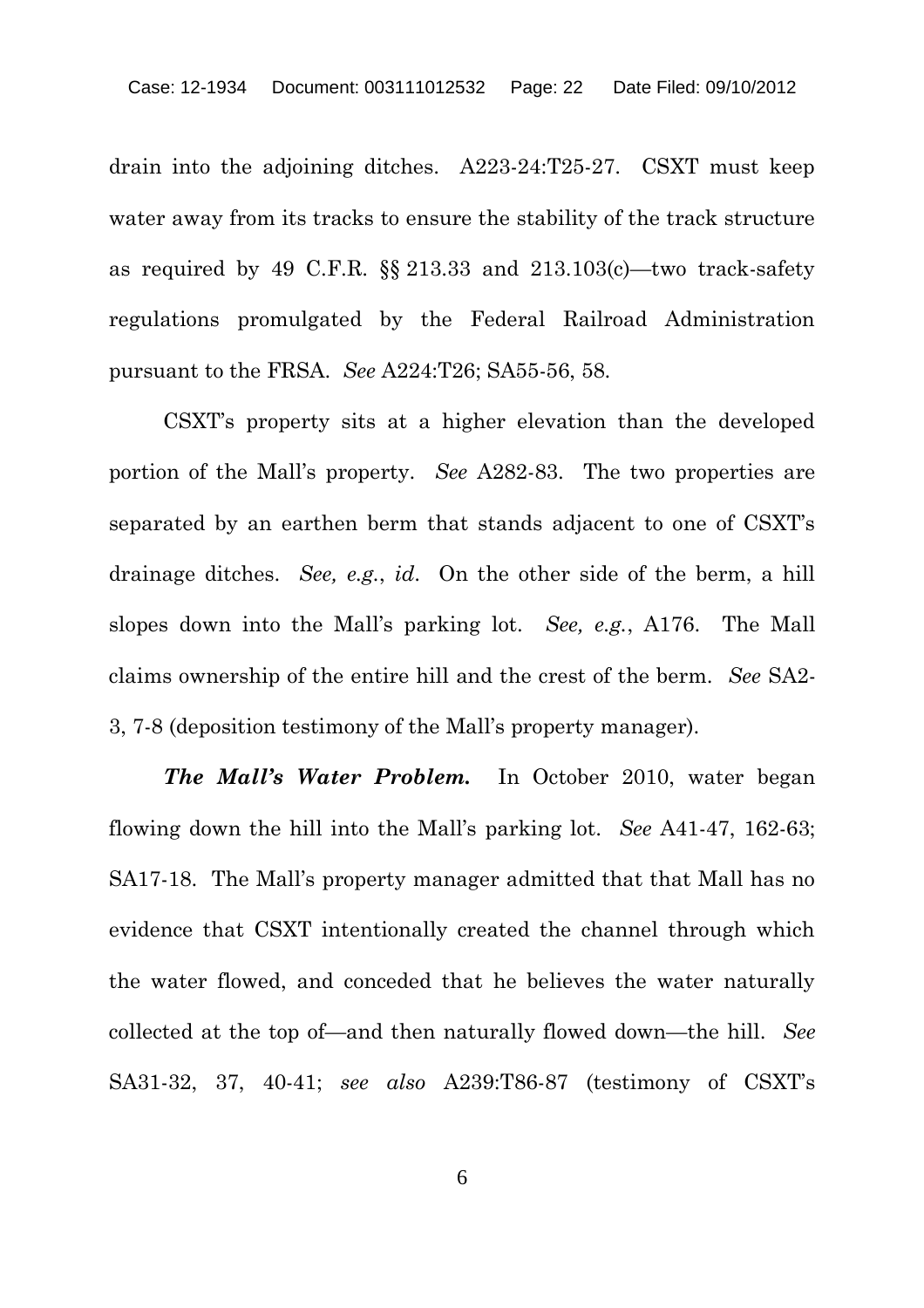drain into the adjoining ditches. A223-24:T25-27. CSXT must keep water away from its tracks to ensure the stability of the track structure as required by 49 C.F.R. §§ 213.33 and 213.103(c)—two track-safety regulations promulgated by the Federal Railroad Administration pursuant to the FRSA. *See* A224:T26; SA55-56, 58.

CSXT's property sits at a higher elevation than the developed portion of the Mall's property. *See* A282-83. The two properties are separated by an earthen berm that stands adjacent to one of CSXT's drainage ditches. *See, e.g.*, *id*. On the other side of the berm, a hill slopes down into the Mall's parking lot. *See, e.g.*, A176. The Mall claims ownership of the entire hill and the crest of the berm. *See* SA2-3, 7-8 (deposition testimony of the Mall's property manager).

***The Mall's Water Problem.*** In October 2010, water began flowing down the hill into the Mall's parking lot. *See* A41-47, 162-63; SA17-18. The Mall's property manager admitted that that Mall has no evidence that CSXT intentionally created the channel through which the water flowed, and conceded that he believes the water naturally collected at the top of—and then naturally flowed down—the hill. *See* SA31-32, 37, 40-41; *see also* A239:T86-87 (testimony of CSXT's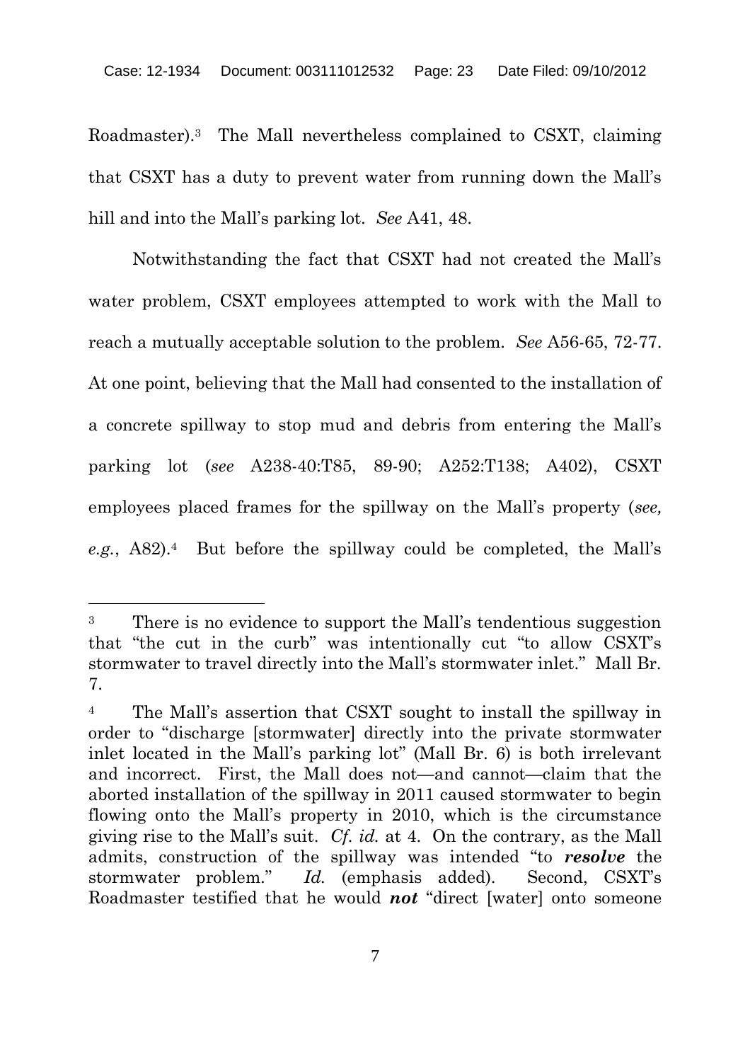Roadmaster).[3] The Mall nevertheless complained to CSXT, claiming that CSXT has a duty to prevent water from running down the Mall's hill and into the Mall's parking lot. *See* A41, 48.

Notwithstanding the fact that CSXT had not created the Mall's water problem, CSXT employees attempted to work with the Mall to reach a mutually acceptable solution to the problem. *See* A56-65, 72-77. At one point, believing that the Mall had consented to the installation of a concrete spillway to stop mud and debris from entering the Mall's parking lot (*see* A238-40:T85, 89-90; A252:T138; A402), CSXT employees placed frames for the spillway on the Mall's property (*see, e.g.*, A82).[4] But before the spillway could be completed, the Mall's

---

[3] There is no evidence to support the Mall's tendentious suggestion that "the cut in the curb" was intentionally cut "to allow CSXT's stormwater to travel directly into the Mall's stormwater inlet." Mall Br. 7.

[4] The Mall's assertion that CSXT sought to install the spillway in order to "discharge [stormwater] directly into the private stormwater inlet located in the Mall's parking lot" (Mall Br. 6) is both irrelevant and incorrect. First, the Mall does not—and cannot—claim that the aborted installation of the spillway in 2011 caused stormwater to begin flowing onto the Mall's property in 2010, which is the circumstance giving rise to the Mall's suit. *Cf. id.* at 4. On the contrary, as the Mall admits, construction of the spillway was intended "to ***resolve*** the stormwater problem." *Id.* (emphasis added). Second, CSXT's Roadmaster testified that he would ***not*** "direct [water] onto someone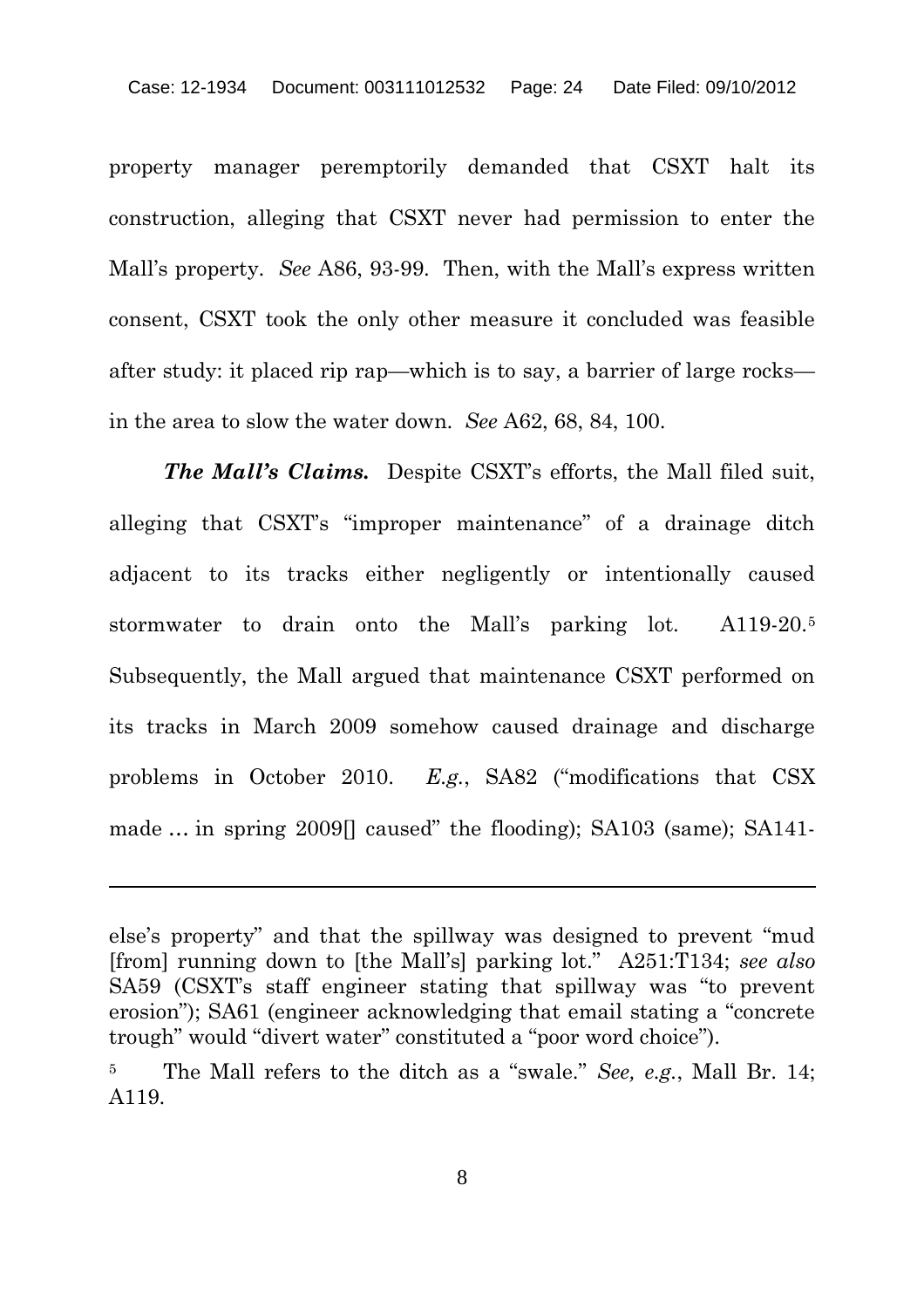property manager peremptorily demanded that CSXT halt its construction, alleging that CSXT never had permission to enter the Mall's property. *See* A86, 93-99. Then, with the Mall's express written consent, CSXT took the only other measure it concluded was feasible after study: it placed rip rap—which is to say, a barrier of large rocks—in the area to slow the water down. *See* A62, 68, 84, 100.

***The Mall's Claims.*** Despite CSXT's efforts, the Mall filed suit, alleging that CSXT's "improper maintenance" of a drainage ditch adjacent to its tracks either negligently or intentionally caused stormwater to drain onto the Mall's parking lot. A119-20.[5] Subsequently, the Mall argued that maintenance CSXT performed on its tracks in March 2009 somehow caused drainage and discharge problems in October 2010. *E.g.*, SA82 ("modifications that CSX made … in spring 2009[] caused" the flooding); SA103 (same); SA141-

---

else's property" and that the spillway was designed to prevent "mud [from] running down to [the Mall's] parking lot." A251:T134; *see also* SA59 (CSXT's staff engineer stating that spillway was "to prevent erosion"); SA61 (engineer acknowledging that email stating a "concrete trough" would "divert water" constituted a "poor word choice").

[5] The Mall refers to the ditch as a "swale." *See, e.g.*, Mall Br. 14; A119.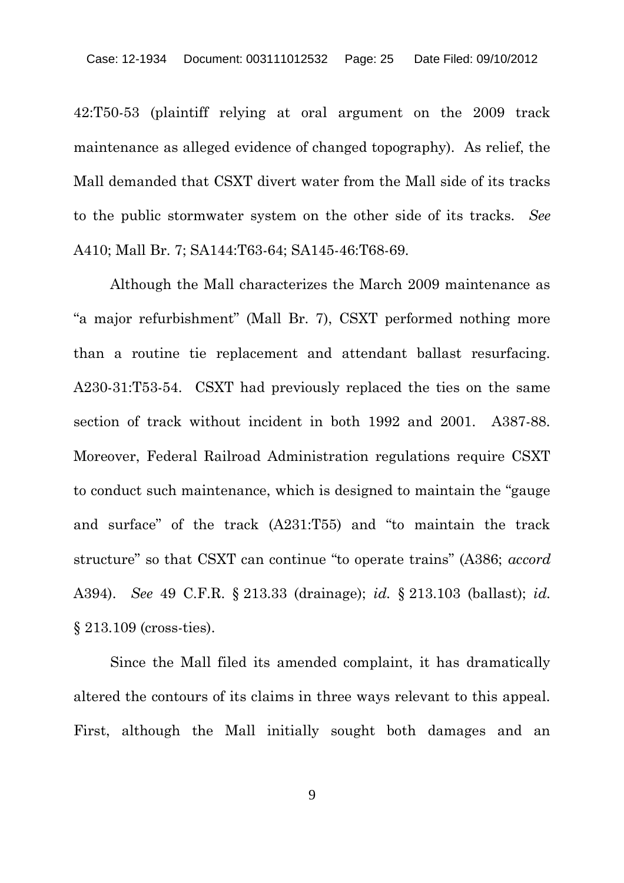42:T50-53 (plaintiff relying at oral argument on the 2009 track maintenance as alleged evidence of changed topography). As relief, the Mall demanded that CSXT divert water from the Mall side of its tracks to the public stormwater system on the other side of its tracks. *See* A410; Mall Br. 7; SA144:T63-64; SA145-46:T68-69.

Although the Mall characterizes the March 2009 maintenance as "a major refurbishment" (Mall Br. 7), CSXT performed nothing more than a routine tie replacement and attendant ballast resurfacing. A230-31:T53-54. CSXT had previously replaced the ties on the same section of track without incident in both 1992 and 2001. A387-88. Moreover, Federal Railroad Administration regulations require CSXT to conduct such maintenance, which is designed to maintain the "gauge and surface" of the track (A231:T55) and "to maintain the track structure" so that CSXT can continue "to operate trains" (A386; *accord* A394). *See* 49 C.F.R. § 213.33 (drainage); *id.* § 213.103 (ballast); *id.* § 213.109 (cross-ties).

Since the Mall filed its amended complaint, it has dramatically altered the contours of its claims in three ways relevant to this appeal. First, although the Mall initially sought both damages and an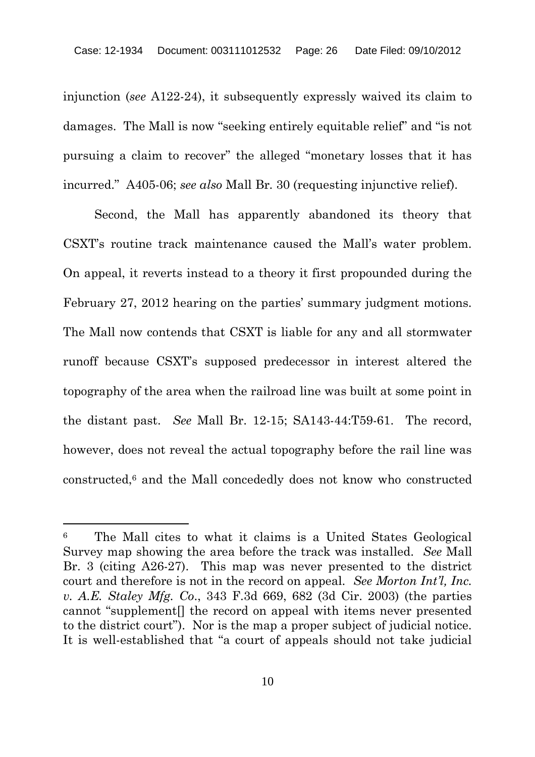injunction (*see* A122-24), it subsequently expressly waived its claim to damages. The Mall is now "seeking entirely equitable relief" and "is not pursuing a claim to recover" the alleged "monetary losses that it has incurred." A405-06; *see also* Mall Br. 30 (requesting injunctive relief).

Second, the Mall has apparently abandoned its theory that CSXT's routine track maintenance caused the Mall's water problem. On appeal, it reverts instead to a theory it first propounded during the February 27, 2012 hearing on the parties' summary judgment motions. The Mall now contends that CSXT is liable for any and all stormwater runoff because CSXT's supposed predecessor in interest altered the topography of the area when the railroad line was built at some point in the distant past. *See* Mall Br. 12-15; SA143-44:T59-61. The record, however, does not reveal the actual topography before the rail line was constructed,[6] and the Mall concededly does not know who constructed

---

[6] The Mall cites to what it claims is a United States Geological Survey map showing the area before the track was installed. *See* Mall Br. 3 (citing A26-27). This map was never presented to the district court and therefore is not in the record on appeal. *See Morton Int'l, Inc. v. A.E. Staley Mfg. Co.*, 343 F.3d 669, 682 (3d Cir. 2003) (the parties cannot "supplement[] the record on appeal with items never presented to the district court"). Nor is the map a proper subject of judicial notice. It is well-established that "a court of appeals should not take judicial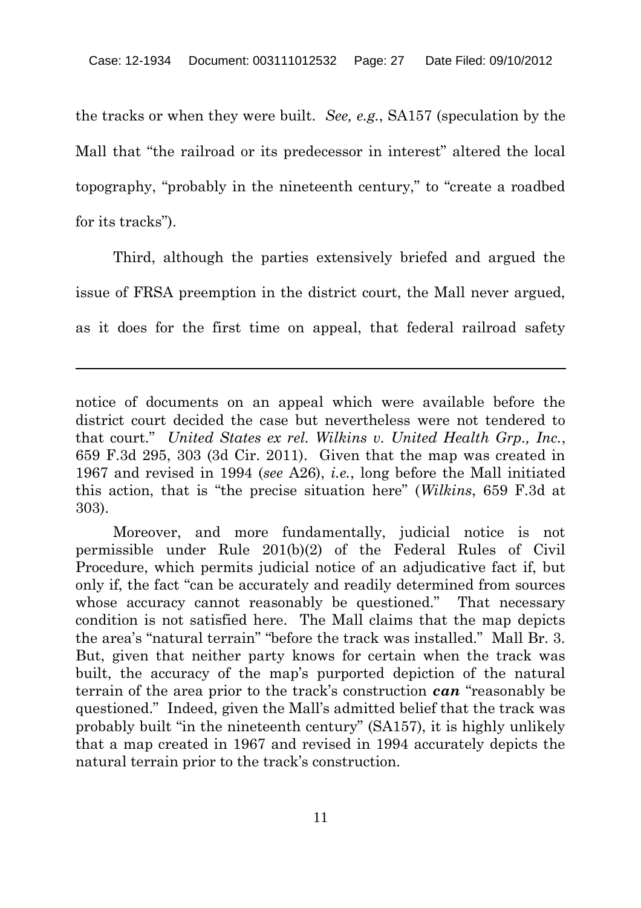the tracks or when they were built. *See, e.g.*, SA157 (speculation by the Mall that "the railroad or its predecessor in interest" altered the local topography, "probably in the nineteenth century," to "create a roadbed for its tracks").

Third, although the parties extensively briefed and argued the issue of FRSA preemption in the district court, the Mall never argued, as it does for the first time on appeal, that federal railroad safety

---

notice of documents on an appeal which were available before the district court decided the case but nevertheless were not tendered to that court." *United States ex rel. Wilkins v. United Health Grp., Inc.*, 659 F.3d 295, 303 (3d Cir. 2011). Given that the map was created in 1967 and revised in 1994 (*see* A26), *i.e.*, long before the Mall initiated this action, that is "the precise situation here" (*Wilkins*, 659 F.3d at 303).

Moreover, and more fundamentally, judicial notice is not permissible under Rule 201(b)(2) of the Federal Rules of Civil Procedure, which permits judicial notice of an adjudicative fact if, but only if, the fact "can be accurately and readily determined from sources whose accuracy cannot reasonably be questioned." That necessary condition is not satisfied here. The Mall claims that the map depicts the area's "natural terrain" "before the track was installed." Mall Br. 3. But, given that neither party knows for certain when the track was built, the accuracy of the map's purported depiction of the natural terrain of the area prior to the track's construction ***can*** "reasonably be questioned." Indeed, given the Mall's admitted belief that the track was probably built "in the nineteenth century" (SA157), it is highly unlikely that a map created in 1967 and revised in 1994 accurately depicts the natural terrain prior to the track's construction.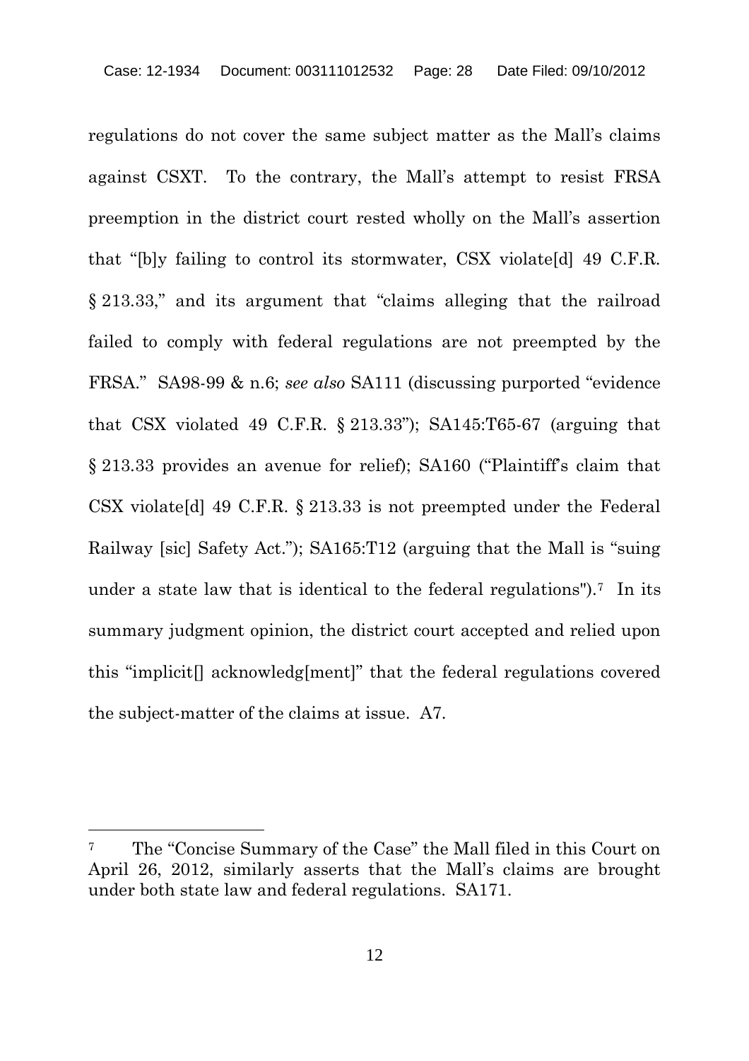regulations do not cover the same subject matter as the Mall's claims against CSXT. To the contrary, the Mall's attempt to resist FRSA preemption in the district court rested wholly on the Mall's assertion that "[b]y failing to control its stormwater, CSX violate[d] 49 C.F.R. § 213.33," and its argument that "claims alleging that the railroad failed to comply with federal regulations are not preempted by the FRSA." SA98-99 & n.6; *see also* SA111 (discussing purported "evidence that CSX violated 49 C.F.R. § 213.33"); SA145:T65-67 (arguing that § 213.33 provides an avenue for relief); SA160 ("Plaintiff's claim that CSX violate[d] 49 C.F.R. § 213.33 is not preempted under the Federal Railway [sic] Safety Act."); SA165:T12 (arguing that the Mall is "suing under a state law that is identical to the federal regulations").[7] In its summary judgment opinion, the district court accepted and relied upon this "implicit[] acknowledg[ment]" that the federal regulations covered the subject-matter of the claims at issue. A7.

---

[7] The "Concise Summary of the Case" the Mall filed in this Court on April 26, 2012, similarly asserts that the Mall's claims are brought under both state law and federal regulations. SA171.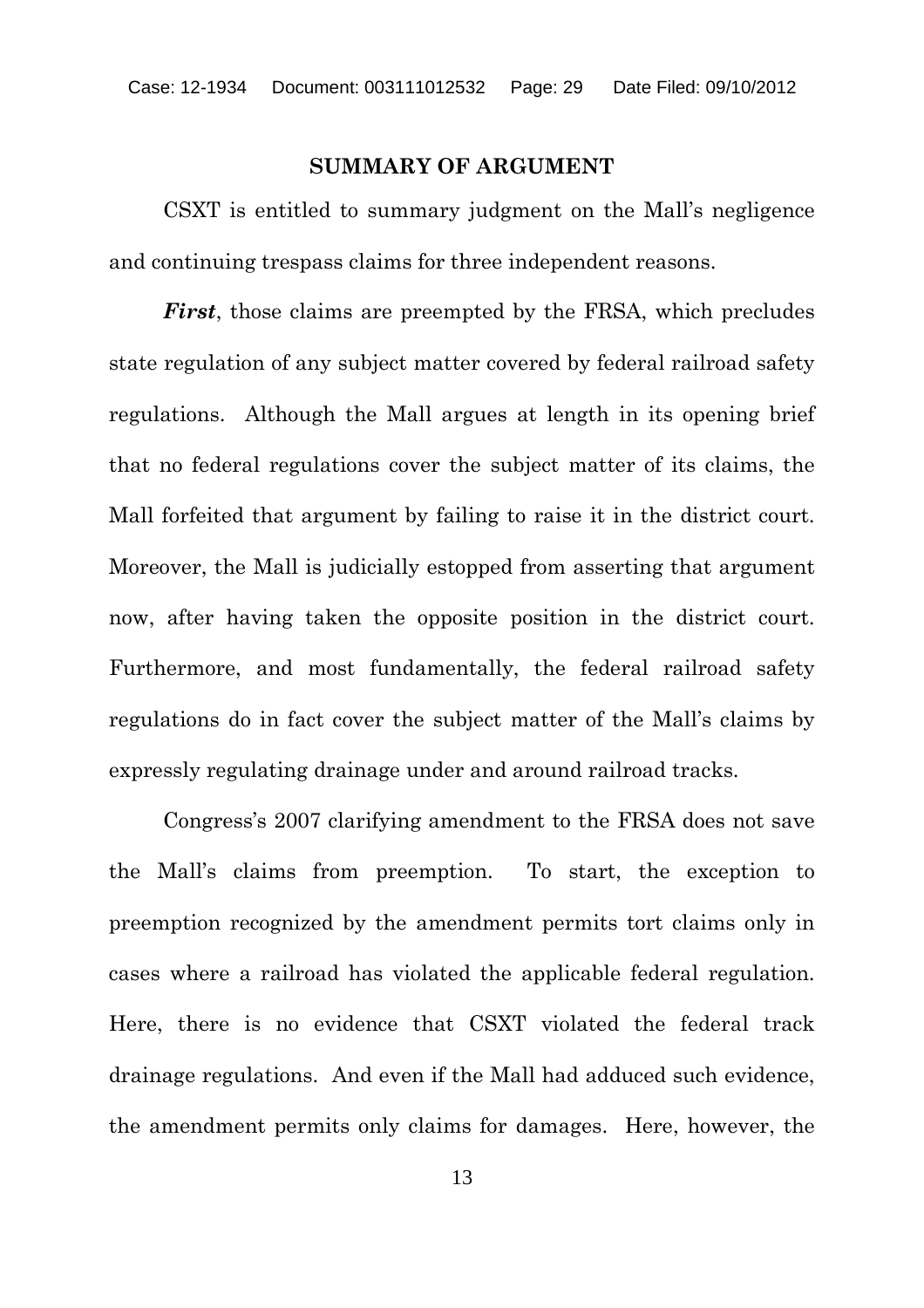## SUMMARY OF ARGUMENT

CSXT is entitled to summary judgment on the Mall's negligence and continuing trespass claims for three independent reasons.

***First***, those claims are preempted by the FRSA, which precludes state regulation of any subject matter covered by federal railroad safety regulations. Although the Mall argues at length in its opening brief that no federal regulations cover the subject matter of its claims, the Mall forfeited that argument by failing to raise it in the district court. Moreover, the Mall is judicially estopped from asserting that argument now, after having taken the opposite position in the district court. Furthermore, and most fundamentally, the federal railroad safety regulations do in fact cover the subject matter of the Mall's claims by expressly regulating drainage under and around railroad tracks.

Congress's 2007 clarifying amendment to the FRSA does not save the Mall's claims from preemption. To start, the exception to preemption recognized by the amendment permits tort claims only in cases where a railroad has violated the applicable federal regulation. Here, there is no evidence that CSXT violated the federal track drainage regulations. And even if the Mall had adduced such evidence, the amendment permits only claims for damages. Here, however, the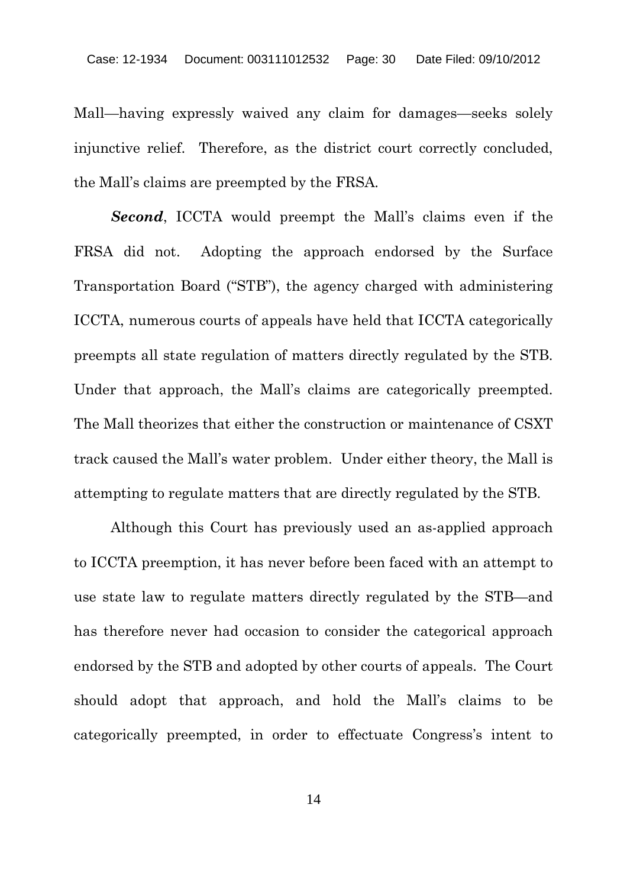Mall—having expressly waived any claim for damages—seeks solely injunctive relief. Therefore, as the district court correctly concluded, the Mall's claims are preempted by the FRSA.

***Second***, ICCTA would preempt the Mall's claims even if the FRSA did not. Adopting the approach endorsed by the Surface Transportation Board ("STB"), the agency charged with administering ICCTA, numerous courts of appeals have held that ICCTA categorically preempts all state regulation of matters directly regulated by the STB. Under that approach, the Mall's claims are categorically preempted. The Mall theorizes that either the construction or maintenance of CSXT track caused the Mall's water problem. Under either theory, the Mall is attempting to regulate matters that are directly regulated by the STB.

Although this Court has previously used an as-applied approach to ICCTA preemption, it has never before been faced with an attempt to use state law to regulate matters directly regulated by the STB—and has therefore never had occasion to consider the categorical approach endorsed by the STB and adopted by other courts of appeals. The Court should adopt that approach, and hold the Mall's claims to be categorically preempted, in order to effectuate Congress's intent to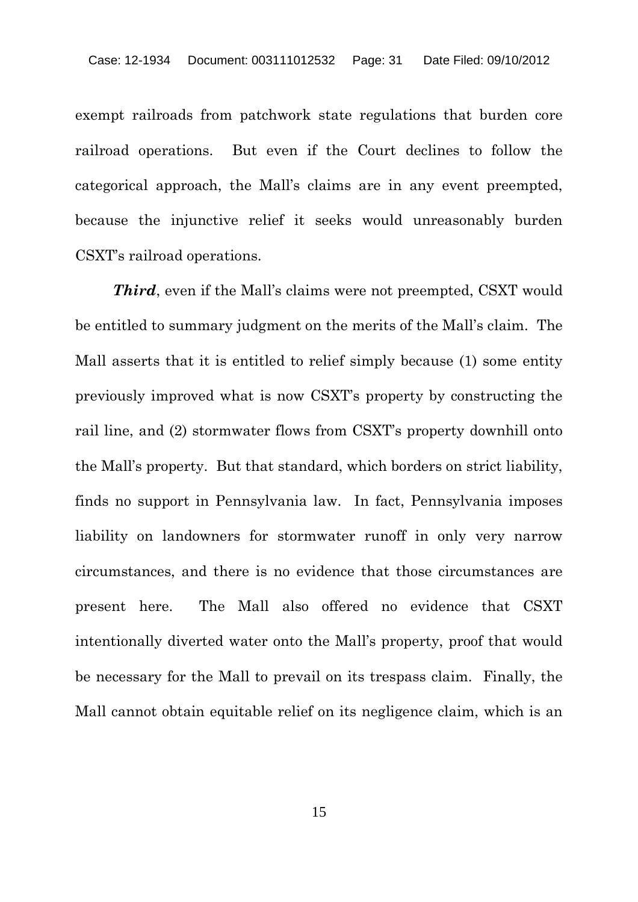exempt railroads from patchwork state regulations that burden core railroad operations. But even if the Court declines to follow the categorical approach, the Mall's claims are in any event preempted, because the injunctive relief it seeks would unreasonably burden CSXT's railroad operations.

***Third***, even if the Mall's claims were not preempted, CSXT would be entitled to summary judgment on the merits of the Mall's claim. The Mall asserts that it is entitled to relief simply because (1) some entity previously improved what is now CSXT's property by constructing the rail line, and (2) stormwater flows from CSXT's property downhill onto the Mall's property. But that standard, which borders on strict liability, finds no support in Pennsylvania law. In fact, Pennsylvania imposes liability on landowners for stormwater runoff in only very narrow circumstances, and there is no evidence that those circumstances are present here. The Mall also offered no evidence that CSXT intentionally diverted water onto the Mall's property, proof that would be necessary for the Mall to prevail on its trespass claim. Finally, the Mall cannot obtain equitable relief on its negligence claim, which is an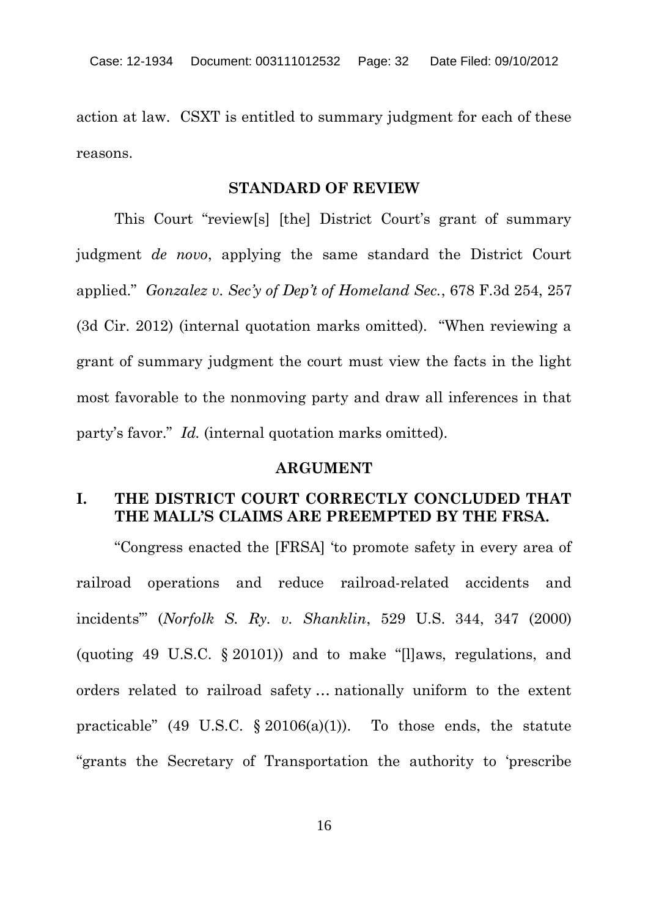action at law. CSXT is entitled to summary judgment for each of these reasons.

## STANDARD OF REVIEW

This Court "review[s] [the] District Court's grant of summary judgment *de novo*, applying the same standard the District Court applied." *Gonzalez v. Sec'y of Dep't of Homeland Sec.*, 678 F.3d 254, 257 (3d Cir. 2012) (internal quotation marks omitted). "When reviewing a grant of summary judgment the court must view the facts in the light most favorable to the nonmoving party and draw all inferences in that party's favor." *Id.* (internal quotation marks omitted).

## ARGUMENT

### I. THE DISTRICT COURT CORRECTLY CONCLUDED THAT THE MALL'S CLAIMS ARE PREEMPTED BY THE FRSA.

"Congress enacted the [FRSA] 'to promote safety in every area of railroad operations and reduce railroad-related accidents and incidents'" (*Norfolk S. Ry. v. Shanklin*, 529 U.S. 344, 347 (2000) (quoting 49 U.S.C. § 20101)) and to make "[l]aws, regulations, and orders related to railroad safety … nationally uniform to the extent practicable" (49 U.S.C. § 20106(a)(1)). To those ends, the statute "grants the Secretary of Transportation the authority to 'prescribe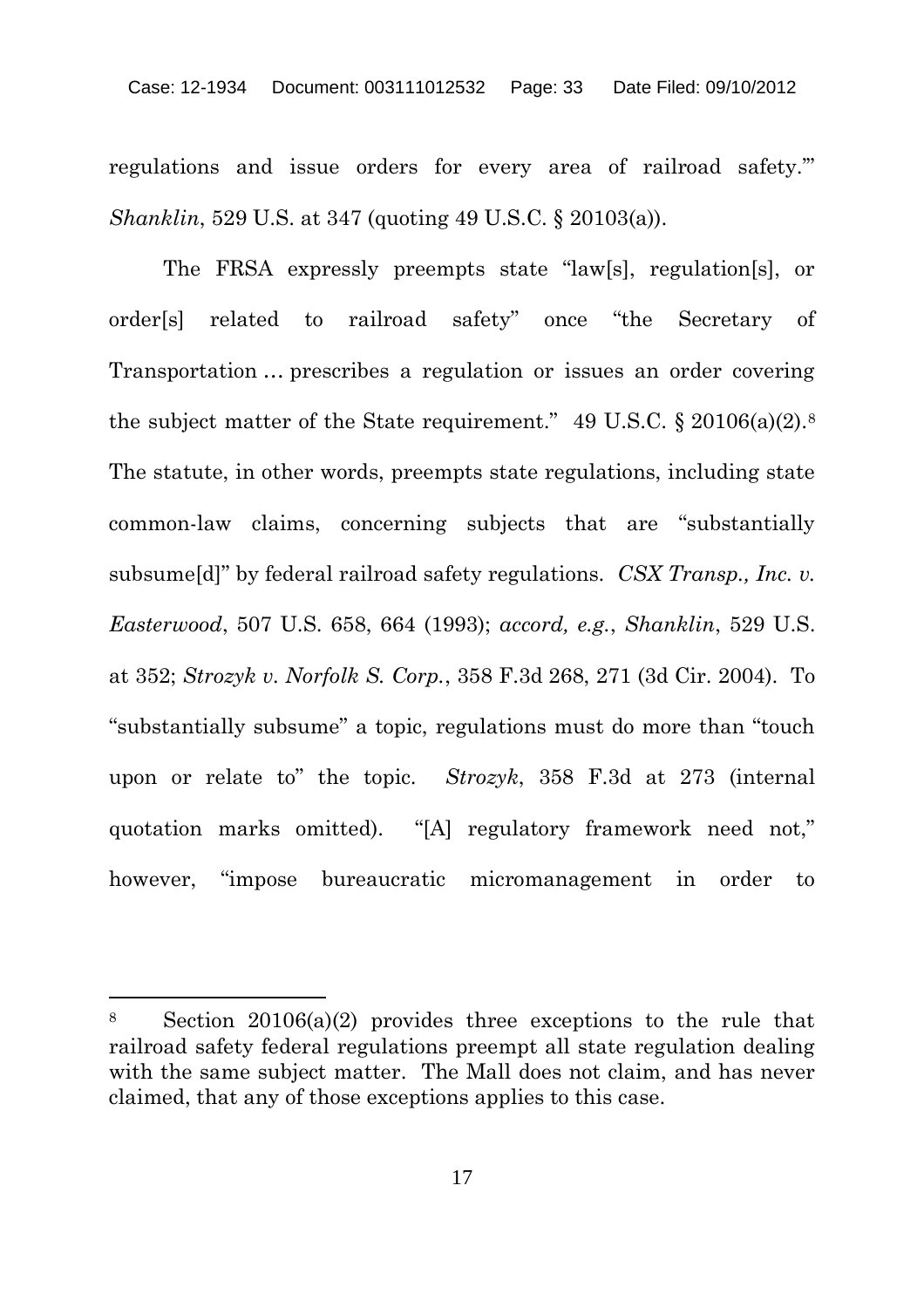regulations and issue orders for every area of railroad safety.'" *Shanklin*, 529 U.S. at 347 (quoting 49 U.S.C. § 20103(a)).

The FRSA expressly preempts state "law[s], regulation[s], or order[s] related to railroad safety" once "the Secretary of Transportation … prescribes a regulation or issues an order covering the subject matter of the State requirement." 49 U.S.C. § 20106(a)(2).[8] The statute, in other words, preempts state regulations, including state common-law claims, concerning subjects that are "substantially subsume[d]" by federal railroad safety regulations. *CSX Transp., Inc. v. Easterwood*, 507 U.S. 658, 664 (1993); *accord, e.g.*, *Shanklin*, 529 U.S. at 352; *Strozyk v. Norfolk S. Corp.*, 358 F.3d 268, 271 (3d Cir. 2004). To "substantially subsume" a topic, regulations must do more than "touch upon or relate to" the topic. *Strozyk*, 358 F.3d at 273 (internal quotation marks omitted). "[A] regulatory framework need not," however, "impose bureaucratic micromanagement in order to

---

[8] Section 20106(a)(2) provides three exceptions to the rule that railroad safety federal regulations preempt all state regulation dealing with the same subject matter. The Mall does not claim, and has never claimed, that any of those exceptions applies to this case.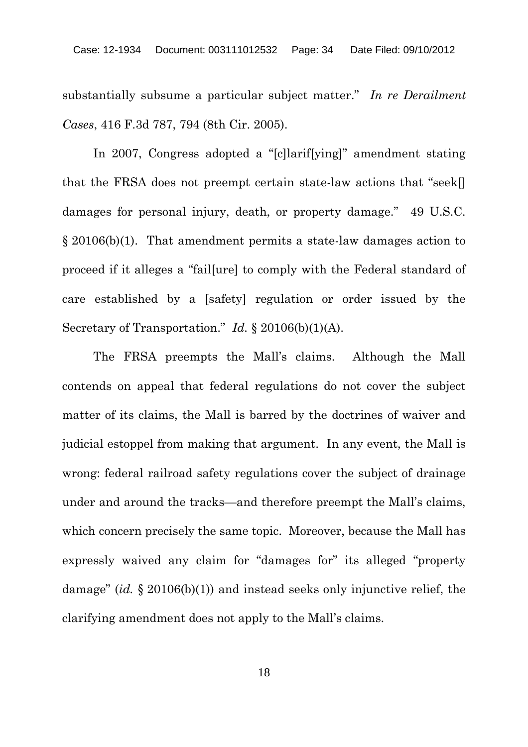substantially subsume a particular subject matter." *In re Derailment Cases*, 416 F.3d 787, 794 (8th Cir. 2005).

In 2007, Congress adopted a "[c]larif[ying]" amendment stating that the FRSA does not preempt certain state-law actions that "seek[] damages for personal injury, death, or property damage." 49 U.S.C. § 20106(b)(1). That amendment permits a state-law damages action to proceed if it alleges a "fail[ure] to comply with the Federal standard of care established by a [safety] regulation or order issued by the Secretary of Transportation." *Id.* § 20106(b)(1)(A).

The FRSA preempts the Mall's claims. Although the Mall contends on appeal that federal regulations do not cover the subject matter of its claims, the Mall is barred by the doctrines of waiver and judicial estoppel from making that argument. In any event, the Mall is wrong: federal railroad safety regulations cover the subject of drainage under and around the tracks—and therefore preempt the Mall's claims, which concern precisely the same topic. Moreover, because the Mall has expressly waived any claim for "damages for" its alleged "property damage" (*id.* § 20106(b)(1)) and instead seeks only injunctive relief, the clarifying amendment does not apply to the Mall's claims.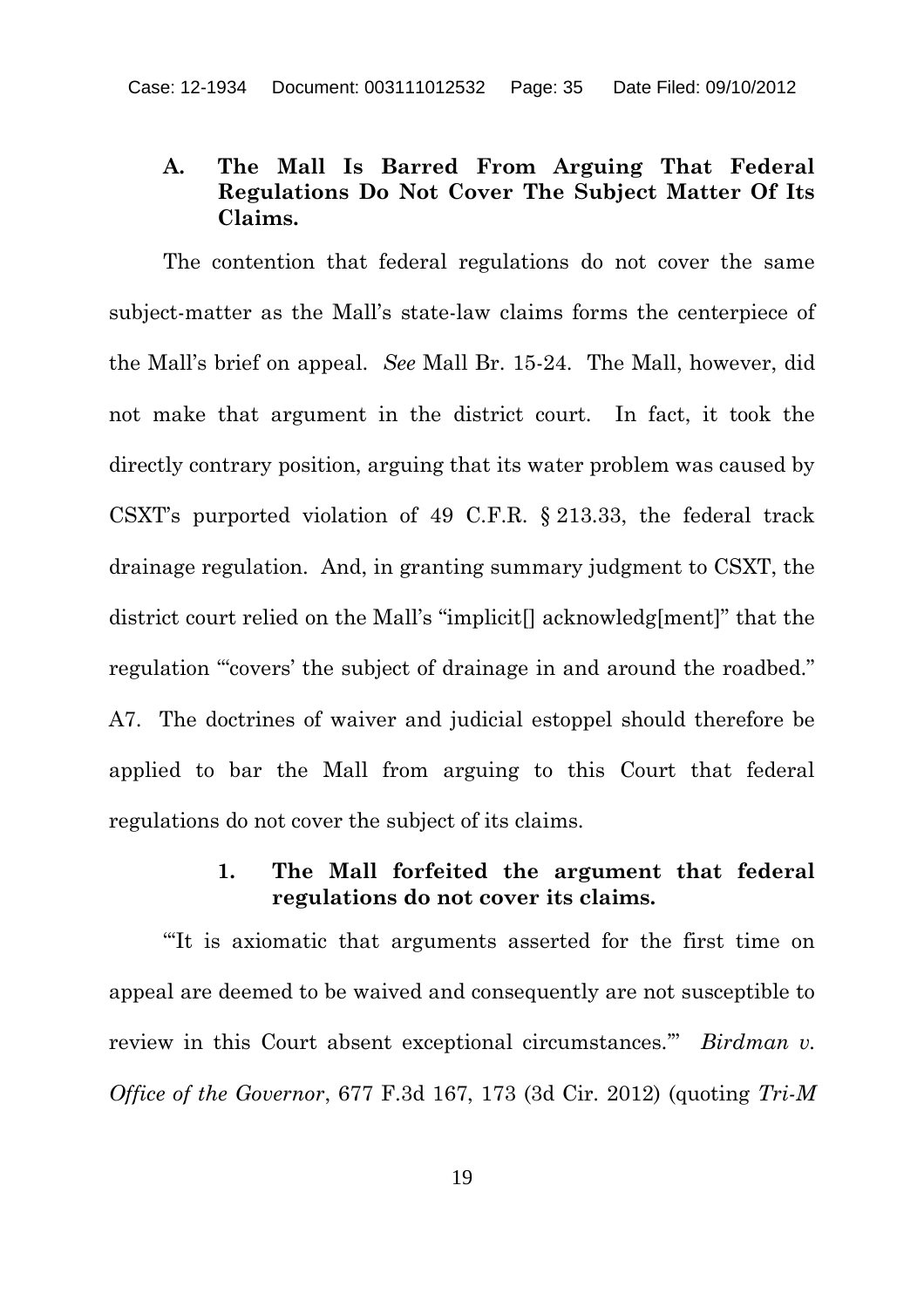### A. The Mall Is Barred From Arguing That Federal Regulations Do Not Cover The Subject Matter Of Its Claims.

The contention that federal regulations do not cover the same subject-matter as the Mall's state-law claims forms the centerpiece of the Mall's brief on appeal. *See* Mall Br. 15-24. The Mall, however, did not make that argument in the district court. In fact, it took the directly contrary position, arguing that its water problem was caused by CSXT's purported violation of 49 C.F.R. § 213.33, the federal track drainage regulation. And, in granting summary judgment to CSXT, the district court relied on the Mall's "implicit[] acknowledg[ment]" that the regulation "'covers' the subject of drainage in and around the roadbed." A7. The doctrines of waiver and judicial estoppel should therefore be applied to bar the Mall from arguing to this Court that federal regulations do not cover the subject of its claims.

#### 1. The Mall forfeited the argument that federal regulations do not cover its claims.

"'It is axiomatic that arguments asserted for the first time on appeal are deemed to be waived and consequently are not susceptible to review in this Court absent exceptional circumstances.'" *Birdman v. Office of the Governor*, 677 F.3d 167, 173 (3d Cir. 2012) (quoting *Tri-M*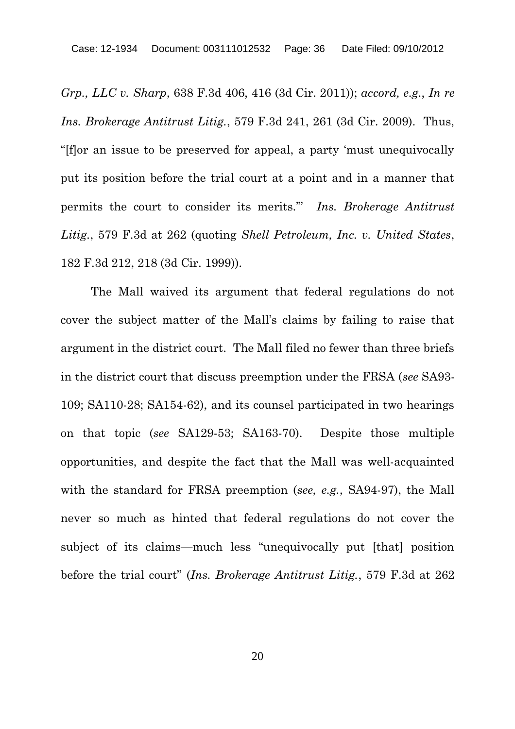*Grp., LLC v. Sharp*, 638 F.3d 406, 416 (3d Cir. 2011)); *accord, e.g.*, *In re Ins. Brokerage Antitrust Litig.*, 579 F.3d 241, 261 (3d Cir. 2009). Thus, "[f]or an issue to be preserved for appeal, a party 'must unequivocally put its position before the trial court at a point and in a manner that permits the court to consider its merits.'" *Ins. Brokerage Antitrust Litig.*, 579 F.3d at 262 (quoting *Shell Petroleum, Inc. v. United States*, 182 F.3d 212, 218 (3d Cir. 1999)).

The Mall waived its argument that federal regulations do not cover the subject matter of the Mall's claims by failing to raise that argument in the district court. The Mall filed no fewer than three briefs in the district court that discuss preemption under the FRSA (*see* SA93-109; SA110-28; SA154-62), and its counsel participated in two hearings on that topic (*see* SA129-53; SA163-70). Despite those multiple opportunities, and despite the fact that the Mall was well-acquainted with the standard for FRSA preemption (*see, e.g.*, SA94-97), the Mall never so much as hinted that federal regulations do not cover the subject of its claims—much less "unequivocally put [that] position before the trial court" (*Ins. Brokerage Antitrust Litig.*, 579 F.3d at 262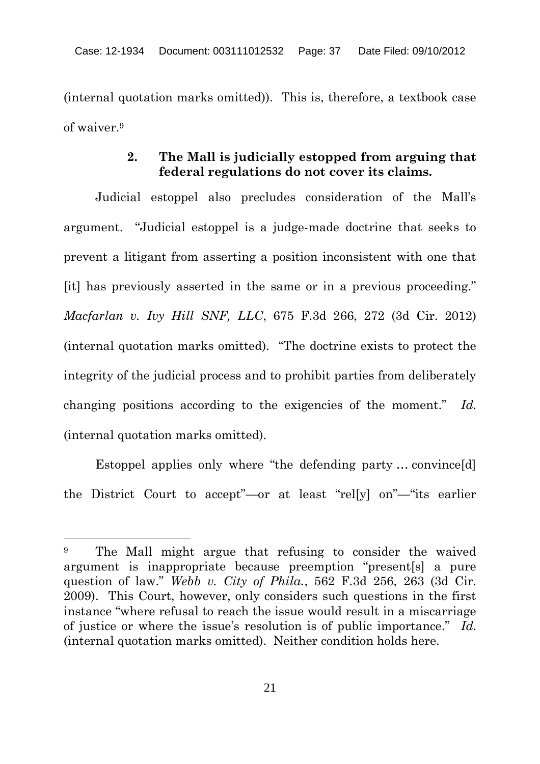(internal quotation marks omitted)). This is, therefore, a textbook case of waiver.[9]

### 2. The Mall is judicially estopped from arguing that federal regulations do not cover its claims.

Judicial estoppel also precludes consideration of the Mall's argument. "Judicial estoppel is a judge-made doctrine that seeks to prevent a litigant from asserting a position inconsistent with one that [it] has previously asserted in the same or in a previous proceeding." *Macfarlan v. Ivy Hill SNF, LLC*, 675 F.3d 266, 272 (3d Cir. 2012) (internal quotation marks omitted). "The doctrine exists to protect the integrity of the judicial process and to prohibit parties from deliberately changing positions according to the exigencies of the moment." *Id.* (internal quotation marks omitted).

Estoppel applies only where "the defending party … convince[d] the District Court to accept"—or at least "rel[y] on"—"its earlier

---

[9] The Mall might argue that refusing to consider the waived argument is inappropriate because preemption "present[s] a pure question of law." *Webb v. City of Phila.*, 562 F.3d 256, 263 (3d Cir. 2009). This Court, however, only considers such questions in the first instance "where refusal to reach the issue would result in a miscarriage of justice or where the issue's resolution is of public importance." *Id.* (internal quotation marks omitted). Neither condition holds here.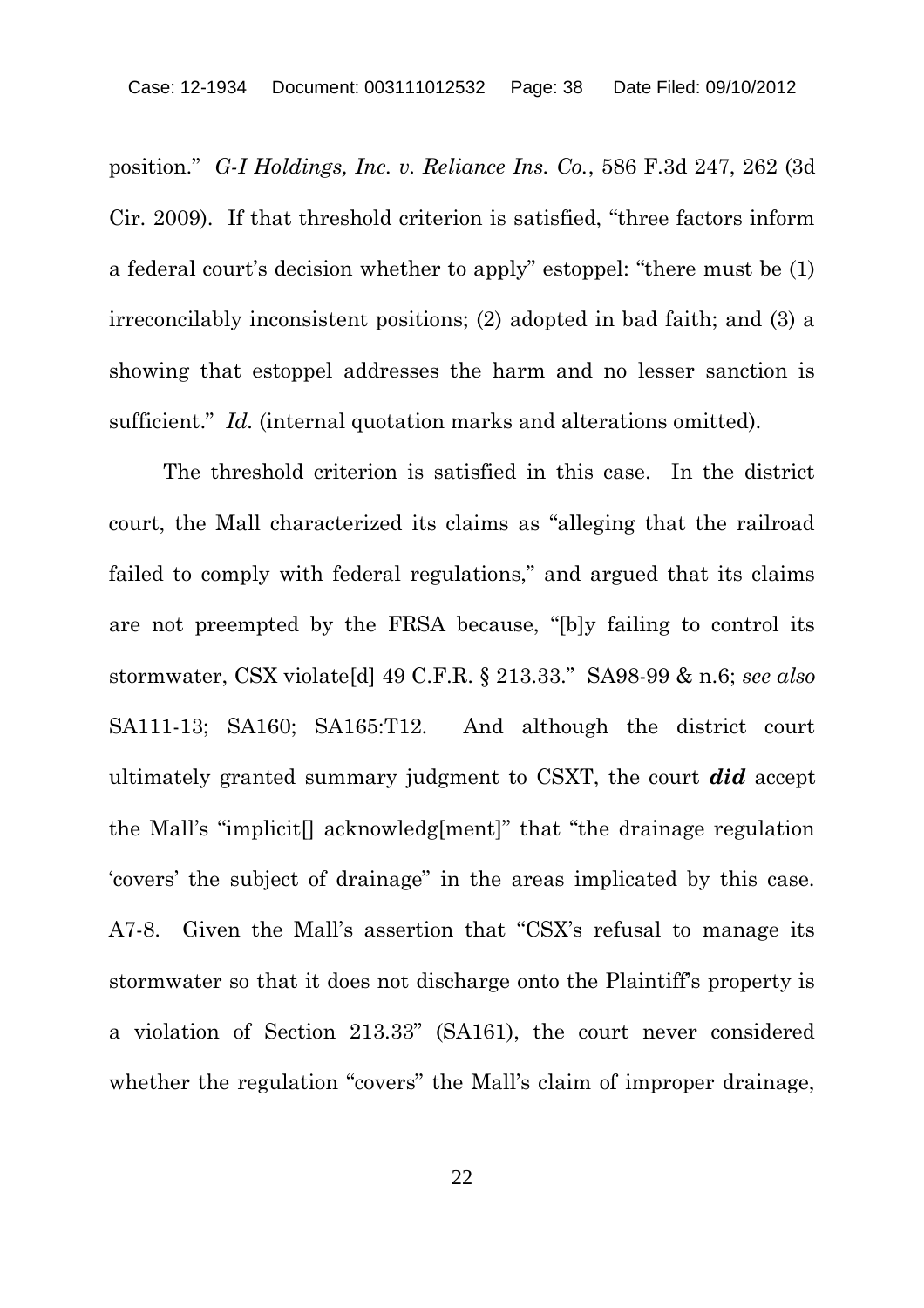position." *G-I Holdings, Inc. v. Reliance Ins. Co.*, 586 F.3d 247, 262 (3d Cir. 2009). If that threshold criterion is satisfied, "three factors inform a federal court's decision whether to apply" estoppel: "there must be (1) irreconcilably inconsistent positions; (2) adopted in bad faith; and (3) a showing that estoppel addresses the harm and no lesser sanction is sufficient." *Id.* (internal quotation marks and alterations omitted).

The threshold criterion is satisfied in this case. In the district court, the Mall characterized its claims as "alleging that the railroad failed to comply with federal regulations," and argued that its claims are not preempted by the FRSA because, "[b]y failing to control its stormwater, CSX violate[d] 49 C.F.R. § 213.33." SA98-99 & n.6; *see also* SA111-13; SA160; SA165:T12. And although the district court ultimately granted summary judgment to CSXT, the court ***did*** accept the Mall's "implicit[] acknowledg[ment]" that "the drainage regulation 'covers' the subject of drainage" in the areas implicated by this case. A7-8. Given the Mall's assertion that "CSX's refusal to manage its stormwater so that it does not discharge onto the Plaintiff's property is a violation of Section 213.33" (SA161), the court never considered whether the regulation "covers" the Mall's claim of improper drainage,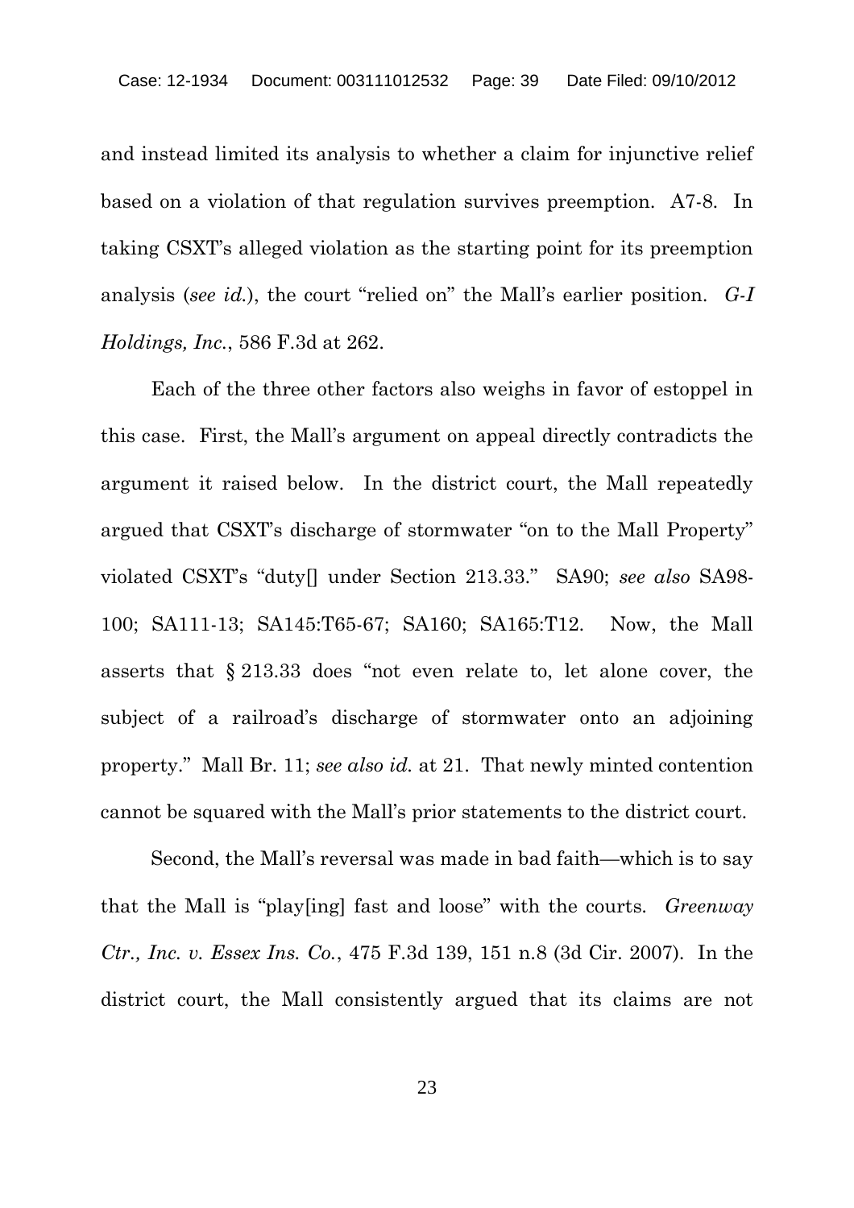and instead limited its analysis to whether a claim for injunctive relief based on a violation of that regulation survives preemption. A7-8. In taking CSXT's alleged violation as the starting point for its preemption analysis (*see id.*), the court "relied on" the Mall's earlier position. *G-I Holdings, Inc.*, 586 F.3d at 262.

Each of the three other factors also weighs in favor of estoppel in this case. First, the Mall's argument on appeal directly contradicts the argument it raised below. In the district court, the Mall repeatedly argued that CSXT's discharge of stormwater "on to the Mall Property" violated CSXT's "duty[] under Section 213.33." SA90; *see also* SA98-100; SA111-13; SA145:T65-67; SA160; SA165:T12. Now, the Mall asserts that § 213.33 does "not even relate to, let alone cover, the subject of a railroad's discharge of stormwater onto an adjoining property." Mall Br. 11; *see also id.* at 21. That newly minted contention cannot be squared with the Mall's prior statements to the district court.

Second, the Mall's reversal was made in bad faith—which is to say that the Mall is "play[ing] fast and loose" with the courts. *Greenway Ctr., Inc. v. Essex Ins. Co.*, 475 F.3d 139, 151 n.8 (3d Cir. 2007). In the district court, the Mall consistently argued that its claims are not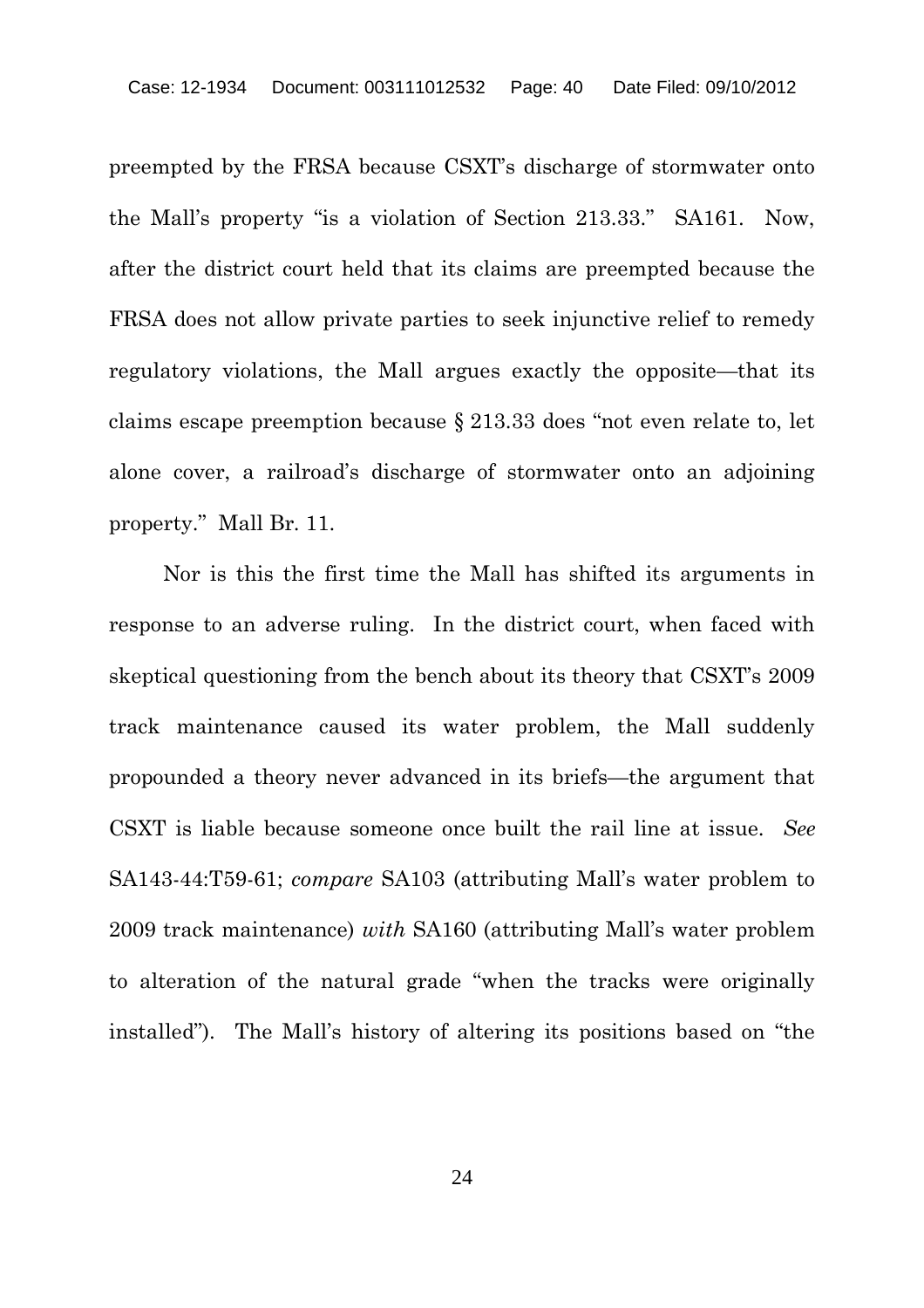preempted by the FRSA because CSXT's discharge of stormwater onto the Mall's property "is a violation of Section 213.33." SA161. Now, after the district court held that its claims are preempted because the FRSA does not allow private parties to seek injunctive relief to remedy regulatory violations, the Mall argues exactly the opposite—that its claims escape preemption because § 213.33 does "not even relate to, let alone cover, a railroad's discharge of stormwater onto an adjoining property." Mall Br. 11.

Nor is this the first time the Mall has shifted its arguments in response to an adverse ruling. In the district court, when faced with skeptical questioning from the bench about its theory that CSXT's 2009 track maintenance caused its water problem, the Mall suddenly propounded a theory never advanced in its briefs—the argument that CSXT is liable because someone once built the rail line at issue. *See* SA143-44:T59-61; *compare* SA103 (attributing Mall's water problem to 2009 track maintenance) *with* SA160 (attributing Mall's water problem to alteration of the natural grade "when the tracks were originally installed"). The Mall's history of altering its positions based on "the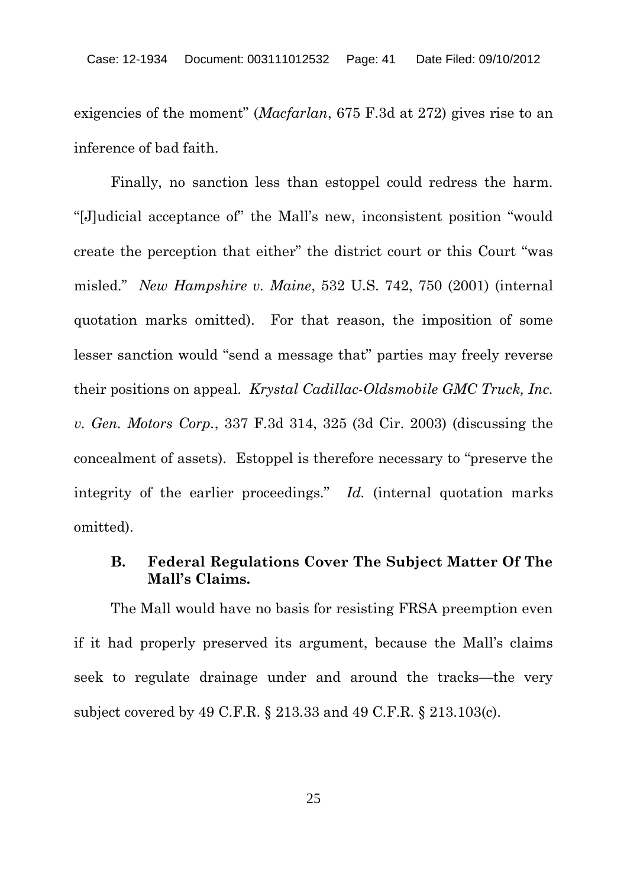exigencies of the moment" (*Macfarlan*, 675 F.3d at 272) gives rise to an inference of bad faith.

Finally, no sanction less than estoppel could redress the harm. "[J]udicial acceptance of" the Mall's new, inconsistent position "would create the perception that either" the district court or this Court "was misled." *New Hampshire v. Maine*, 532 U.S. 742, 750 (2001) (internal quotation marks omitted). For that reason, the imposition of some lesser sanction would "send a message that" parties may freely reverse their positions on appeal. *Krystal Cadillac-Oldsmobile GMC Truck, Inc. v. Gen. Motors Corp.*, 337 F.3d 314, 325 (3d Cir. 2003) (discussing the concealment of assets). Estoppel is therefore necessary to "preserve the integrity of the earlier proceedings." *Id.* (internal quotation marks omitted).

### B. Federal Regulations Cover The Subject Matter Of The Mall's Claims.

The Mall would have no basis for resisting FRSA preemption even if it had properly preserved its argument, because the Mall's claims seek to regulate drainage under and around the tracks—the very subject covered by 49 C.F.R. § 213.33 and 49 C.F.R. § 213.103(c).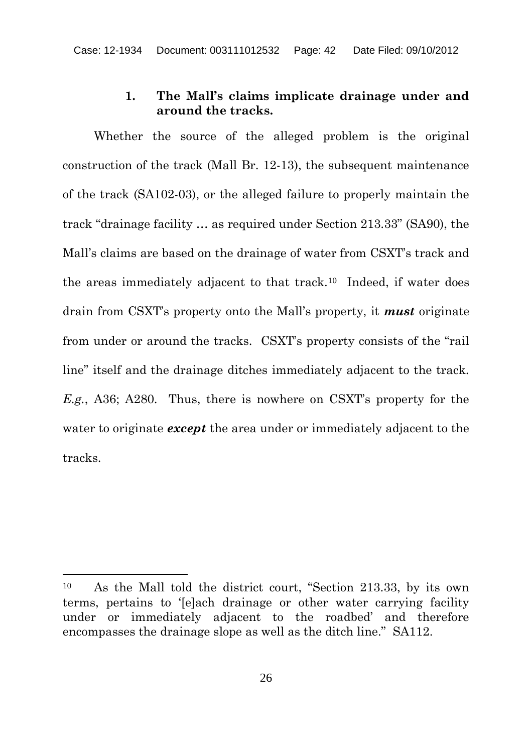### 1. The Mall's claims implicate drainage under and around the tracks.

Whether the source of the alleged problem is the original construction of the track (Mall Br. 12-13), the subsequent maintenance of the track (SA102-03), or the alleged failure to properly maintain the track "drainage facility … as required under Section 213.33" (SA90), the Mall's claims are based on the drainage of water from CSXT's track and the areas immediately adjacent to that track.[10] Indeed, if water does drain from CSXT's property onto the Mall's property, it ***must*** originate from under or around the tracks. CSXT's property consists of the "rail line" itself and the drainage ditches immediately adjacent to the track. *E.g.*, A36; A280. Thus, there is nowhere on CSXT's property for the water to originate ***except*** the area under or immediately adjacent to the tracks.

---

[10] As the Mall told the district court, "Section 213.33, by its own terms, pertains to '[e]ach drainage or other water carrying facility under or immediately adjacent to the roadbed' and therefore encompasses the drainage slope as well as the ditch line." SA112.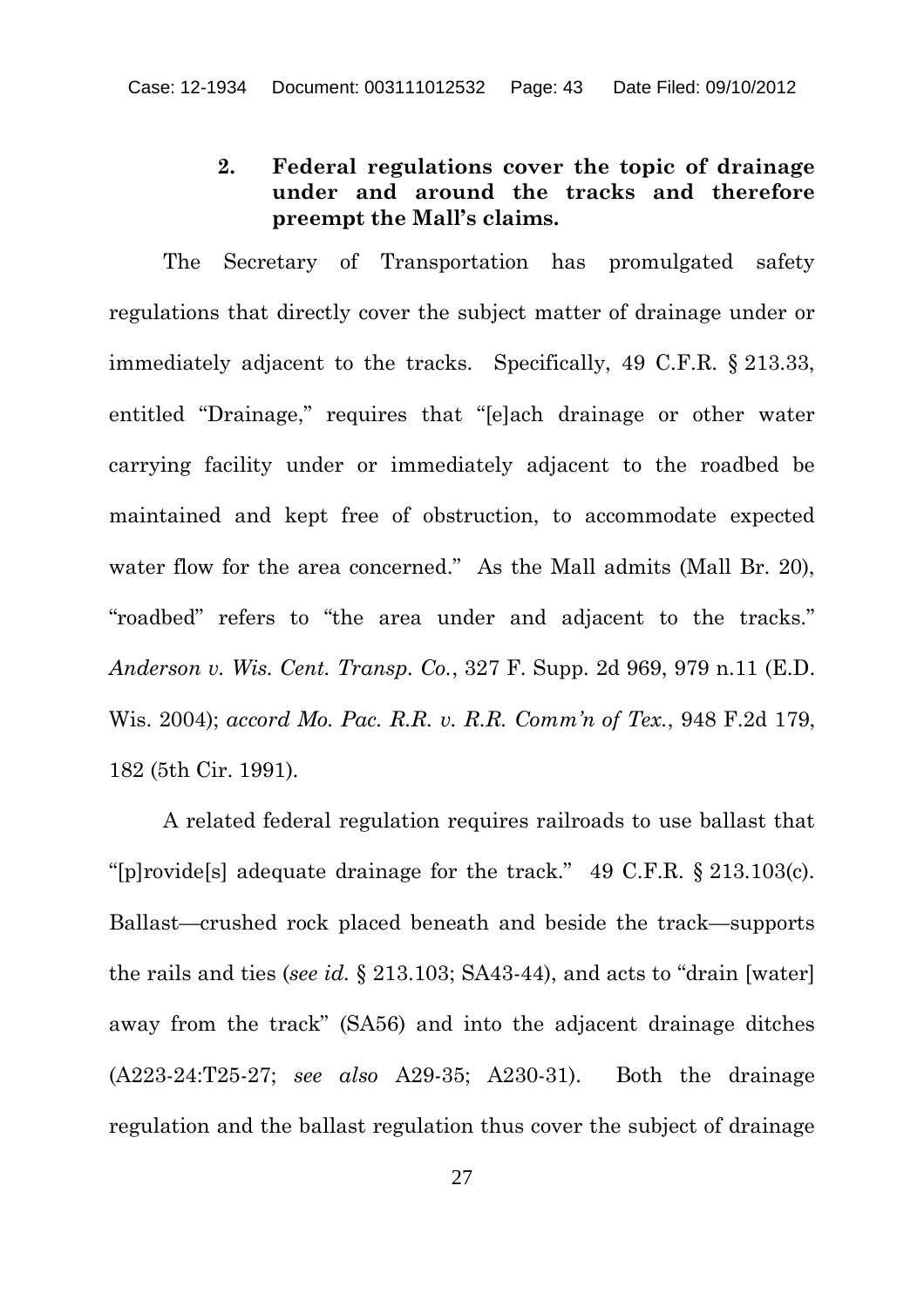### 2. Federal regulations cover the topic of drainage under and around the tracks and therefore preempt the Mall's claims.

The Secretary of Transportation has promulgated safety regulations that directly cover the subject matter of drainage under or immediately adjacent to the tracks. Specifically, 49 C.F.R. § 213.33, entitled "Drainage," requires that "[e]ach drainage or other water carrying facility under or immediately adjacent to the roadbed be maintained and kept free of obstruction, to accommodate expected water flow for the area concerned." As the Mall admits (Mall Br. 20), "roadbed" refers to "the area under and adjacent to the tracks." *Anderson v. Wis. Cent. Transp. Co.*, 327 F. Supp. 2d 969, 979 n.11 (E.D. Wis. 2004); *accord Mo. Pac. R.R. v. R.R. Comm'n of Tex.*, 948 F.2d 179, 182 (5th Cir. 1991).

A related federal regulation requires railroads to use ballast that "[p]rovide[s] adequate drainage for the track." 49 C.F.R. § 213.103(c). Ballast—crushed rock placed beneath and beside the track—supports the rails and ties (*see id.* § 213.103; SA43-44), and acts to "drain [water] away from the track" (SA56) and into the adjacent drainage ditches (A223-24:T25-27; *see also* A29-35; A230-31). Both the drainage regulation and the ballast regulation thus cover the subject of drainage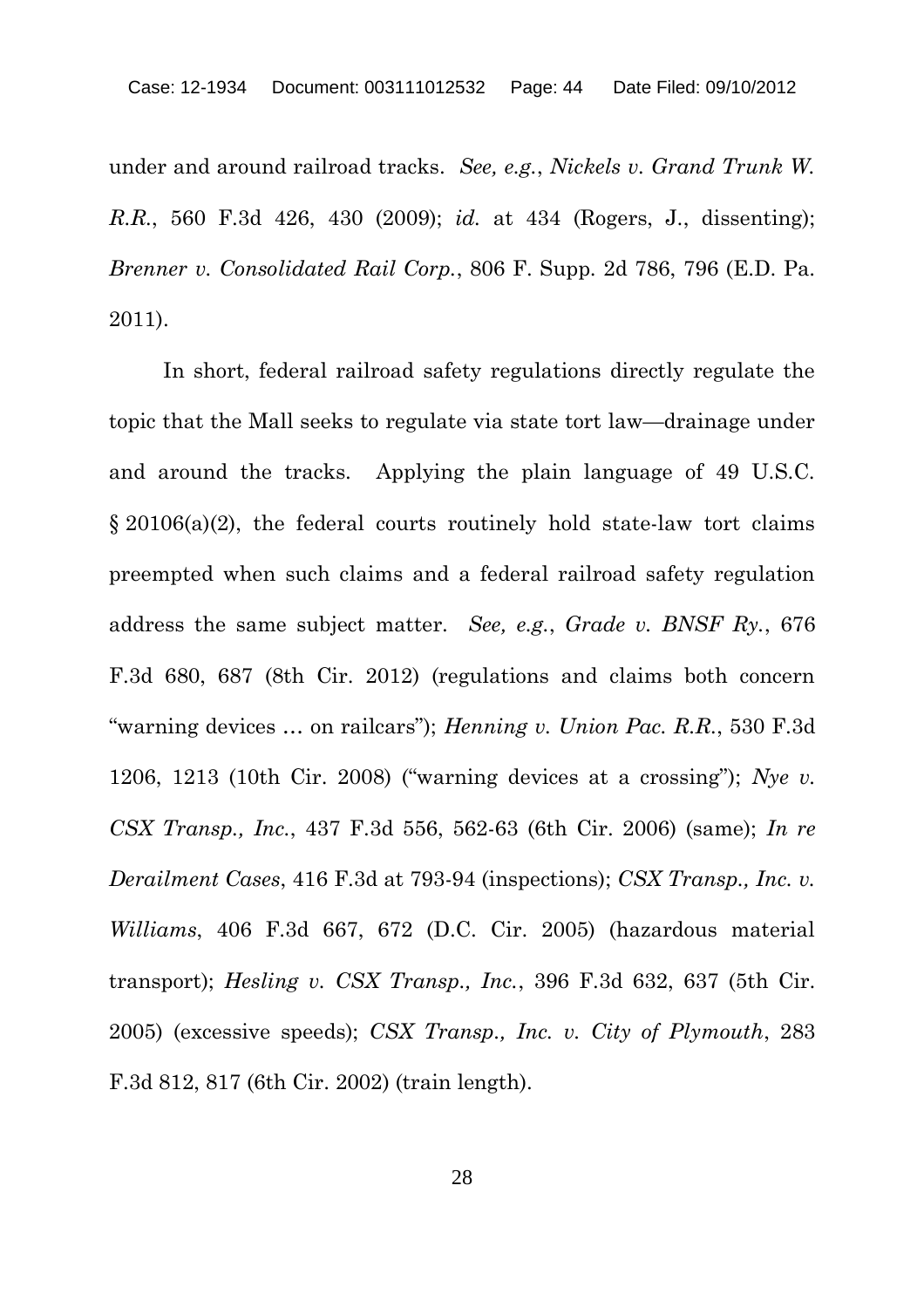under and around railroad tracks. *See, e.g.*, *Nickels v. Grand Trunk W. R.R.*, 560 F.3d 426, 430 (2009); *id.* at 434 (Rogers, J., dissenting); *Brenner v. Consolidated Rail Corp.*, 806 F. Supp. 2d 786, 796 (E.D. Pa. 2011).

In short, federal railroad safety regulations directly regulate the topic that the Mall seeks to regulate via state tort law—drainage under and around the tracks. Applying the plain language of 49 U.S.C. § 20106(a)(2), the federal courts routinely hold state-law tort claims preempted when such claims and a federal railroad safety regulation address the same subject matter. *See, e.g.*, *Grade v. BNSF Ry.*, 676 F.3d 680, 687 (8th Cir. 2012) (regulations and claims both concern "warning devices … on railcars"); *Henning v. Union Pac. R.R.*, 530 F.3d 1206, 1213 (10th Cir. 2008) ("warning devices at a crossing"); *Nye v. CSX Transp., Inc.*, 437 F.3d 556, 562-63 (6th Cir. 2006) (same); *In re Derailment Cases*, 416 F.3d at 793-94 (inspections); *CSX Transp., Inc. v. Williams*, 406 F.3d 667, 672 (D.C. Cir. 2005) (hazardous material transport); *Hesling v. CSX Transp., Inc.*, 396 F.3d 632, 637 (5th Cir. 2005) (excessive speeds); *CSX Transp., Inc. v. City of Plymouth*, 283 F.3d 812, 817 (6th Cir. 2002) (train length).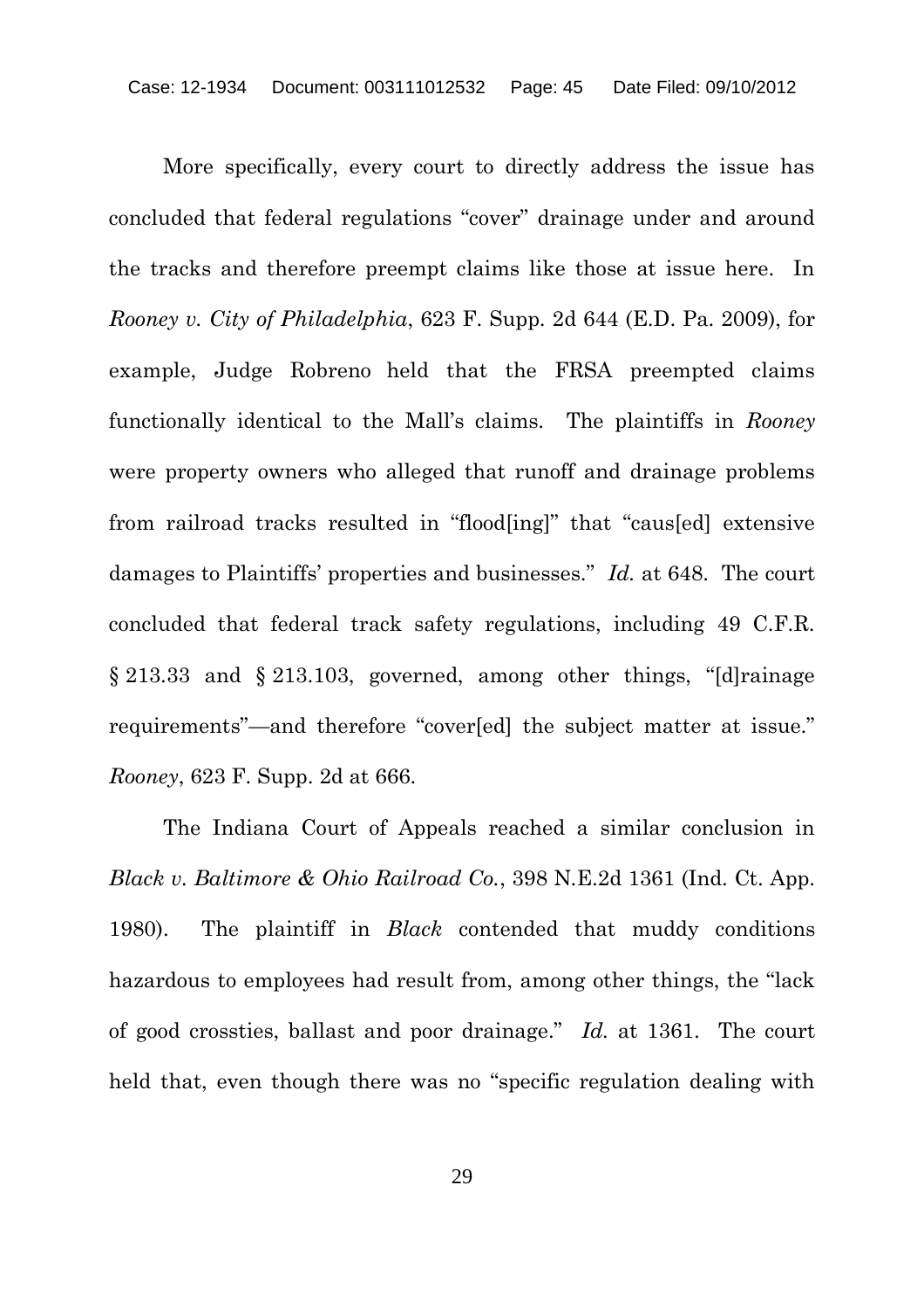More specifically, every court to directly address the issue has concluded that federal regulations "cover" drainage under and around the tracks and therefore preempt claims like those at issue here. In *Rooney v. City of Philadelphia*, 623 F. Supp. 2d 644 (E.D. Pa. 2009), for example, Judge Robreno held that the FRSA preempted claims functionally identical to the Mall's claims. The plaintiffs in *Rooney* were property owners who alleged that runoff and drainage problems from railroad tracks resulted in "flood[ing]" that "caus[ed] extensive damages to Plaintiffs' properties and businesses." *Id.* at 648. The court concluded that federal track safety regulations, including 49 C.F.R. § 213.33 and § 213.103, governed, among other things, "[d]rainage requirements"—and therefore "cover[ed] the subject matter at issue." *Rooney*, 623 F. Supp. 2d at 666.

The Indiana Court of Appeals reached a similar conclusion in *Black v. Baltimore & Ohio Railroad Co.*, 398 N.E.2d 1361 (Ind. Ct. App. 1980). The plaintiff in *Black* contended that muddy conditions hazardous to employees had result from, among other things, the "lack of good crossties, ballast and poor drainage." *Id.* at 1361. The court held that, even though there was no "specific regulation dealing with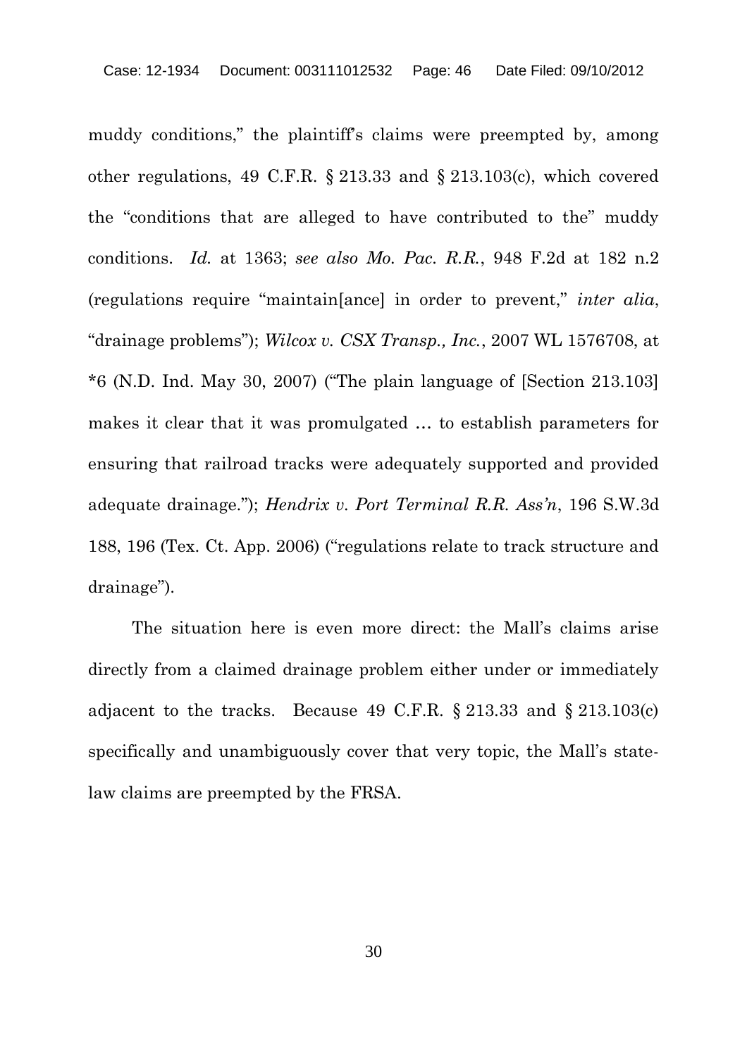muddy conditions," the plaintiff's claims were preempted by, among other regulations, 49 C.F.R. § 213.33 and § 213.103(c), which covered the "conditions that are alleged to have contributed to the" muddy conditions. *Id.* at 1363; *see also Mo. Pac. R.R.*, 948 F.2d at 182 n.2 (regulations require "maintain[ance] in order to prevent," *inter alia*, "drainage problems"); *Wilcox v. CSX Transp., Inc.*, 2007 WL 1576708, at *6 (N.D. Ind. May 30, 2007) ("The plain language of [Section 213.103] makes it clear that it was promulgated … to establish parameters for ensuring that railroad tracks were adequately supported and provided adequate drainage."); *Hendrix v. Port Terminal R.R. Ass'n*, 196 S.W.3d 188, 196 (Tex. Ct. App. 2006) ("regulations relate to track structure and drainage").

The situation here is even more direct: the Mall's claims arise directly from a claimed drainage problem either under or immediately adjacent to the tracks. Because 49 C.F.R. § 213.33 and § 213.103(c) specifically and unambiguously cover that very topic, the Mall's state-law claims are preempted by the FRSA.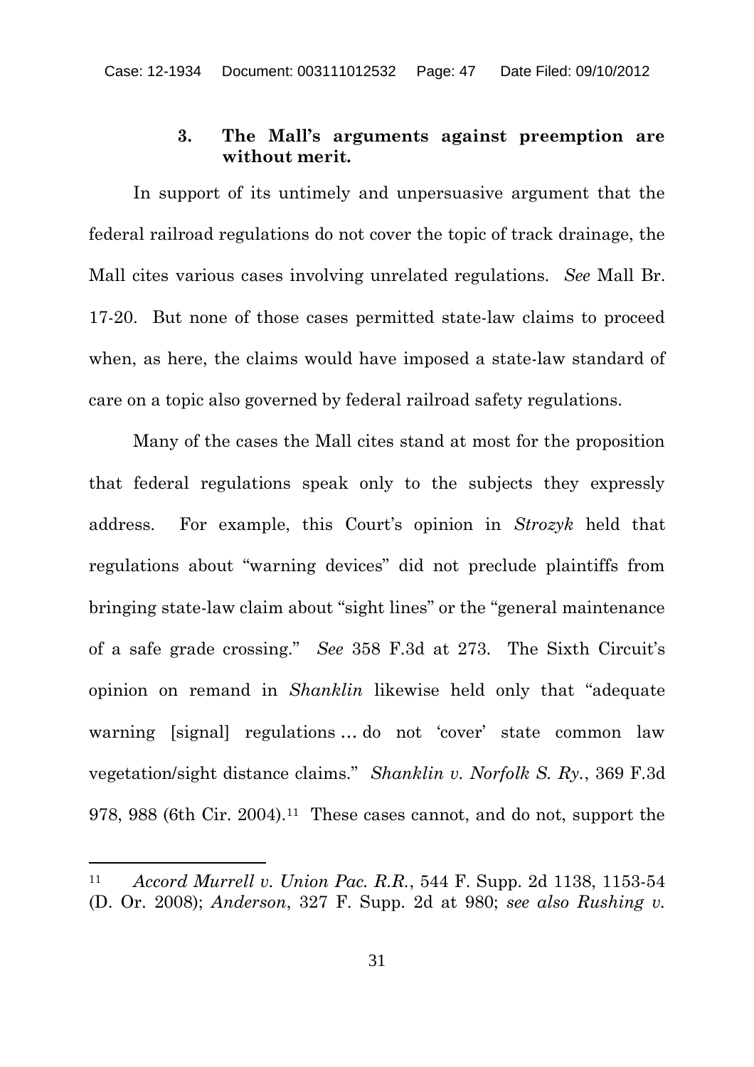### 3. The Mall's arguments against preemption are without merit.

In support of its untimely and unpersuasive argument that the federal railroad regulations do not cover the topic of track drainage, the Mall cites various cases involving unrelated regulations. *See* Mall Br. 17-20. But none of those cases permitted state-law claims to proceed when, as here, the claims would have imposed a state-law standard of care on a topic also governed by federal railroad safety regulations.

Many of the cases the Mall cites stand at most for the proposition that federal regulations speak only to the subjects they expressly address. For example, this Court's opinion in *Strozyk* held that regulations about "warning devices" did not preclude plaintiffs from bringing state-law claim about "sight lines" or the "general maintenance of a safe grade crossing." *See* 358 F.3d at 273. The Sixth Circuit's opinion on remand in *Shanklin* likewise held only that "adequate warning [signal] regulations … do not 'cover' state common law vegetation/sight distance claims." *Shanklin v. Norfolk S. Ry.*, 369 F.3d 978, 988 (6th Cir. 2004).[11] These cases cannot, and do not, support the

---

[11] *Accord Murrell v. Union Pac. R.R.*, 544 F. Supp. 2d 1138, 1153-54 (D. Or. 2008); *Anderson*, 327 F. Supp. 2d at 980; *see also Rushing v.*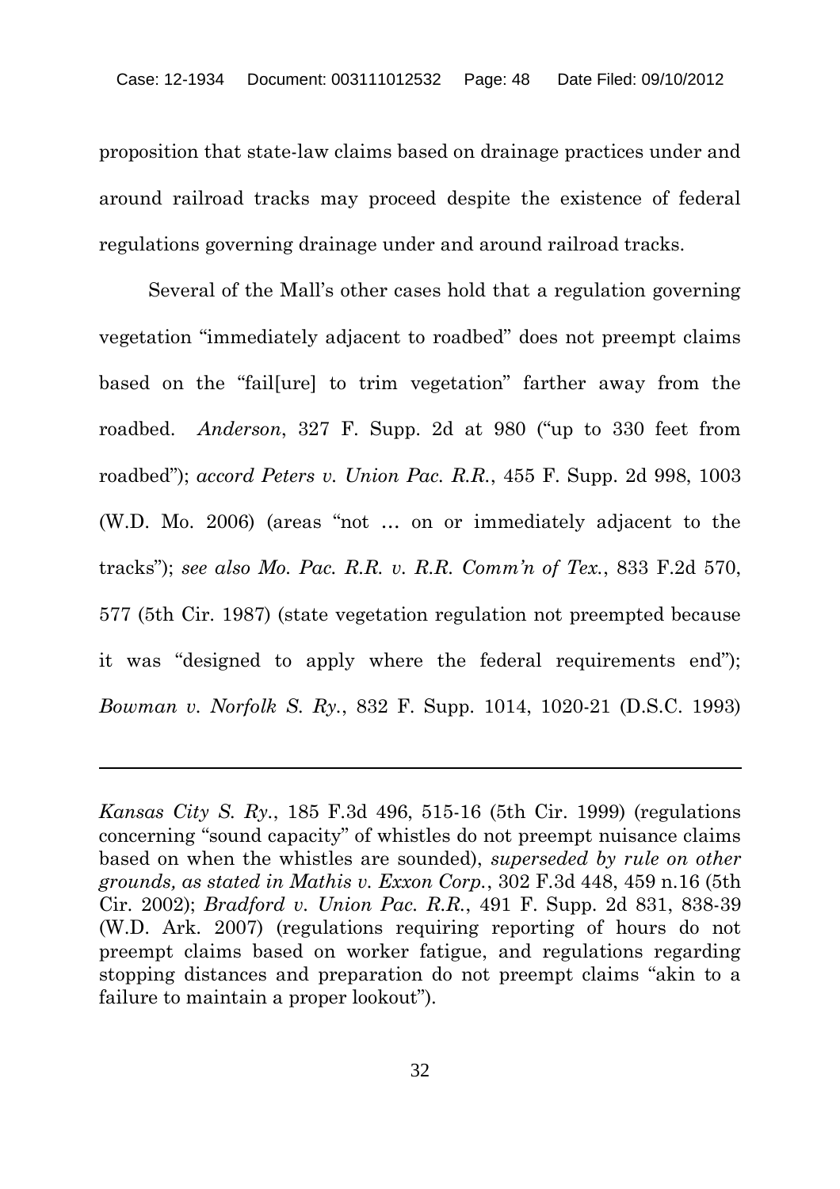proposition that state-law claims based on drainage practices under and around railroad tracks may proceed despite the existence of federal regulations governing drainage under and around railroad tracks.

Several of the Mall's other cases hold that a regulation governing vegetation "immediately adjacent to roadbed" does not preempt claims based on the "fail[ure] to trim vegetation" farther away from the roadbed. *Anderson*, 327 F. Supp. 2d at 980 ("up to 330 feet from roadbed"); *accord Peters v. Union Pac. R.R.*, 455 F. Supp. 2d 998, 1003 (W.D. Mo. 2006) (areas "not … on or immediately adjacent to the tracks"); *see also Mo. Pac. R.R. v. R.R. Comm'n of Tex.*, 833 F.2d 570, 577 (5th Cir. 1987) (state vegetation regulation not preempted because it was "designed to apply where the federal requirements end"); *Bowman v. Norfolk S. Ry.*, 832 F. Supp. 1014, 1020-21 (D.S.C. 1993)

---

*Kansas City S. Ry.*, 185 F.3d 496, 515-16 (5th Cir. 1999) (regulations concerning "sound capacity" of whistles do not preempt nuisance claims based on when the whistles are sounded), *superseded by rule on other grounds, as stated in Mathis v. Exxon Corp.*, 302 F.3d 448, 459 n.16 (5th Cir. 2002); *Bradford v. Union Pac. R.R.*, 491 F. Supp. 2d 831, 838-39 (W.D. Ark. 2007) (regulations requiring reporting of hours do not preempt claims based on worker fatigue, and regulations regarding stopping distances and preparation do not preempt claims "akin to a failure to maintain a proper lookout").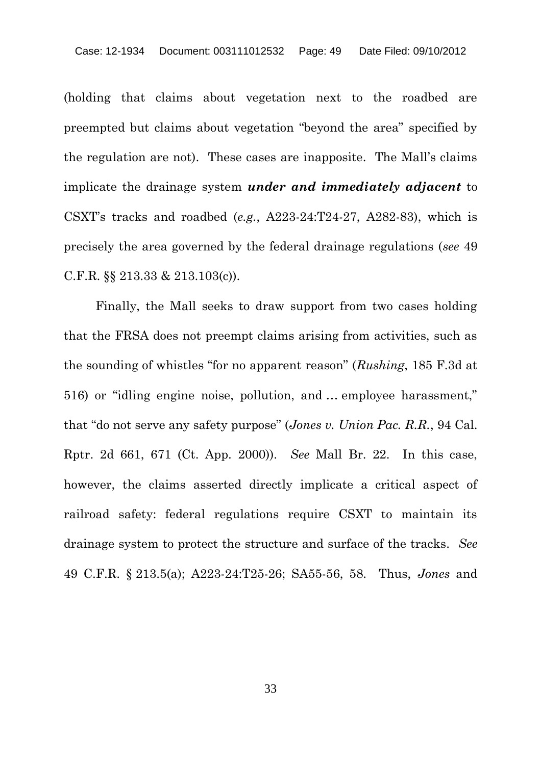(holding that claims about vegetation next to the roadbed are preempted but claims about vegetation "beyond the area" specified by the regulation are not). These cases are inapposite. The Mall's claims implicate the drainage system ***under and immediately adjacent*** to CSXT's tracks and roadbed (*e.g.*, A223-24:T24-27, A282-83), which is precisely the area governed by the federal drainage regulations (*see* 49 C.F.R. §§ 213.33 & 213.103(c)).

Finally, the Mall seeks to draw support from two cases holding that the FRSA does not preempt claims arising from activities, such as the sounding of whistles "for no apparent reason" (*Rushing*, 185 F.3d at 516) or "idling engine noise, pollution, and … employee harassment," that "do not serve any safety purpose" (*Jones v. Union Pac. R.R.*, 94 Cal. Rptr. 2d 661, 671 (Ct. App. 2000)). *See* Mall Br. 22. In this case, however, the claims asserted directly implicate a critical aspect of railroad safety: federal regulations require CSXT to maintain its drainage system to protect the structure and surface of the tracks. *See* 49 C.F.R. § 213.5(a); A223-24:T25-26; SA55-56, 58. Thus, *Jones* and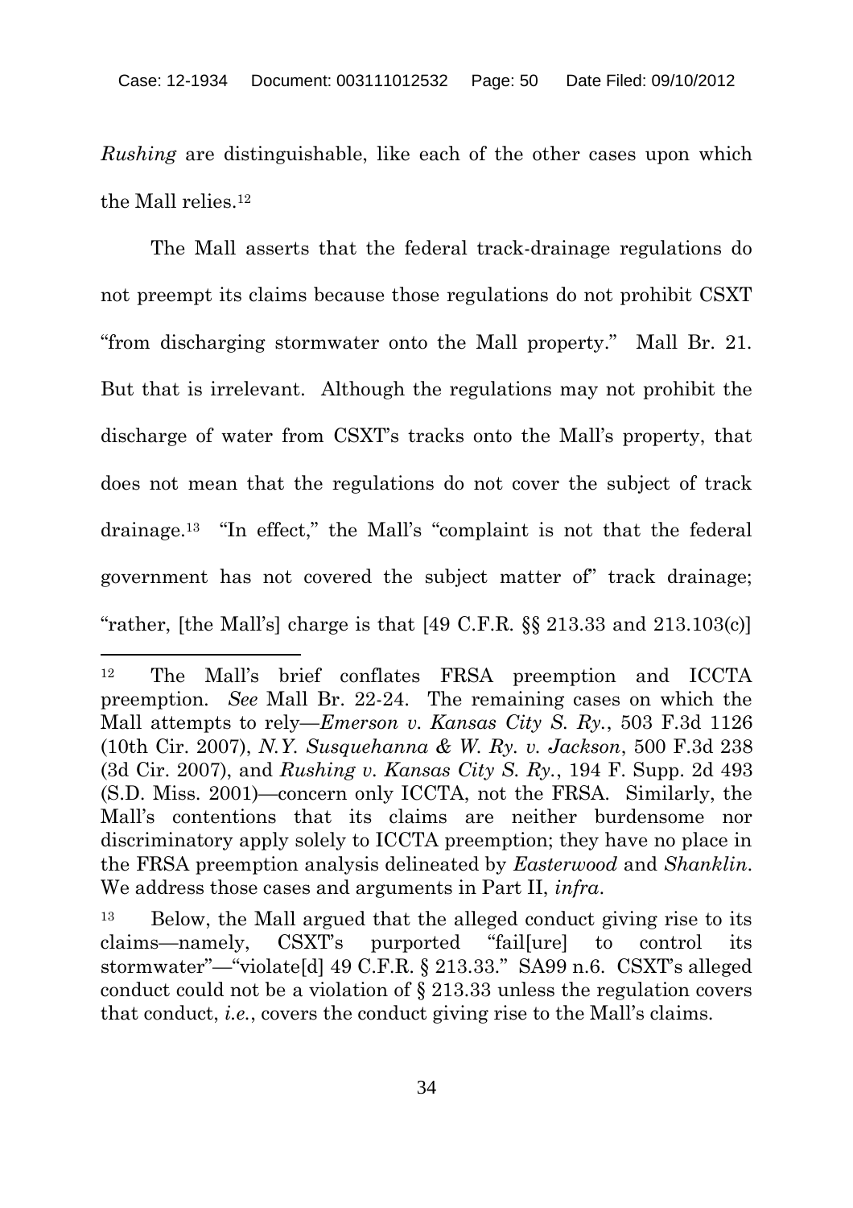*Rushing* are distinguishable, like each of the other cases upon which the Mall relies.[12]

The Mall asserts that the federal track-drainage regulations do not preempt its claims because those regulations do not prohibit CSXT "from discharging stormwater onto the Mall property." Mall Br. 21. But that is irrelevant. Although the regulations may not prohibit the discharge of water from CSXT's tracks onto the Mall's property, that does not mean that the regulations do not cover the subject of track drainage.[13] "In effect," the Mall's "complaint is not that the federal government has not covered the subject matter of" track drainage; "rather, [the Mall's] charge is that [49 C.F.R. §§ 213.33 and 213.103(c)]

---

[12] The Mall's brief conflates FRSA preemption and ICCTA preemption. *See* Mall Br. 22-24. The remaining cases on which the Mall attempts to rely—*Emerson v. Kansas City S. Ry.*, 503 F.3d 1126 (10th Cir. 2007), *N.Y. Susquehanna & W. Ry. v. Jackson*, 500 F.3d 238 (3d Cir. 2007), and *Rushing v. Kansas City S. Ry.*, 194 F. Supp. 2d 493 (S.D. Miss. 2001)—concern only ICCTA, not the FRSA. Similarly, the Mall's contentions that its claims are neither burdensome nor discriminatory apply solely to ICCTA preemption; they have no place in the FRSA preemption analysis delineated by *Easterwood* and *Shanklin*. We address those cases and arguments in Part II, *infra*.

[13] Below, the Mall argued that the alleged conduct giving rise to its claims—namely, CSXT's purported "fail[ure] to control its stormwater"—"violate[d] 49 C.F.R. § 213.33." SA99 n.6. CSXT's alleged conduct could not be a violation of § 213.33 unless the regulation covers that conduct, *i.e.*, covers the conduct giving rise to the Mall's claims.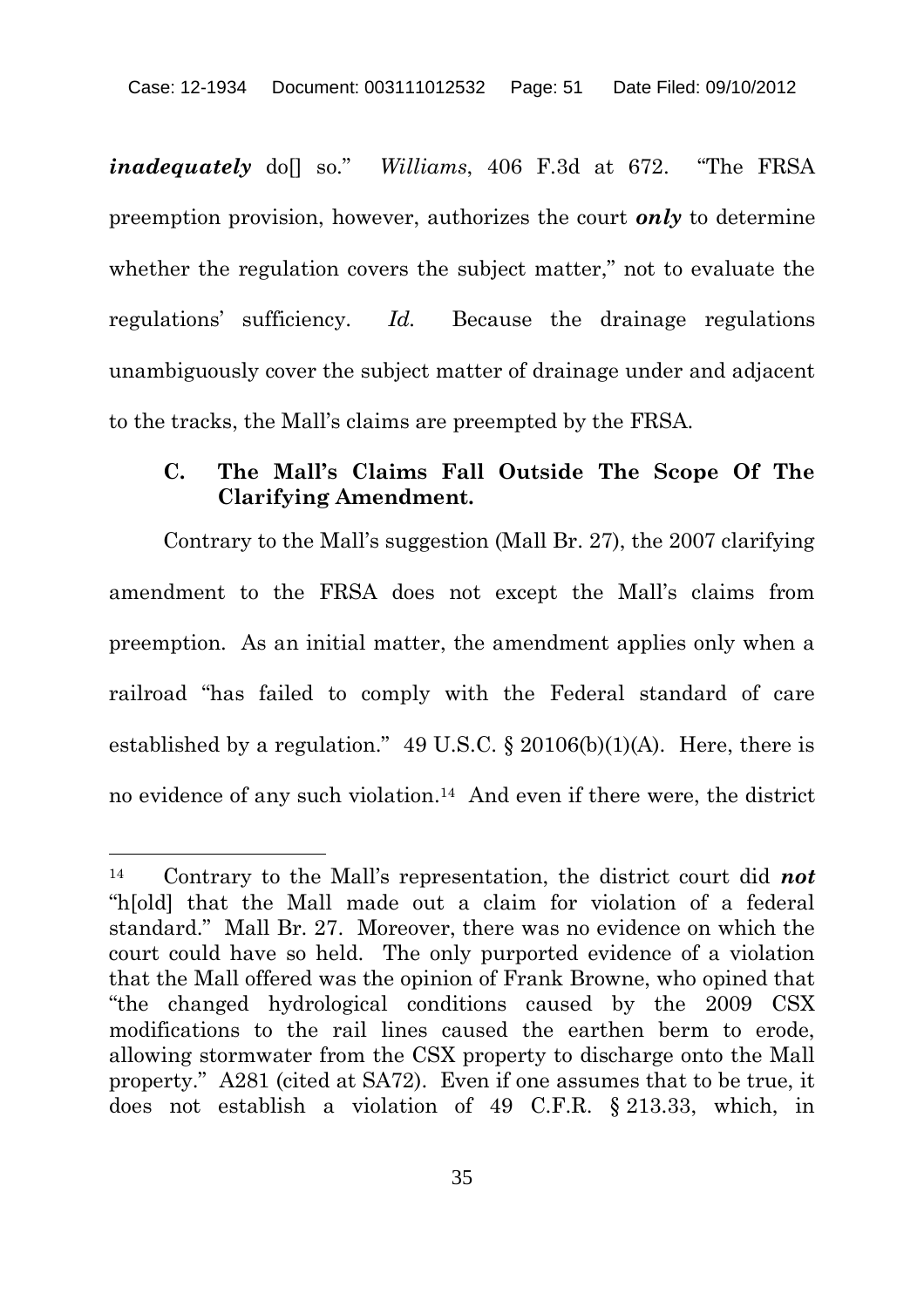***inadequately*** do[] so." *Williams*, 406 F.3d at 672. "The FRSA preemption provision, however, authorizes the court ***only*** to determine whether the regulation covers the subject matter," not to evaluate the regulations' sufficiency. *Id.* Because the drainage regulations unambiguously cover the subject matter of drainage under and adjacent to the tracks, the Mall's claims are preempted by the FRSA.

### C. The Mall's Claims Fall Outside The Scope Of The Clarifying Amendment.

Contrary to the Mall's suggestion (Mall Br. 27), the 2007 clarifying amendment to the FRSA does not except the Mall's claims from preemption. As an initial matter, the amendment applies only when a railroad "has failed to comply with the Federal standard of care established by a regulation." 49 U.S.C. § 20106(b)(1)(A). Here, there is no evidence of any such violation.[14] And even if there were, the district

---

[14] Contrary to the Mall's representation, the district court did ***not*** "h[old] that the Mall made out a claim for violation of a federal standard." Mall Br. 27. Moreover, there was no evidence on which the court could have so held. The only purported evidence of a violation that the Mall offered was the opinion of Frank Browne, who opined that "the changed hydrological conditions caused by the 2009 CSX modifications to the rail lines caused the earthen berm to erode, allowing stormwater from the CSX property to discharge onto the Mall property." A281 (cited at SA72). Even if one assumes that to be true, it does not establish a violation of 49 C.F.R. § 213.33, which, in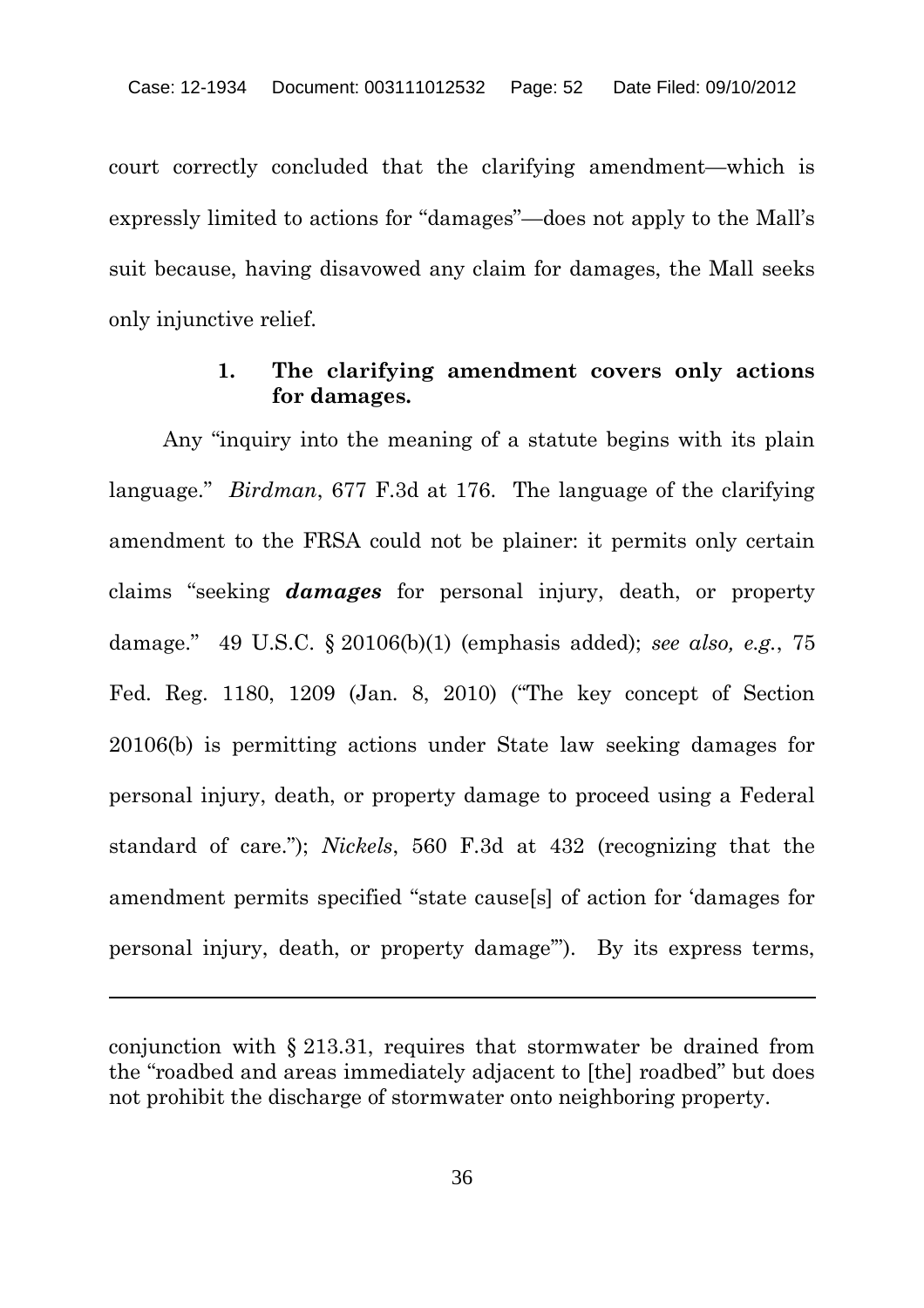court correctly concluded that the clarifying amendment—which is expressly limited to actions for "damages"—does not apply to the Mall's suit because, having disavowed any claim for damages, the Mall seeks only injunctive relief.

### 1. The clarifying amendment covers only actions for damages.

Any "inquiry into the meaning of a statute begins with its plain language." *Birdman*, 677 F.3d at 176. The language of the clarifying amendment to the FRSA could not be plainer: it permits only certain claims "seeking ***damages*** for personal injury, death, or property damage." 49 U.S.C. § 20106(b)(1) (emphasis added); *see also, e.g.*, 75 Fed. Reg. 1180, 1209 (Jan. 8, 2010) ("The key concept of Section 20106(b) is permitting actions under State law seeking damages for personal injury, death, or property damage to proceed using a Federal standard of care."); *Nickels*, 560 F.3d at 432 (recognizing that the amendment permits specified "state cause[s] of action for 'damages for personal injury, death, or property damage'"). By its express terms,

---

conjunction with § 213.31, requires that stormwater be drained from the "roadbed and areas immediately adjacent to [the] roadbed" but does not prohibit the discharge of stormwater onto neighboring property.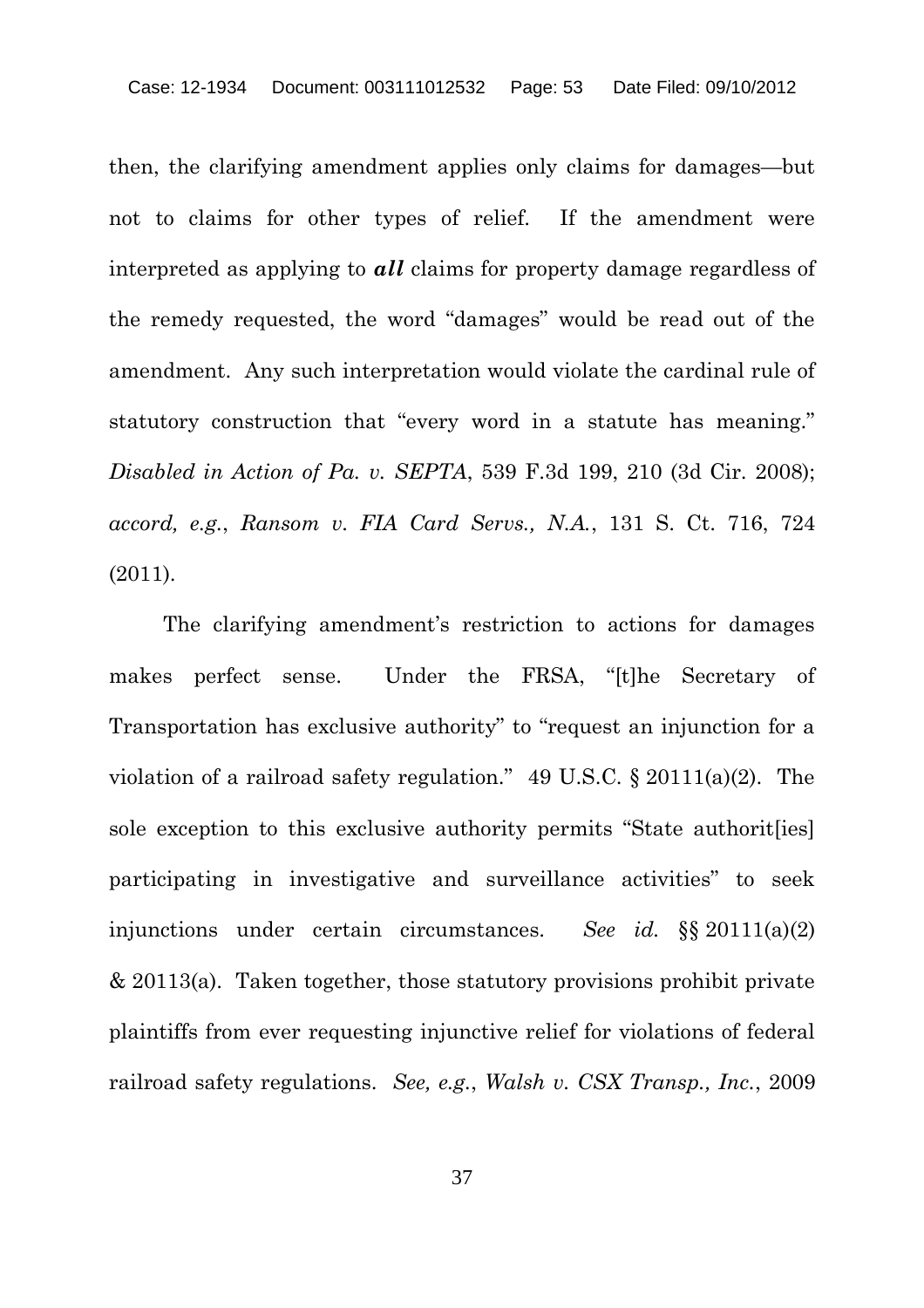then, the clarifying amendment applies only claims for damages—but not to claims for other types of relief. If the amendment were interpreted as applying to ***all*** claims for property damage regardless of the remedy requested, the word "damages" would be read out of the amendment. Any such interpretation would violate the cardinal rule of statutory construction that "every word in a statute has meaning." *Disabled in Action of Pa. v. SEPTA*, 539 F.3d 199, 210 (3d Cir. 2008); *accord, e.g.*, *Ransom v. FIA Card Servs., N.A.*, 131 S. Ct. 716, 724 (2011).

The clarifying amendment's restriction to actions for damages makes perfect sense. Under the FRSA, "[t]he Secretary of Transportation has exclusive authority" to "request an injunction for a violation of a railroad safety regulation." 49 U.S.C. § 20111(a)(2). The sole exception to this exclusive authority permits "State authorit[ies] participating in investigative and surveillance activities" to seek injunctions under certain circumstances. *See id.* §§ 20111(a)(2) & 20113(a). Taken together, those statutory provisions prohibit private plaintiffs from ever requesting injunctive relief for violations of federal railroad safety regulations. *See, e.g.*, *Walsh v. CSX Transp., Inc.*, 2009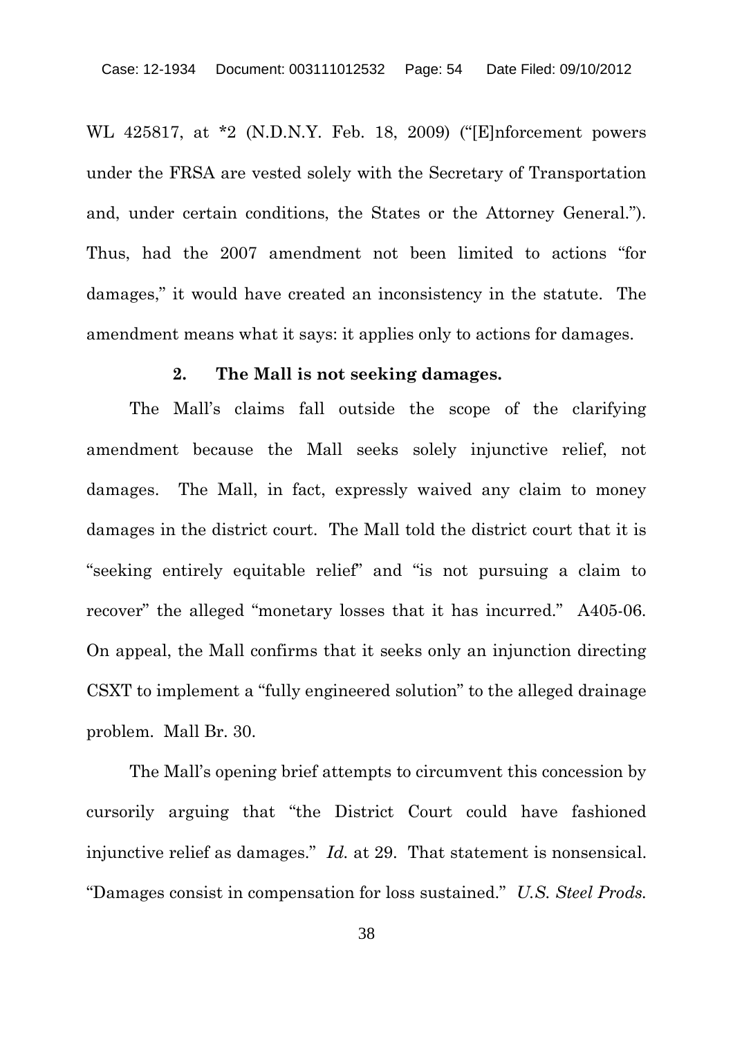WL 425817, at *2 (N.D.N.Y. Feb. 18, 2009) ("[E]nforcement powers under the FRSA are vested solely with the Secretary of Transportation and, under certain conditions, the States or the Attorney General."). Thus, had the 2007 amendment not been limited to actions "for damages," it would have created an inconsistency in the statute. The amendment means what it says: it applies only to actions for damages.

**2. The Mall is not seeking damages.**

The Mall's claims fall outside the scope of the clarifying amendment because the Mall seeks solely injunctive relief, not damages. The Mall, in fact, expressly waived any claim to money damages in the district court. The Mall told the district court that it is "seeking entirely equitable relief" and "is not pursuing a claim to recover" the alleged "monetary losses that it has incurred." A405-06. On appeal, the Mall confirms that it seeks only an injunction directing CSXT to implement a "fully engineered solution" to the alleged drainage problem. Mall Br. 30.

The Mall's opening brief attempts to circumvent this concession by cursorily arguing that "the District Court could have fashioned injunctive relief as damages." *Id.* at 29. That statement is nonsensical. "Damages consist in compensation for loss sustained." *U.S. Steel Prods.*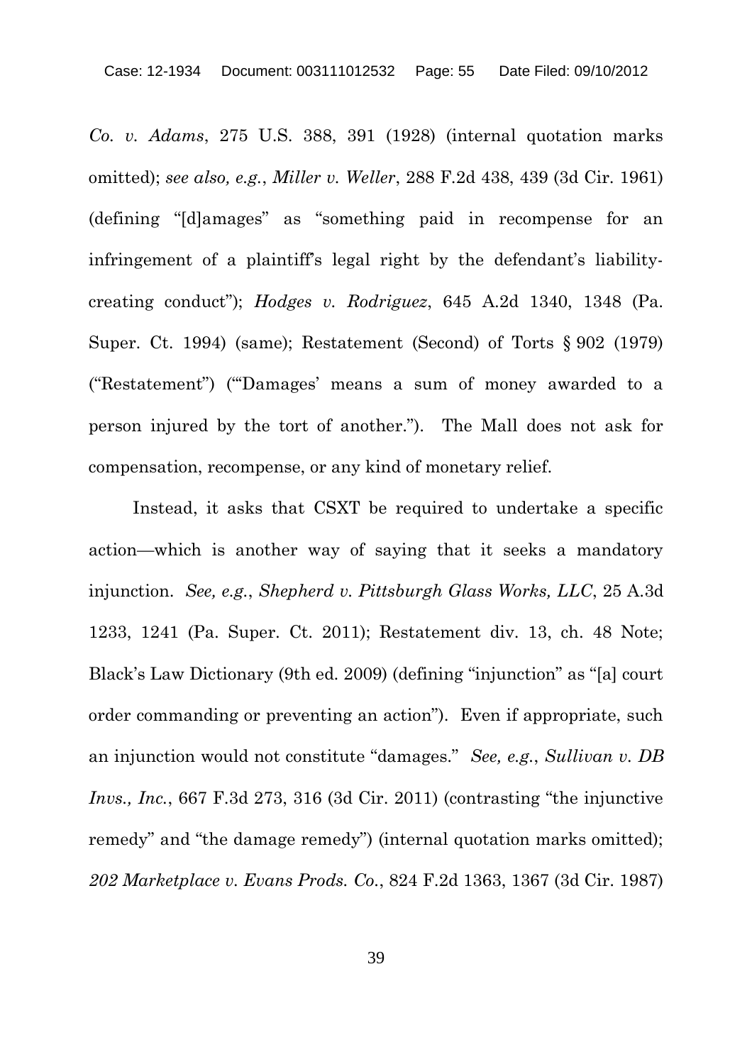*Co. v. Adams*, 275 U.S. 388, 391 (1928) (internal quotation marks omitted); *see also, e.g.*, *Miller v. Weller*, 288 F.2d 438, 439 (3d Cir. 1961) (defining "[d]amages" as "something paid in recompense for an infringement of a plaintiff's legal right by the defendant's liability-creating conduct"); *Hodges v. Rodriguez*, 645 A.2d 1340, 1348 (Pa. Super. Ct. 1994) (same); Restatement (Second) of Torts § 902 (1979) ("Restatement") ("'Damages' means a sum of money awarded to a person injured by the tort of another."). The Mall does not ask for compensation, recompense, or any kind of monetary relief.

Instead, it asks that CSXT be required to undertake a specific action—which is another way of saying that it seeks a mandatory injunction. *See, e.g.*, *Shepherd v. Pittsburgh Glass Works, LLC*, 25 A.3d 1233, 1241 (Pa. Super. Ct. 2011); Restatement div. 13, ch. 48 Note; Black's Law Dictionary (9th ed. 2009) (defining "injunction" as "[a] court order commanding or preventing an action"). Even if appropriate, such an injunction would not constitute "damages." *See, e.g.*, *Sullivan v. DB Invs., Inc.*, 667 F.3d 273, 316 (3d Cir. 2011) (contrasting "the injunctive remedy" and "the damage remedy") (internal quotation marks omitted); *202 Marketplace v. Evans Prods. Co.*, 824 F.2d 1363, 1367 (3d Cir. 1987)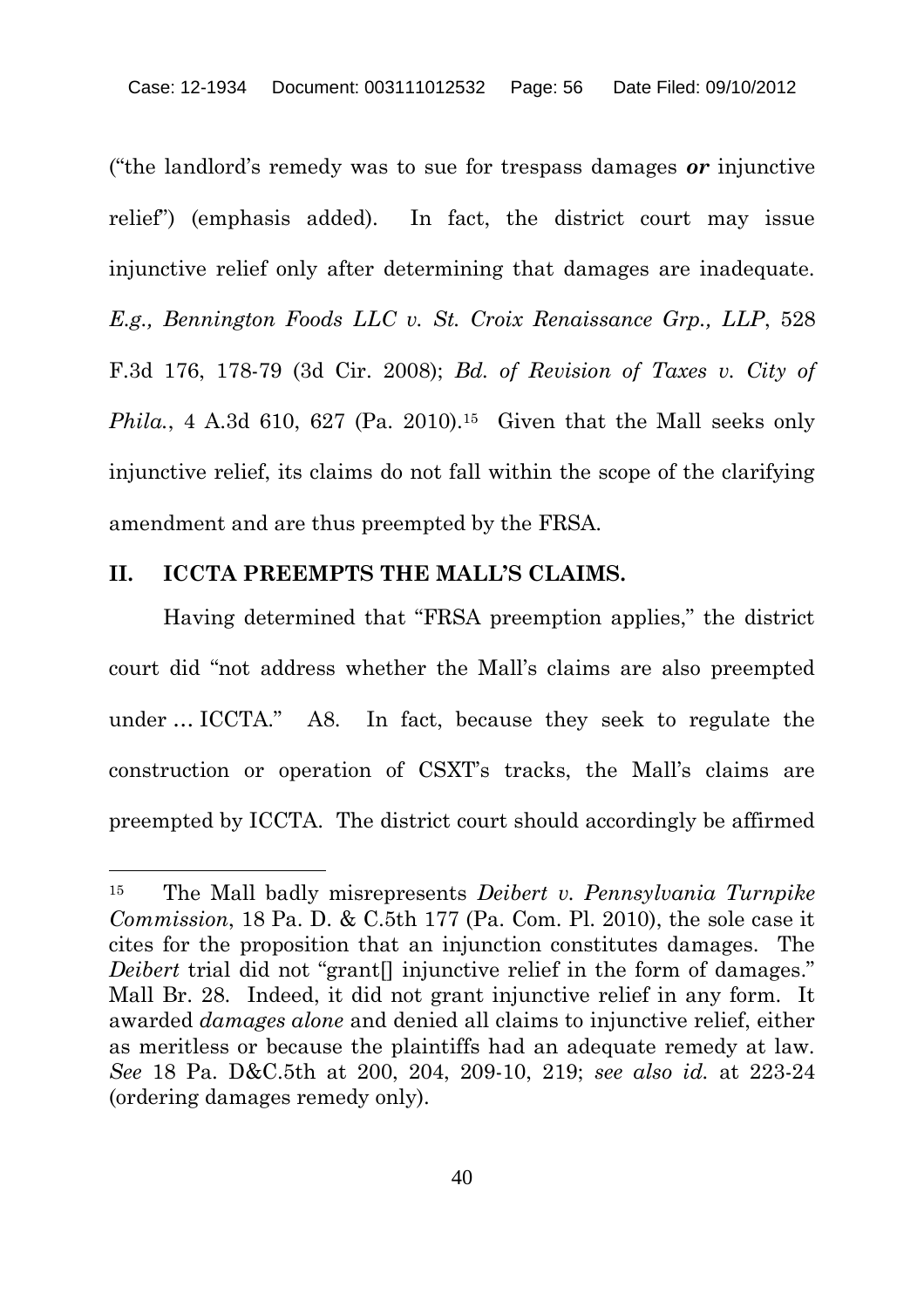("the landlord's remedy was to sue for trespass damages ***or*** injunctive relief") (emphasis added). In fact, the district court may issue injunctive relief only after determining that damages are inadequate. *E.g., Bennington Foods LLC v. St. Croix Renaissance Grp., LLP*, 528 F.3d 176, 178-79 (3d Cir. 2008); *Bd. of Revision of Taxes v. City of Phila.*, 4 A.3d 610, 627 (Pa. 2010).[15] Given that the Mall seeks only injunctive relief, its claims do not fall within the scope of the clarifying amendment and are thus preempted by the FRSA.

## II. ICCTA PREEMPTS THE MALL'S CLAIMS.

Having determined that "FRSA preemption applies," the district court did "not address whether the Mall's claims are also preempted under … ICCTA." A8. In fact, because they seek to regulate the construction or operation of CSXT's tracks, the Mall's claims are preempted by ICCTA. The district court should accordingly be affirmed

---

[15] The Mall badly misrepresents *Deibert v. Pennsylvania Turnpike Commission*, 18 Pa. D. & C.5th 177 (Pa. Com. Pl. 2010), the sole case it cites for the proposition that an injunction constitutes damages. The *Deibert* trial did not "grant[] injunctive relief in the form of damages." Mall Br. 28. Indeed, it did not grant injunctive relief in any form. It awarded *damages alone* and denied all claims to injunctive relief, either as meritless or because the plaintiffs had an adequate remedy at law. *See* 18 Pa. D&C.5th at 200, 204, 209-10, 219; *see also id.* at 223-24 (ordering damages remedy only).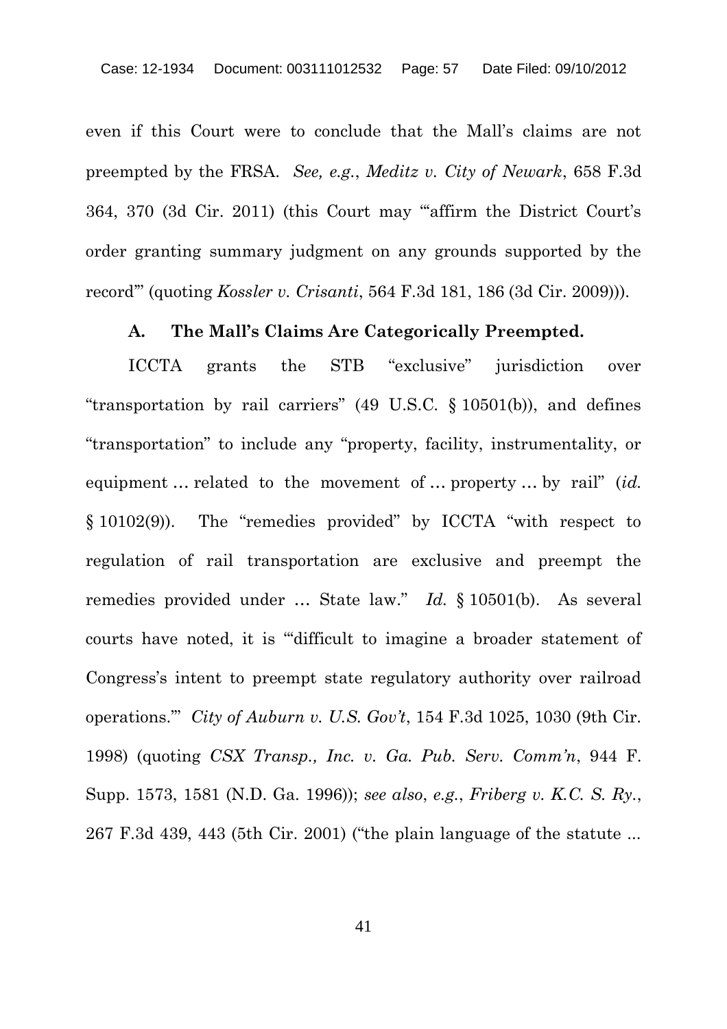even if this Court were to conclude that the Mall's claims are not preempted by the FRSA. *See, e.g.*, *Meditz v. City of Newark*, 658 F.3d 364, 370 (3d Cir. 2011) (this Court may "'affirm the District Court's order granting summary judgment on any grounds supported by the record'" (quoting *Kossler v. Crisanti*, 564 F.3d 181, 186 (3d Cir. 2009))).

### A. The Mall's Claims Are Categorically Preempted.

ICCTA grants the STB "exclusive" jurisdiction over "transportation by rail carriers" (49 U.S.C. § 10501(b)), and defines "transportation" to include any "property, facility, instrumentality, or equipment … related to the movement of … property … by rail" (*id.* § 10102(9)). The "remedies provided" by ICCTA "with respect to regulation of rail transportation are exclusive and preempt the remedies provided under … State law." *Id.* § 10501(b). As several courts have noted, it is "'difficult to imagine a broader statement of Congress's intent to preempt state regulatory authority over railroad operations.'" *City of Auburn v. U.S. Gov't*, 154 F.3d 1025, 1030 (9th Cir. 1998) (quoting *CSX Transp., Inc. v. Ga. Pub. Serv. Comm'n*, 944 F. Supp. 1573, 1581 (N.D. Ga. 1996)); *see also*, *e.g.*, *Friberg v. K.C. S. Ry.*, 267 F.3d 439, 443 (5th Cir. 2001) ("the plain language of the statute ...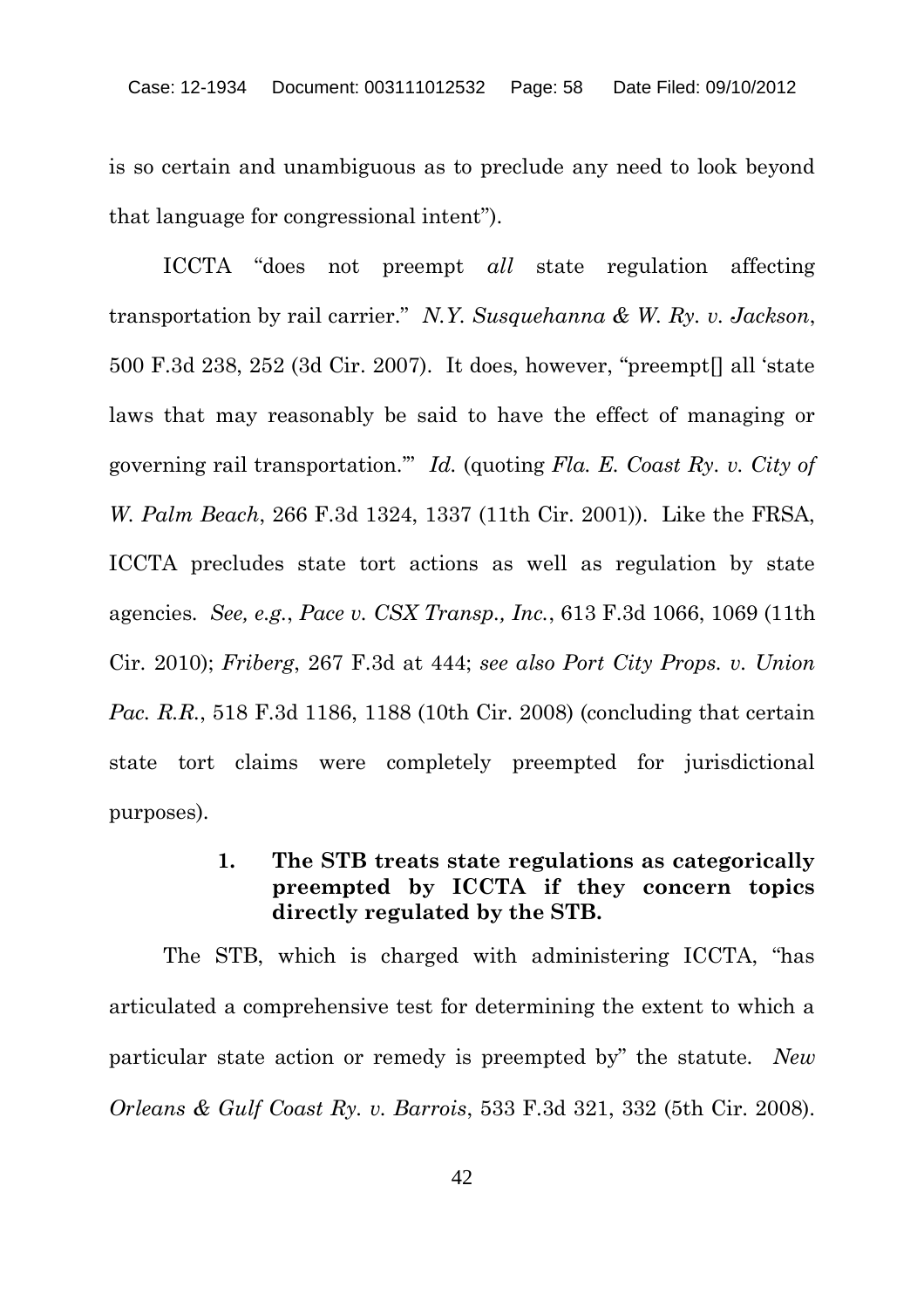is so certain and unambiguous as to preclude any need to look beyond that language for congressional intent").

ICCTA "does not preempt *all* state regulation affecting transportation by rail carrier." *N.Y. Susquehanna & W. Ry. v. Jackson*, 500 F.3d 238, 252 (3d Cir. 2007). It does, however, "preempt[] all 'state laws that may reasonably be said to have the effect of managing or governing rail transportation.'" *Id.* (quoting *Fla. E. Coast Ry. v. City of W. Palm Beach*, 266 F.3d 1324, 1337 (11th Cir. 2001)). Like the FRSA, ICCTA precludes state tort actions as well as regulation by state agencies. *See, e.g.*, *Pace v. CSX Transp., Inc.*, 613 F.3d 1066, 1069 (11th Cir. 2010); *Friberg*, 267 F.3d at 444; *see also Port City Props. v. Union Pac. R.R.*, 518 F.3d 1186, 1188 (10th Cir. 2008) (concluding that certain state tort claims were completely preempted for jurisdictional purposes).

### 1. The STB treats state regulations as categorically preempted by ICCTA if they concern topics directly regulated by the STB.

The STB, which is charged with administering ICCTA, "has articulated a comprehensive test for determining the extent to which a particular state action or remedy is preempted by" the statute. *New Orleans & Gulf Coast Ry. v. Barrois*, 533 F.3d 321, 332 (5th Cir. 2008).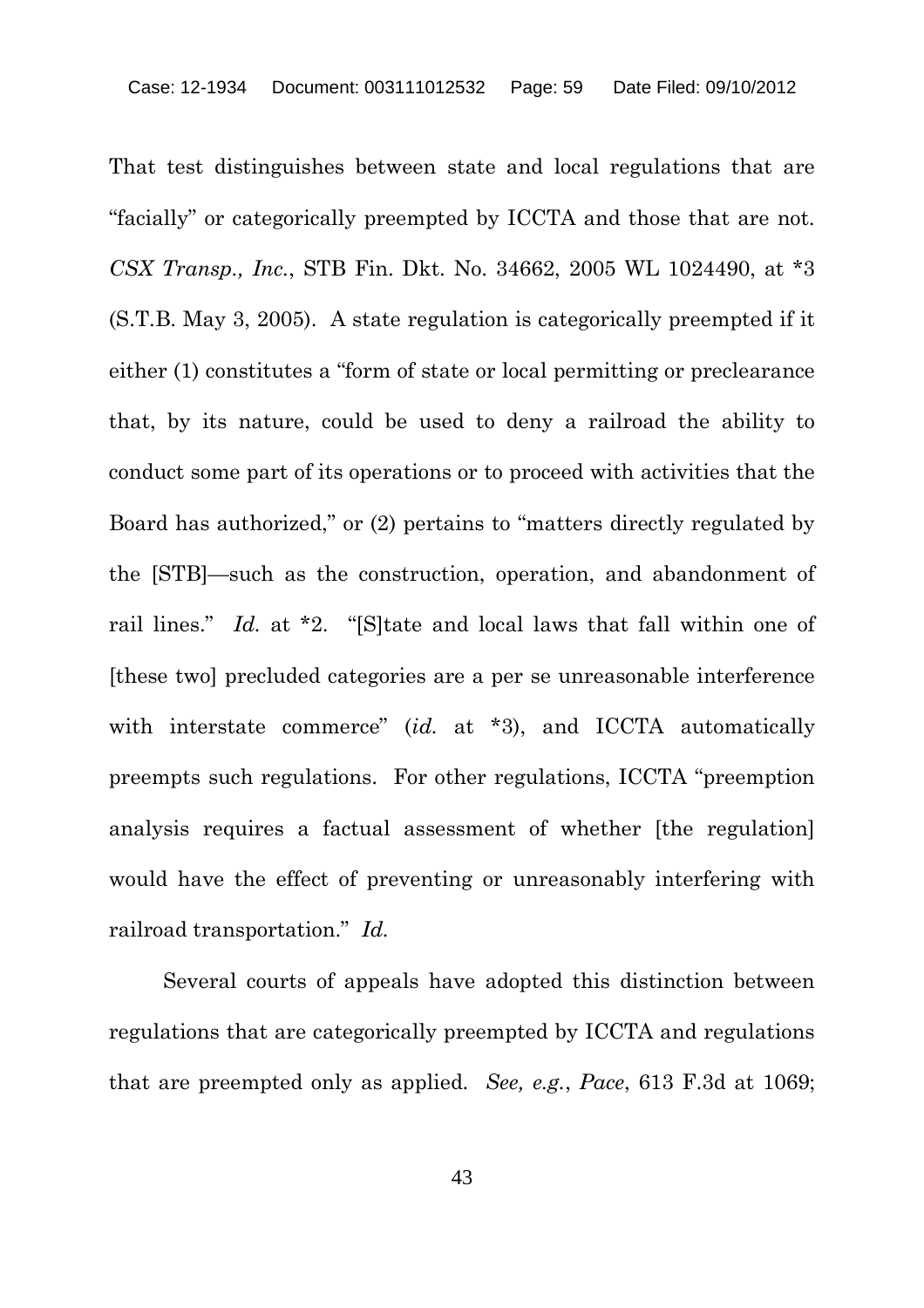That test distinguishes between state and local regulations that are "facially" or categorically preempted by ICCTA and those that are not. *CSX Transp., Inc.*, STB Fin. Dkt. No. 34662, 2005 WL 1024490, at *3 (S.T.B. May 3, 2005). A state regulation is categorically preempted if it either (1) constitutes a "form of state or local permitting or preclearance that, by its nature, could be used to deny a railroad the ability to conduct some part of its operations or to proceed with activities that the Board has authorized," or (2) pertains to "matters directly regulated by the [STB]—such as the construction, operation, and abandonment of rail lines." *Id.* at *2. "[S]tate and local laws that fall within one of [these two] precluded categories are a per se unreasonable interference with interstate commerce" (*id.* at *3), and ICCTA automatically preempts such regulations. For other regulations, ICCTA "preemption analysis requires a factual assessment of whether [the regulation] would have the effect of preventing or unreasonably interfering with railroad transportation." *Id.*

Several courts of appeals have adopted this distinction between regulations that are categorically preempted by ICCTA and regulations that are preempted only as applied. *See, e.g.*, *Pace*, 613 F.3d at 1069;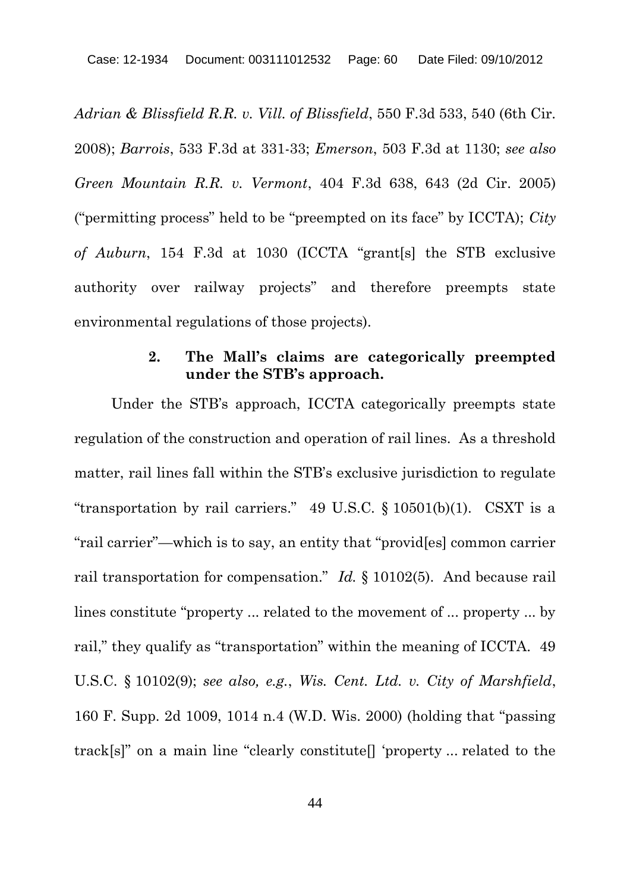*Adrian & Blissfield R.R. v. Vill. of Blissfield*, 550 F.3d 533, 540 (6th Cir. 2008); *Barrois*, 533 F.3d at 331-33; *Emerson*, 503 F.3d at 1130; *see also Green Mountain R.R. v. Vermont*, 404 F.3d 638, 643 (2d Cir. 2005) ("permitting process" held to be "preempted on its face" by ICCTA); *City of Auburn*, 154 F.3d at 1030 (ICCTA "grant[s] the STB exclusive authority over railway projects" and therefore preempts state environmental regulations of those projects).

### 2. The Mall's claims are categorically preempted under the STB's approach.

Under the STB's approach, ICCTA categorically preempts state regulation of the construction and operation of rail lines. As a threshold matter, rail lines fall within the STB's exclusive jurisdiction to regulate "transportation by rail carriers." 49 U.S.C. § 10501(b)(1). CSXT is a "rail carrier"—which is to say, an entity that "provid[es] common carrier rail transportation for compensation." *Id.* § 10102(5). And because rail lines constitute "property ... related to the movement of ... property ... by rail," they qualify as "transportation" within the meaning of ICCTA. 49 U.S.C. § 10102(9); *see also, e.g.*, *Wis. Cent. Ltd. v. City of Marshfield*, 160 F. Supp. 2d 1009, 1014 n.4 (W.D. Wis. 2000) (holding that "passing track[s]" on a main line "clearly constitute[] 'property ... related to the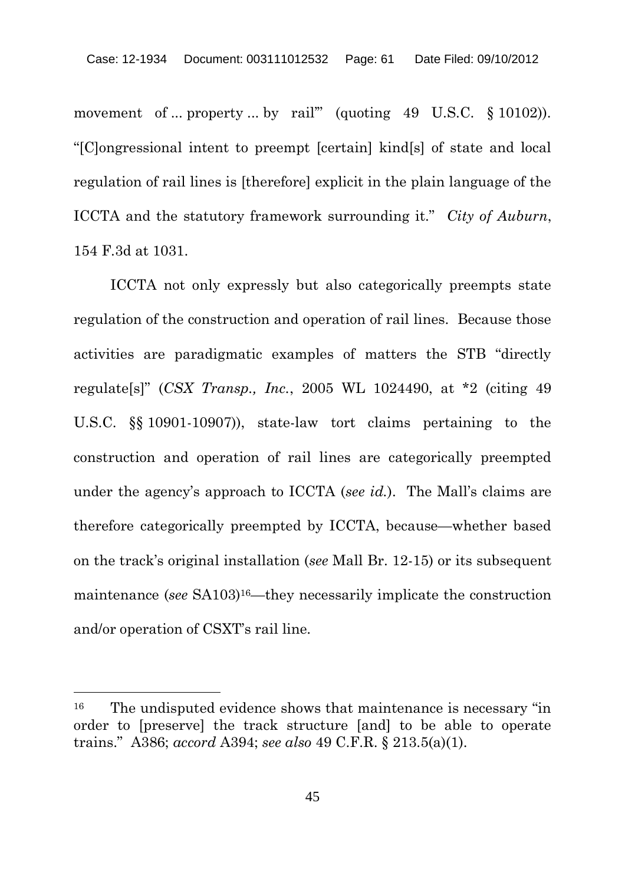movement of ... property ... by rail'" (quoting 49 U.S.C. § 10102)). "[C]ongressional intent to preempt [certain] kind[s] of state and local regulation of rail lines is [therefore] explicit in the plain language of the ICCTA and the statutory framework surrounding it." *City of Auburn*, 154 F.3d at 1031.

ICCTA not only expressly but also categorically preempts state regulation of the construction and operation of rail lines. Because those activities are paradigmatic examples of matters the STB "directly regulate[s]" (*CSX Transp., Inc.*, 2005 WL 1024490, at *2 (citing 49 U.S.C. §§ 10901-10907)), state-law tort claims pertaining to the construction and operation of rail lines are categorically preempted under the agency's approach to ICCTA (*see id.*). The Mall's claims are therefore categorically preempted by ICCTA, because—whether based on the track's original installation (*see* Mall Br. 12-15) or its subsequent maintenance (*see* SA103)[16]—they necessarily implicate the construction and/or operation of CSXT's rail line.

---

[16] The undisputed evidence shows that maintenance is necessary "in order to [preserve] the track structure [and] to be able to operate trains." A386; *accord* A394; *see also* 49 C.F.R. § 213.5(a)(1).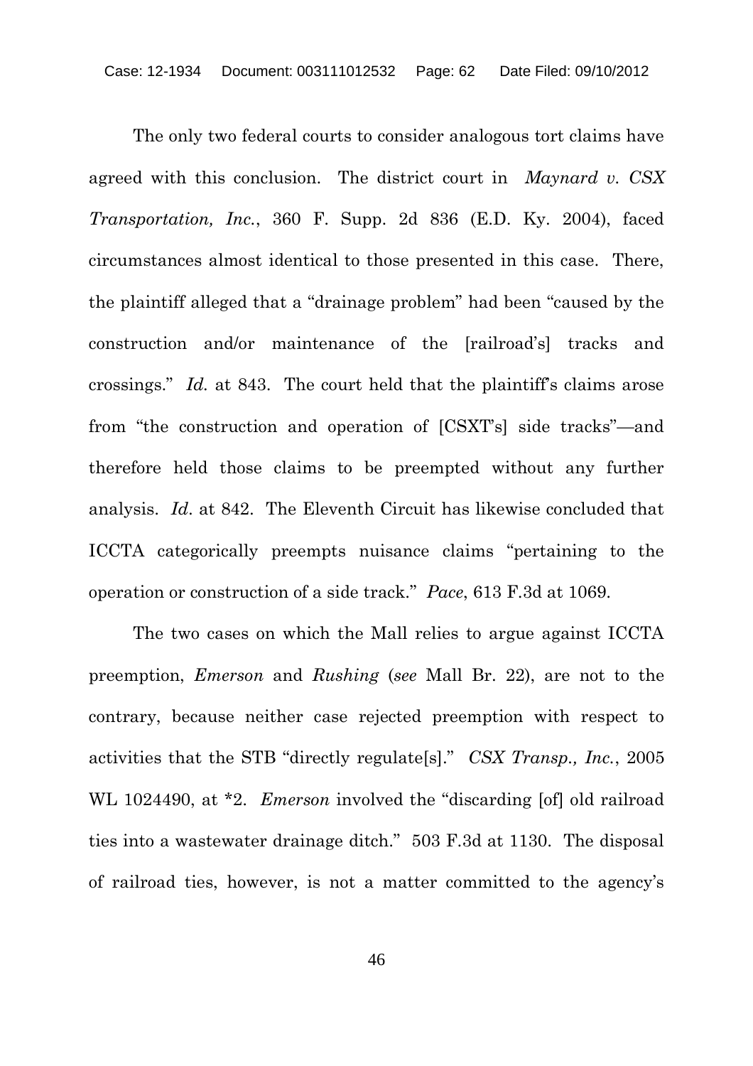The only two federal courts to consider analogous tort claims have agreed with this conclusion. The district court in *Maynard v. CSX Transportation, Inc.*, 360 F. Supp. 2d 836 (E.D. Ky. 2004), faced circumstances almost identical to those presented in this case. There, the plaintiff alleged that a "drainage problem" had been "caused by the construction and/or maintenance of the [railroad's] tracks and crossings." *Id.* at 843. The court held that the plaintiff's claims arose from "the construction and operation of [CSXT's] side tracks"—and therefore held those claims to be preempted without any further analysis. *Id*. at 842. The Eleventh Circuit has likewise concluded that ICCTA categorically preempts nuisance claims "pertaining to the operation or construction of a side track." *Pace*, 613 F.3d at 1069.

The two cases on which the Mall relies to argue against ICCTA preemption, *Emerson* and *Rushing* (*see* Mall Br. 22), are not to the contrary, because neither case rejected preemption with respect to activities that the STB "directly regulate[s]." *CSX Transp., Inc.*, 2005 WL 1024490, at *2. *Emerson* involved the "discarding [of] old railroad ties into a wastewater drainage ditch." 503 F.3d at 1130. The disposal of railroad ties, however, is not a matter committed to the agency's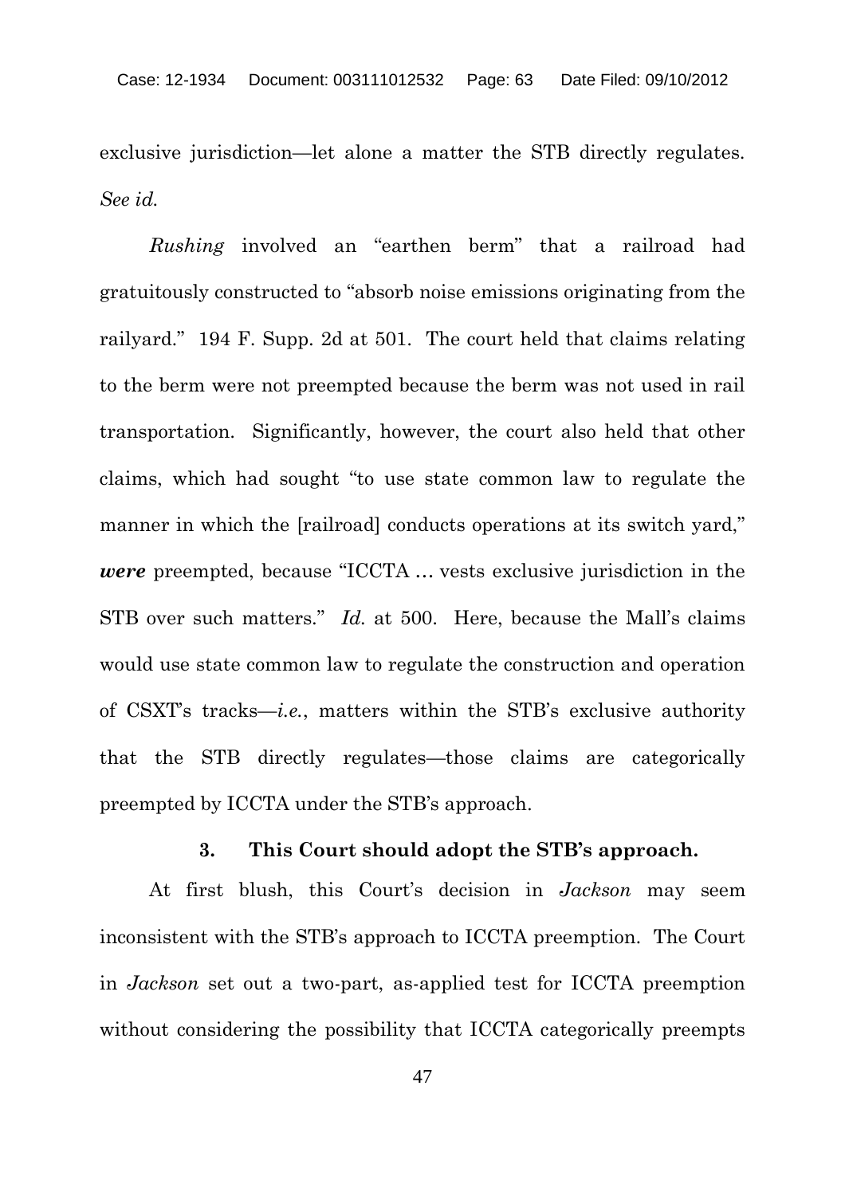exclusive jurisdiction—let alone a matter the STB directly regulates. *See id.*

*Rushing* involved an "earthen berm" that a railroad had gratuitously constructed to "absorb noise emissions originating from the railyard." 194 F. Supp. 2d at 501. The court held that claims relating to the berm were not preempted because the berm was not used in rail transportation. Significantly, however, the court also held that other claims, which had sought "to use state common law to regulate the manner in which the [railroad] conducts operations at its switch yard," ***were*** preempted, because "ICCTA … vests exclusive jurisdiction in the STB over such matters." *Id.* at 500. Here, because the Mall's claims would use state common law to regulate the construction and operation of CSXT's tracks—*i.e.*, matters within the STB's exclusive authority that the STB directly regulates—those claims are categorically preempted by ICCTA under the STB's approach.

### 3. This Court should adopt the STB's approach.

At first blush, this Court's decision in *Jackson* may seem inconsistent with the STB's approach to ICCTA preemption. The Court in *Jackson* set out a two-part, as-applied test for ICCTA preemption without considering the possibility that ICCTA categorically preempts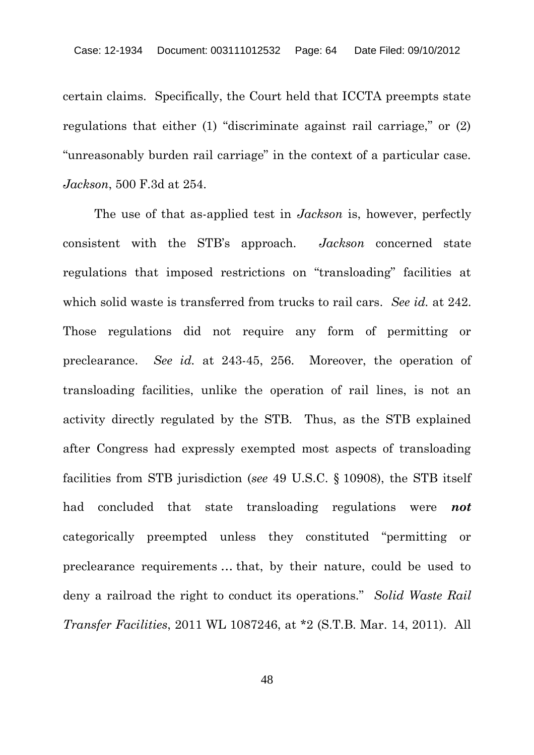certain claims. Specifically, the Court held that ICCTA preempts state regulations that either (1) "discriminate against rail carriage," or (2) "unreasonably burden rail carriage" in the context of a particular case. *Jackson*, 500 F.3d at 254.

The use of that as-applied test in *Jackson* is, however, perfectly consistent with the STB's approach. *Jackson* concerned state regulations that imposed restrictions on "transloading" facilities at which solid waste is transferred from trucks to rail cars. *See id.* at 242. Those regulations did not require any form of permitting or preclearance. *See id.* at 243-45, 256. Moreover, the operation of transloading facilities, unlike the operation of rail lines, is not an activity directly regulated by the STB. Thus, as the STB explained after Congress had expressly exempted most aspects of transloading facilities from STB jurisdiction (*see* 49 U.S.C. § 10908), the STB itself had concluded that state transloading regulations were ***not*** categorically preempted unless they constituted "permitting or preclearance requirements … that, by their nature, could be used to deny a railroad the right to conduct its operations." *Solid Waste Rail Transfer Facilities*, 2011 WL 1087246, at *2 (S.T.B. Mar. 14, 2011). All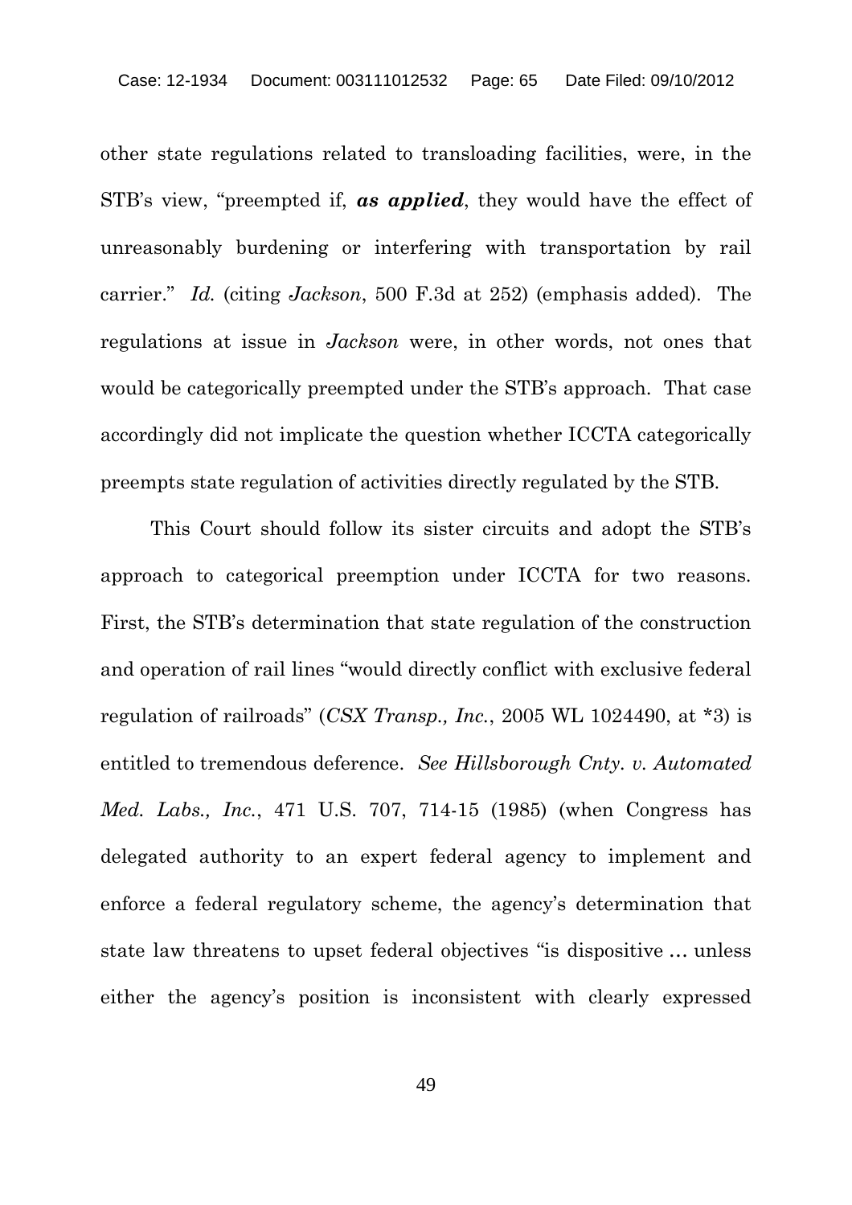other state regulations related to transloading facilities, were, in the STB's view, "preempted if, ***as applied***, they would have the effect of unreasonably burdening or interfering with transportation by rail carrier." *Id.* (citing *Jackson*, 500 F.3d at 252) (emphasis added). The regulations at issue in *Jackson* were, in other words, not ones that would be categorically preempted under the STB's approach. That case accordingly did not implicate the question whether ICCTA categorically preempts state regulation of activities directly regulated by the STB.

This Court should follow its sister circuits and adopt the STB's approach to categorical preemption under ICCTA for two reasons. First, the STB's determination that state regulation of the construction and operation of rail lines "would directly conflict with exclusive federal regulation of railroads" (*CSX Transp., Inc.*, 2005 WL 1024490, at *3) is entitled to tremendous deference. *See Hillsborough Cnty. v. Automated Med. Labs., Inc.*, 471 U.S. 707, 714-15 (1985) (when Congress has delegated authority to an expert federal agency to implement and enforce a federal regulatory scheme, the agency's determination that state law threatens to upset federal objectives "is dispositive … unless either the agency's position is inconsistent with clearly expressed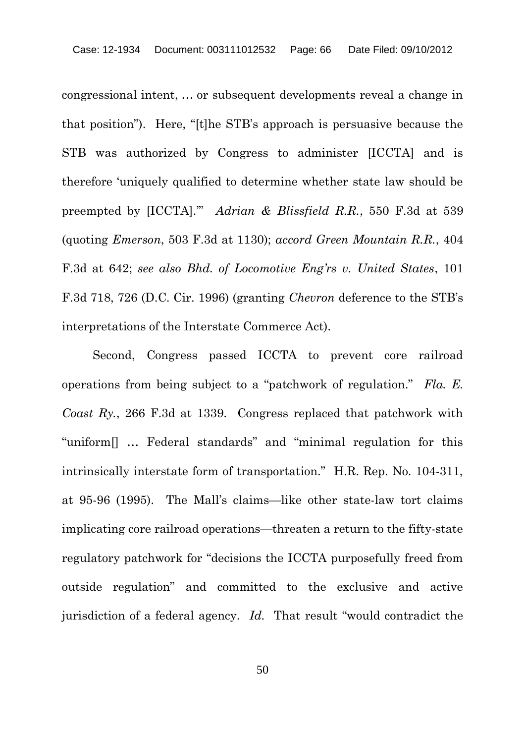congressional intent, … or subsequent developments reveal a change in that position"). Here, "[t]he STB's approach is persuasive because the STB was authorized by Congress to administer [ICCTA] and is therefore 'uniquely qualified to determine whether state law should be preempted by [ICCTA].'" *Adrian & Blissfield R.R.*, 550 F.3d at 539 (quoting *Emerson*, 503 F.3d at 1130); *accord Green Mountain R.R.*, 404 F.3d at 642; *see also Bhd. of Locomotive Eng'rs v. United States*, 101 F.3d 718, 726 (D.C. Cir. 1996) (granting *Chevron* deference to the STB's interpretations of the Interstate Commerce Act).

Second, Congress passed ICCTA to prevent core railroad operations from being subject to a "patchwork of regulation." *Fla. E. Coast Ry.*, 266 F.3d at 1339. Congress replaced that patchwork with "uniform[] … Federal standards" and "minimal regulation for this intrinsically interstate form of transportation." H.R. Rep. No. 104-311, at 95-96 (1995). The Mall's claims—like other state-law tort claims implicating core railroad operations—threaten a return to the fifty-state regulatory patchwork for "decisions the ICCTA purposefully freed from outside regulation" and committed to the exclusive and active jurisdiction of a federal agency. *Id.* That result "would contradict the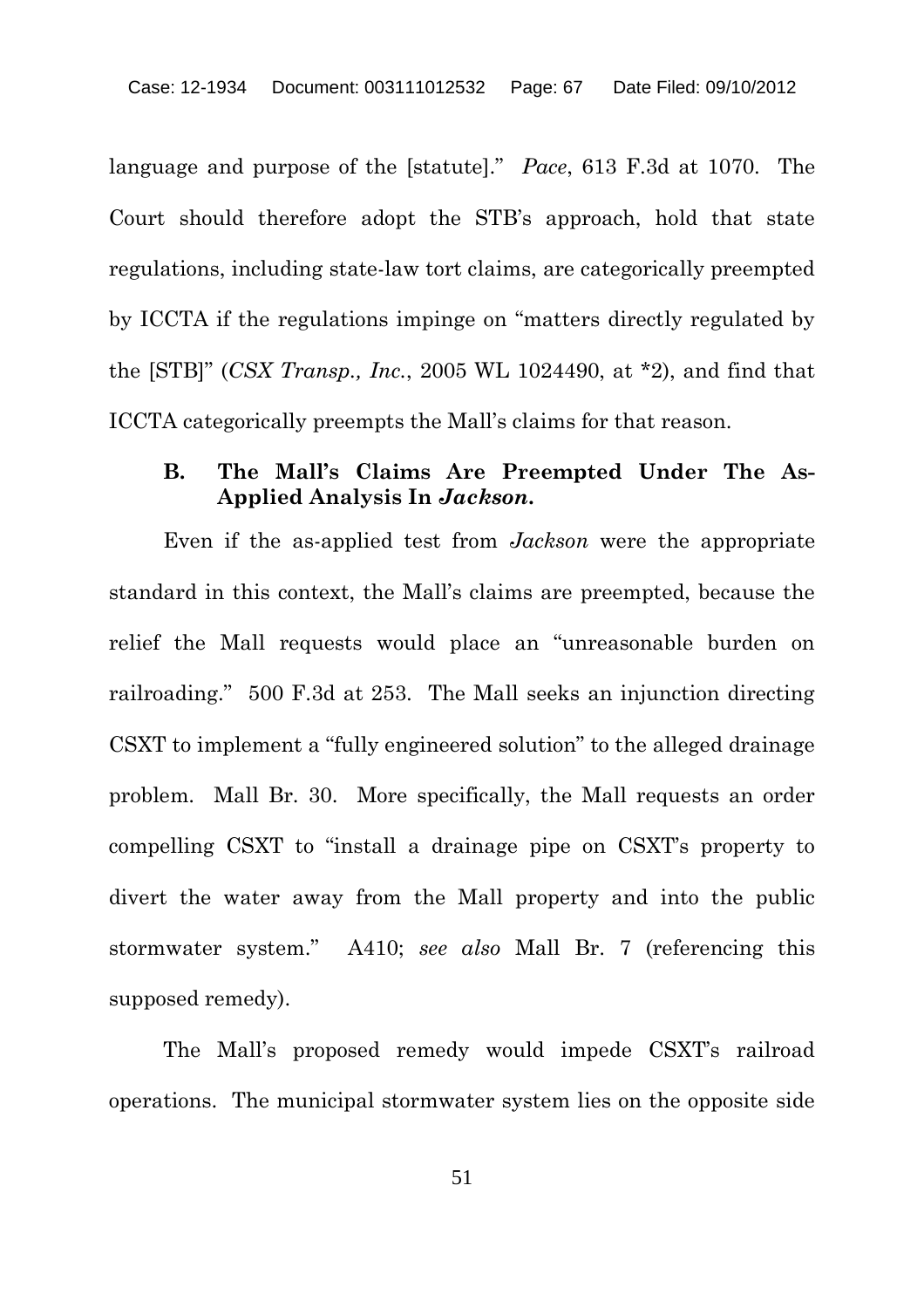language and purpose of the [statute]." *Pace*, 613 F.3d at 1070. The Court should therefore adopt the STB's approach, hold that state regulations, including state-law tort claims, are categorically preempted by ICCTA if the regulations impinge on "matters directly regulated by the [STB]" (*CSX Transp., Inc.*, 2005 WL 1024490, at *2), and find that ICCTA categorically preempts the Mall's claims for that reason.

### B. The Mall's Claims Are Preempted Under The As-Applied Analysis In *Jackson*.

Even if the as-applied test from *Jackson* were the appropriate standard in this context, the Mall's claims are preempted, because the relief the Mall requests would place an "unreasonable burden on railroading." 500 F.3d at 253. The Mall seeks an injunction directing CSXT to implement a "fully engineered solution" to the alleged drainage problem. Mall Br. 30. More specifically, the Mall requests an order compelling CSXT to "install a drainage pipe on CSXT's property to divert the water away from the Mall property and into the public stormwater system." A410; *see also* Mall Br. 7 (referencing this supposed remedy).

The Mall's proposed remedy would impede CSXT's railroad operations. The municipal stormwater system lies on the opposite side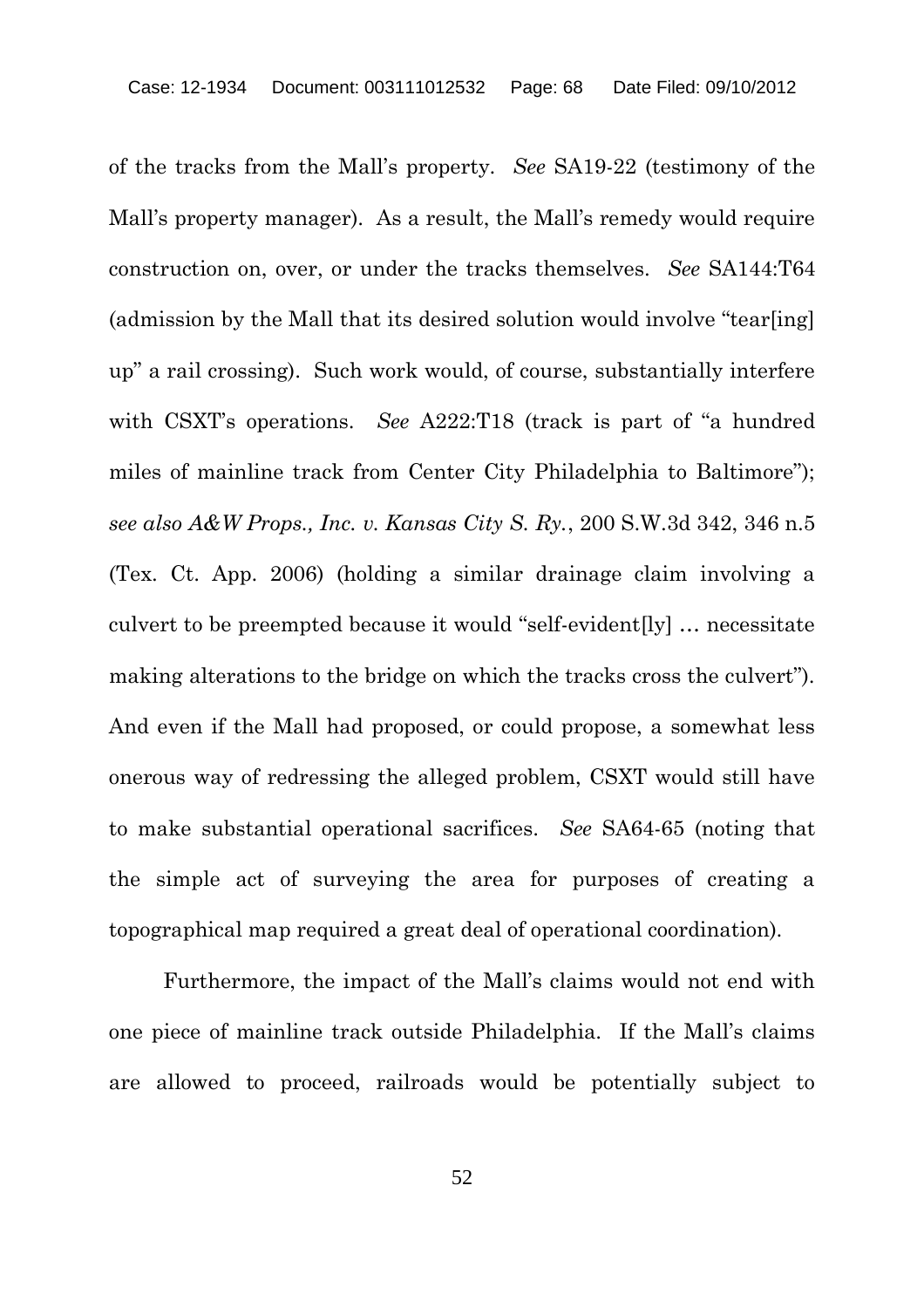of the tracks from the Mall's property. *See* SA19-22 (testimony of the Mall's property manager). As a result, the Mall's remedy would require construction on, over, or under the tracks themselves. *See* SA144:T64 (admission by the Mall that its desired solution would involve "tear[ing] up" a rail crossing). Such work would, of course, substantially interfere with CSXT's operations. *See* A222:T18 (track is part of "a hundred miles of mainline track from Center City Philadelphia to Baltimore"); *see also A&W Props., Inc. v. Kansas City S. Ry.*, 200 S.W.3d 342, 346 n.5 (Tex. Ct. App. 2006) (holding a similar drainage claim involving a culvert to be preempted because it would "self-evident[ly] … necessitate making alterations to the bridge on which the tracks cross the culvert"). And even if the Mall had proposed, or could propose, a somewhat less onerous way of redressing the alleged problem, CSXT would still have to make substantial operational sacrifices. *See* SA64-65 (noting that the simple act of surveying the area for purposes of creating a topographical map required a great deal of operational coordination).

Furthermore, the impact of the Mall's claims would not end with one piece of mainline track outside Philadelphia. If the Mall's claims are allowed to proceed, railroads would be potentially subject to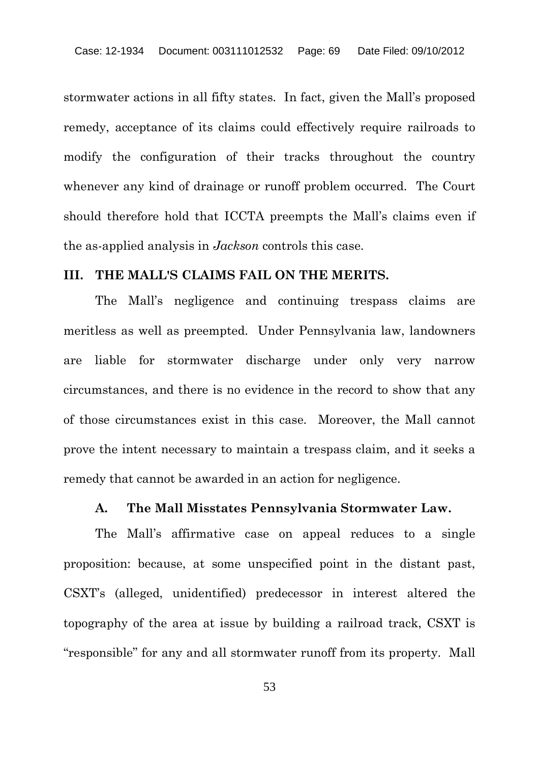stormwater actions in all fifty states. In fact, given the Mall's proposed remedy, acceptance of its claims could effectively require railroads to modify the configuration of their tracks throughout the country whenever any kind of drainage or runoff problem occurred. The Court should therefore hold that ICCTA preempts the Mall's claims even if the as-applied analysis in *Jackson* controls this case.

## III. THE MALL'S CLAIMS FAIL ON THE MERITS.

The Mall's negligence and continuing trespass claims are meritless as well as preempted. Under Pennsylvania law, landowners are liable for stormwater discharge under only very narrow circumstances, and there is no evidence in the record to show that any of those circumstances exist in this case. Moreover, the Mall cannot prove the intent necessary to maintain a trespass claim, and it seeks a remedy that cannot be awarded in an action for negligence.

### A. The Mall Misstates Pennsylvania Stormwater Law.

The Mall's affirmative case on appeal reduces to a single proposition: because, at some unspecified point in the distant past, CSXT's (alleged, unidentified) predecessor in interest altered the topography of the area at issue by building a railroad track, CSXT is "responsible" for any and all stormwater runoff from its property. Mall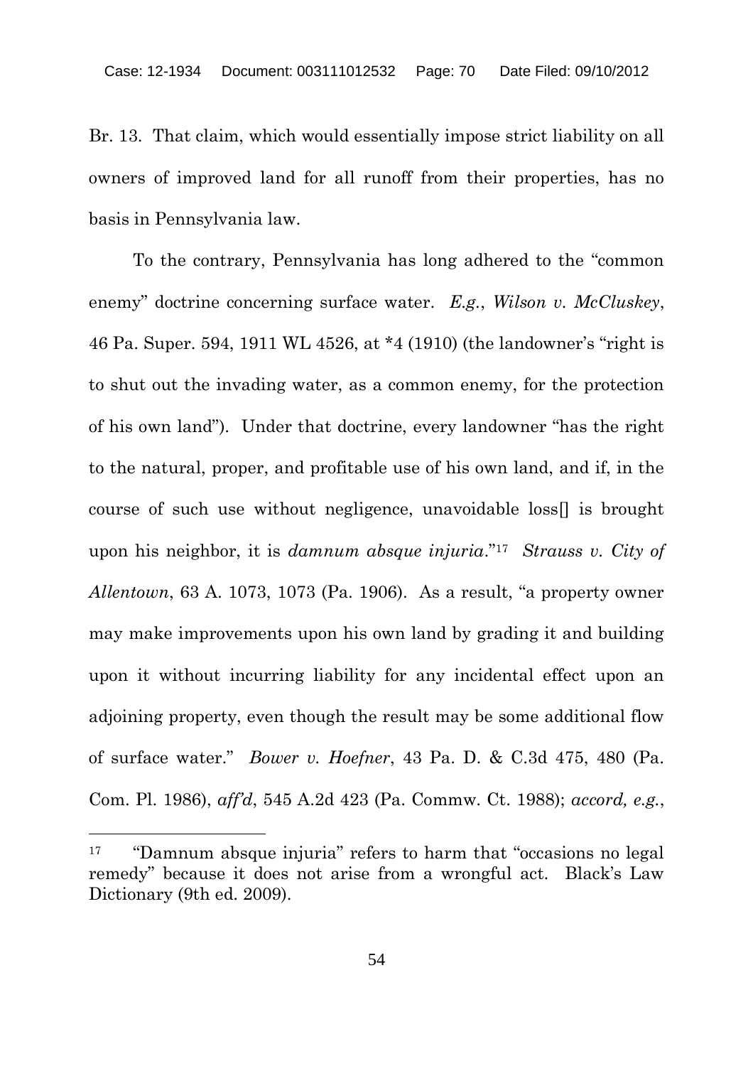Br. 13. That claim, which would essentially impose strict liability on all owners of improved land for all runoff from their properties, has no basis in Pennsylvania law.

To the contrary, Pennsylvania has long adhered to the "common enemy" doctrine concerning surface water. *E.g.*, *Wilson v. McCluskey*, 46 Pa. Super. 594, 1911 WL 4526, at *4 (1910) (the landowner's "right is to shut out the invading water, as a common enemy, for the protection of his own land"). Under that doctrine, every landowner "has the right to the natural, proper, and profitable use of his own land, and if, in the course of such use without negligence, unavoidable loss[] is brought upon his neighbor, it is *damnum absque injuria*."[17] *Strauss v. City of Allentown*, 63 A. 1073, 1073 (Pa. 1906). As a result, "a property owner may make improvements upon his own land by grading it and building upon it without incurring liability for any incidental effect upon an adjoining property, even though the result may be some additional flow of surface water." *Bower v. Hoefner*, 43 Pa. D. & C.3d 475, 480 (Pa. Com. Pl. 1986), *aff'd*, 545 A.2d 423 (Pa. Commw. Ct. 1988); *accord, e.g.*,

---

[17] "Damnum absque injuria" refers to harm that "occasions no legal remedy" because it does not arise from a wrongful act. Black's Law Dictionary (9th ed. 2009).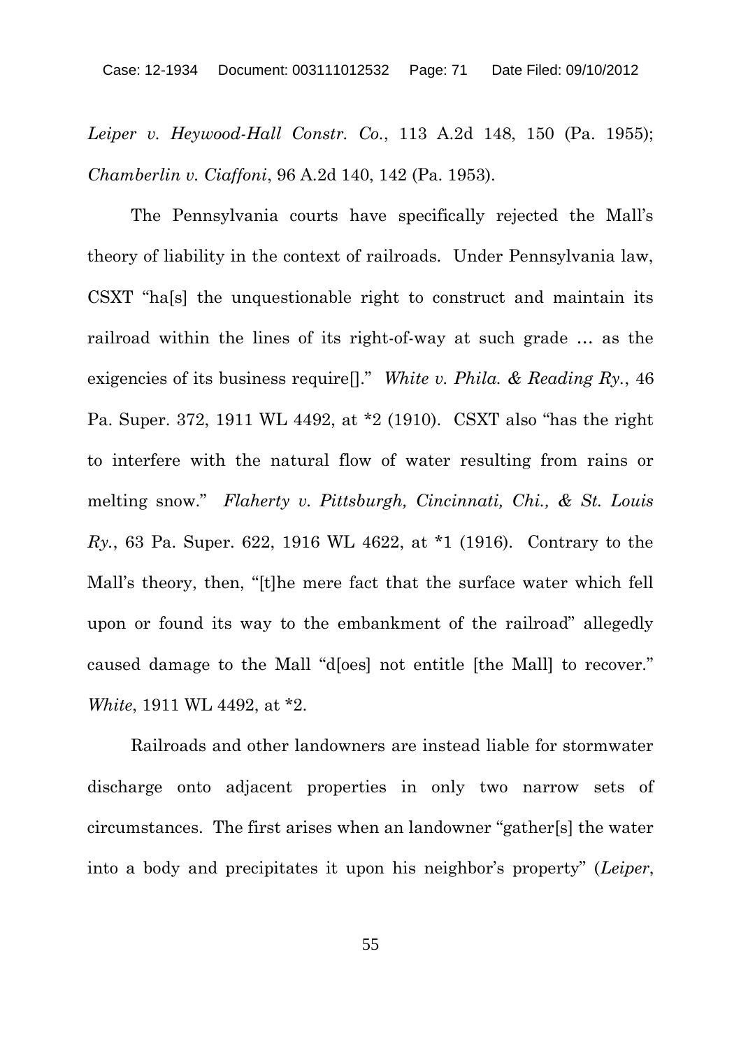*Leiper v. Heywood-Hall Constr. Co.*, 113 A.2d 148, 150 (Pa. 1955); *Chamberlin v. Ciaffoni*, 96 A.2d 140, 142 (Pa. 1953).

The Pennsylvania courts have specifically rejected the Mall's theory of liability in the context of railroads. Under Pennsylvania law, CSXT "ha[s] the unquestionable right to construct and maintain its railroad within the lines of its right-of-way at such grade … as the exigencies of its business require[]." *White v. Phila. & Reading Ry.*, 46 Pa. Super. 372, 1911 WL 4492, at *2 (1910). CSXT also "has the right to interfere with the natural flow of water resulting from rains or melting snow." *Flaherty v. Pittsburgh, Cincinnati, Chi., & St. Louis Ry.*, 63 Pa. Super. 622, 1916 WL 4622, at *1 (1916). Contrary to the Mall's theory, then, "[t]he mere fact that the surface water which fell upon or found its way to the embankment of the railroad" allegedly caused damage to the Mall "d[oes] not entitle [the Mall] to recover." *White*, 1911 WL 4492, at *2.

Railroads and other landowners are instead liable for stormwater discharge onto adjacent properties in only two narrow sets of circumstances. The first arises when an landowner "gather[s] the water into a body and precipitates it upon his neighbor's property" (*Leiper*,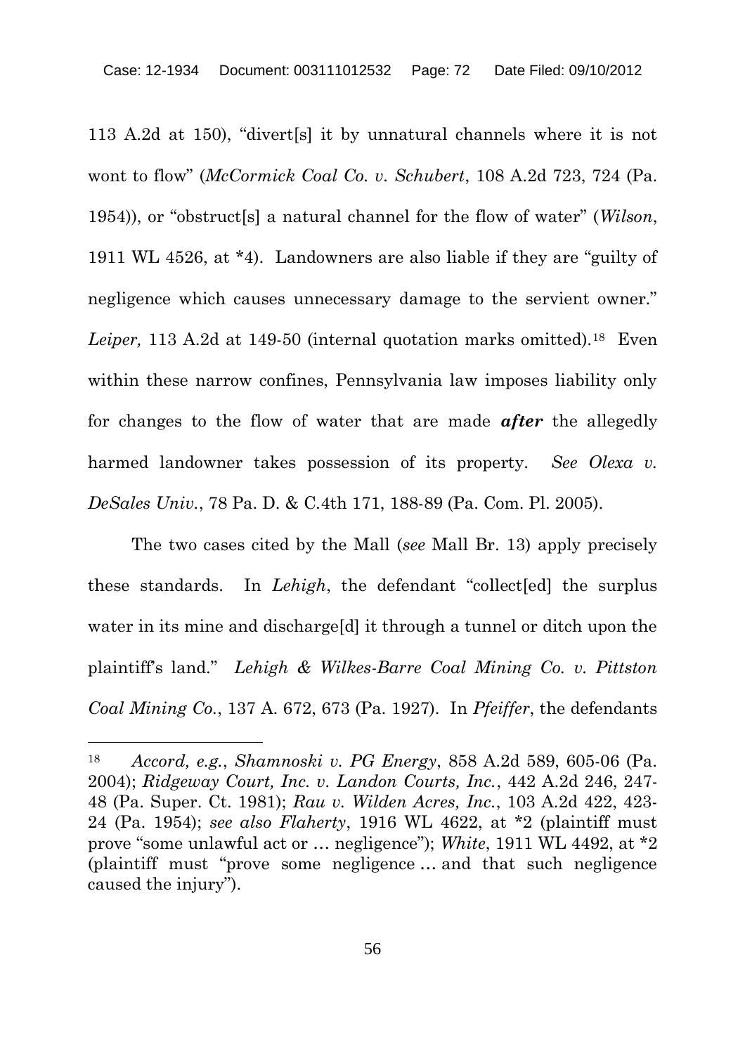113 A.2d at 150), "divert[s] it by unnatural channels where it is not wont to flow" (*McCormick Coal Co. v. Schubert*, 108 A.2d 723, 724 (Pa. 1954)), or "obstruct[s] a natural channel for the flow of water" (*Wilson*, 1911 WL 4526, at *4). Landowners are also liable if they are "guilty of negligence which causes unnecessary damage to the servient owner." *Leiper,* 113 A.2d at 149-50 (internal quotation marks omitted).[18] Even within these narrow confines, Pennsylvania law imposes liability only for changes to the flow of water that are made ***after*** the allegedly harmed landowner takes possession of its property. *See Olexa v. DeSales Univ.*, 78 Pa. D. & C.4th 171, 188-89 (Pa. Com. Pl. 2005).

The two cases cited by the Mall (*see* Mall Br. 13) apply precisely these standards. In *Lehigh*, the defendant "collect[ed] the surplus water in its mine and discharge[d] it through a tunnel or ditch upon the plaintiff's land." *Lehigh & Wilkes-Barre Coal Mining Co. v. Pittston Coal Mining Co.*, 137 A. 672, 673 (Pa. 1927). In *Pfeiffer*, the defendants

---

[18] *Accord, e.g.*, *Shamnoski v. PG Energy*, 858 A.2d 589, 605-06 (Pa. 2004); *Ridgeway Court, Inc. v. Landon Courts, Inc.*, 442 A.2d 246, 247-48 (Pa. Super. Ct. 1981); *Rau v. Wilden Acres, Inc.*, 103 A.2d 422, 423-24 (Pa. 1954); *see also Flaherty*, 1916 WL 4622, at *2 (plaintiff must prove "some unlawful act or … negligence"); *White*, 1911 WL 4492, at *2 (plaintiff must "prove some negligence … and that such negligence caused the injury").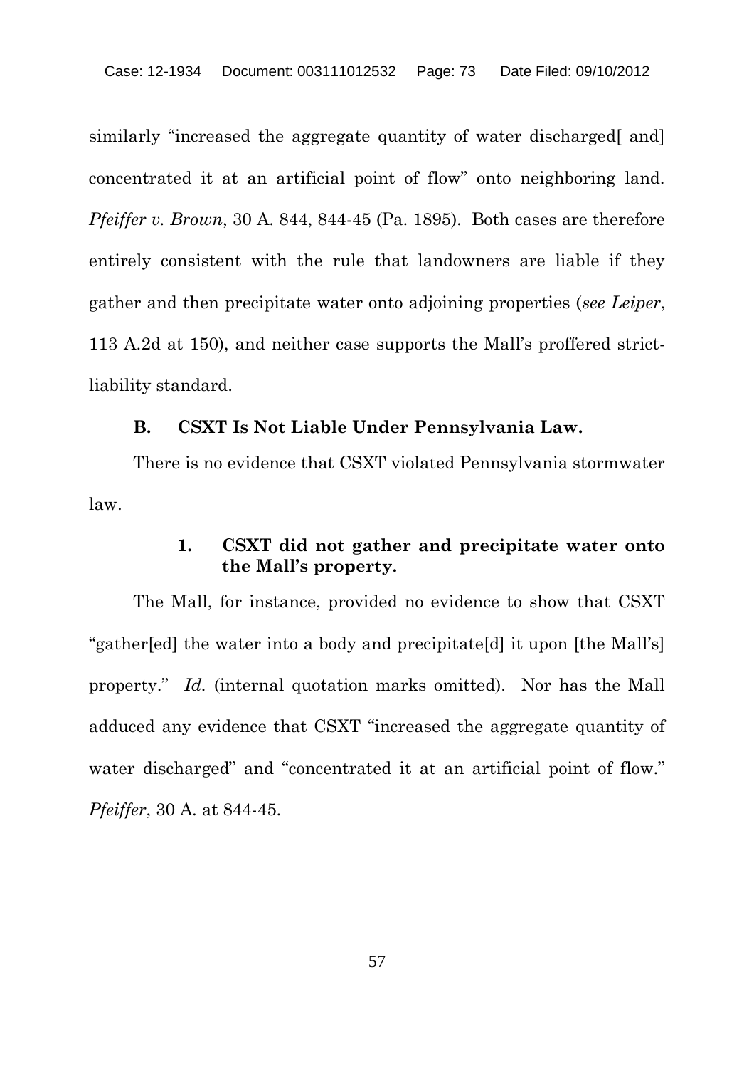similarly "increased the aggregate quantity of water discharged[ and] concentrated it at an artificial point of flow" onto neighboring land. *Pfeiffer v. Brown*, 30 A. 844, 844-45 (Pa. 1895). Both cases are therefore entirely consistent with the rule that landowners are liable if they gather and then precipitate water onto adjoining properties (*see Leiper*, 113 A.2d at 150), and neither case supports the Mall's proffered strict-liability standard.

## B. CSXT Is Not Liable Under Pennsylvania Law.

There is no evidence that CSXT violated Pennsylvania stormwater law.

### 1. CSXT did not gather and precipitate water onto the Mall's property.

The Mall, for instance, provided no evidence to show that CSXT "gather[ed] the water into a body and precipitate[d] it upon [the Mall's] property." *Id.* (internal quotation marks omitted). Nor has the Mall adduced any evidence that CSXT "increased the aggregate quantity of water discharged" and "concentrated it at an artificial point of flow." *Pfeiffer*, 30 A. at 844-45.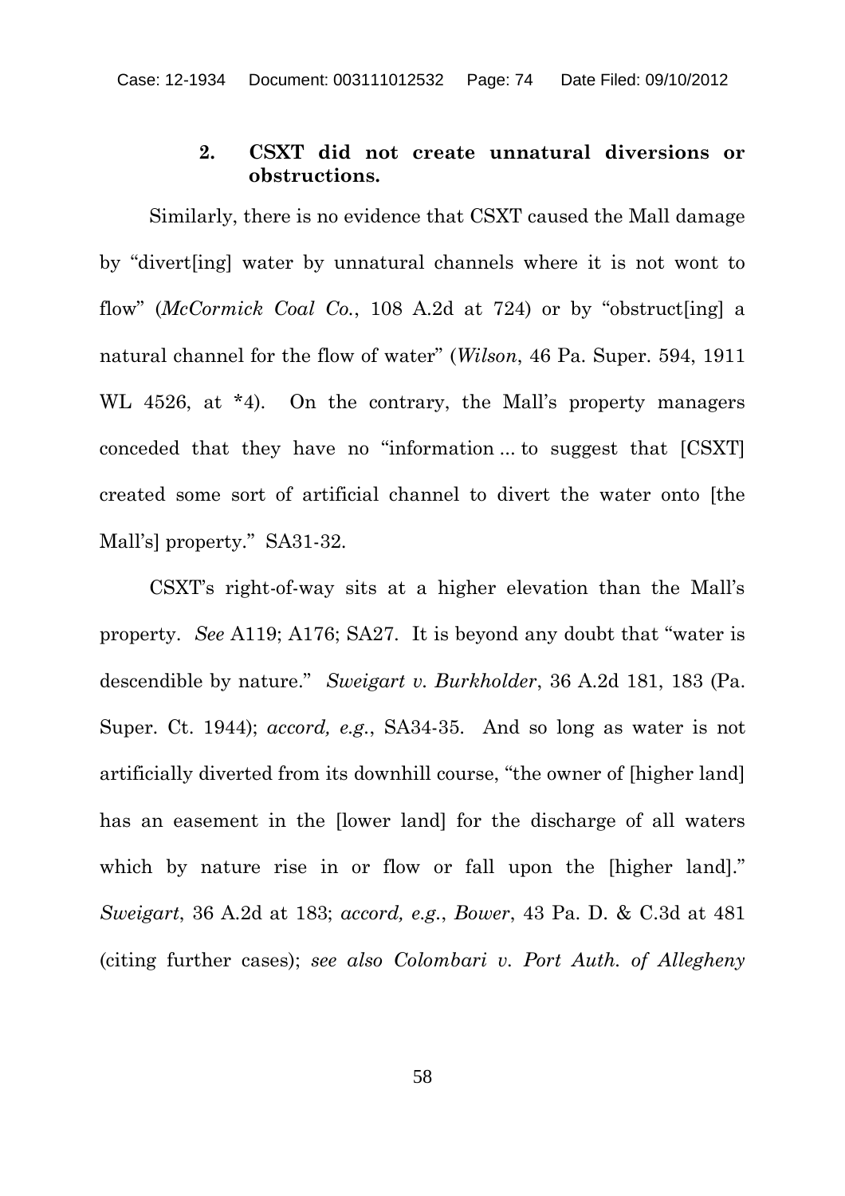### 2. CSXT did not create unnatural diversions or obstructions.

Similarly, there is no evidence that CSXT caused the Mall damage by "divert[ing] water by unnatural channels where it is not wont to flow" (*McCormick Coal Co.*, 108 A.2d at 724) or by "obstruct[ing] a natural channel for the flow of water" (*Wilson*, 46 Pa. Super. 594, 1911 WL 4526, at *4). On the contrary, the Mall's property managers conceded that they have no "information ... to suggest that [CSXT] created some sort of artificial channel to divert the water onto [the Mall's] property." SA31-32.

CSXT's right-of-way sits at a higher elevation than the Mall's property. *See* A119; A176; SA27. It is beyond any doubt that "water is descendible by nature." *Sweigart v. Burkholder*, 36 A.2d 181, 183 (Pa. Super. Ct. 1944); *accord, e.g.*, SA34-35. And so long as water is not artificially diverted from its downhill course, "the owner of [higher land] has an easement in the [lower land] for the discharge of all waters which by nature rise in or flow or fall upon the [higher land]." *Sweigart*, 36 A.2d at 183; *accord, e.g.*, *Bower*, 43 Pa. D. & C.3d at 481 (citing further cases); *see also Colombari v. Port Auth. of Allegheny*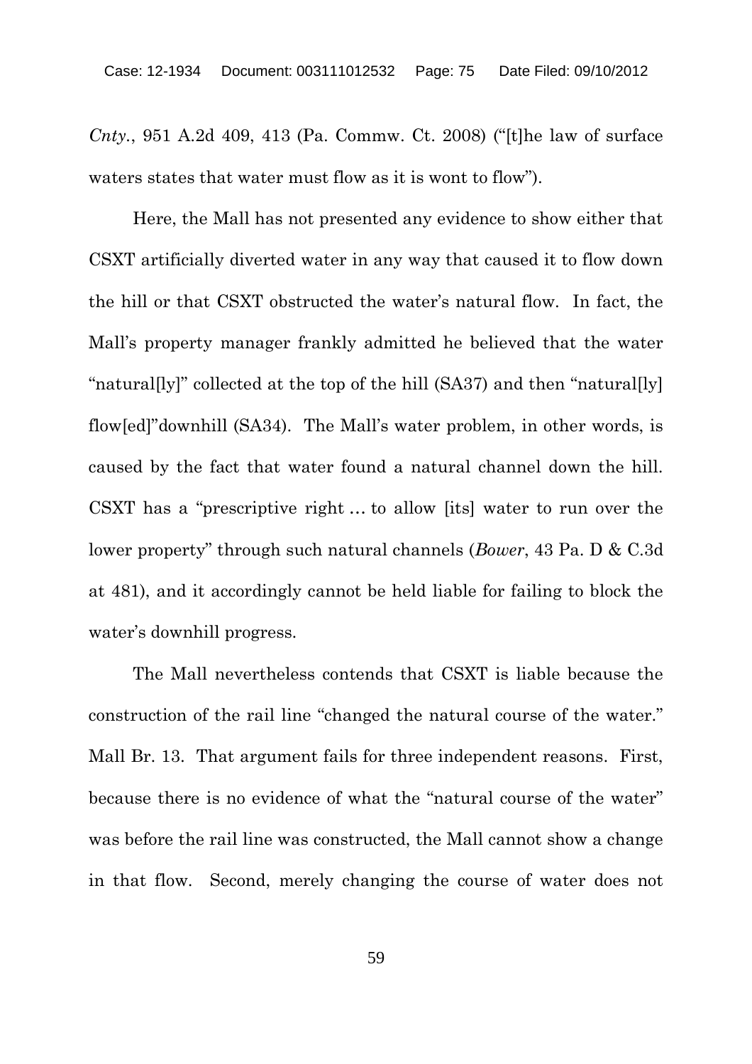*Cnty.*, 951 A.2d 409, 413 (Pa. Commw. Ct. 2008) ("[t]he law of surface waters states that water must flow as it is wont to flow").

Here, the Mall has not presented any evidence to show either that CSXT artificially diverted water in any way that caused it to flow down the hill or that CSXT obstructed the water's natural flow. In fact, the Mall's property manager frankly admitted he believed that the water "natural[ly]" collected at the top of the hill (SA37) and then "natural[ly] flow[ed]"downhill (SA34). The Mall's water problem, in other words, is caused by the fact that water found a natural channel down the hill. CSXT has a "prescriptive right … to allow [its] water to run over the lower property" through such natural channels (*Bower*, 43 Pa. D & C.3d at 481), and it accordingly cannot be held liable for failing to block the water's downhill progress.

The Mall nevertheless contends that CSXT is liable because the construction of the rail line "changed the natural course of the water." Mall Br. 13. That argument fails for three independent reasons. First, because there is no evidence of what the "natural course of the water" was before the rail line was constructed, the Mall cannot show a change in that flow. Second, merely changing the course of water does not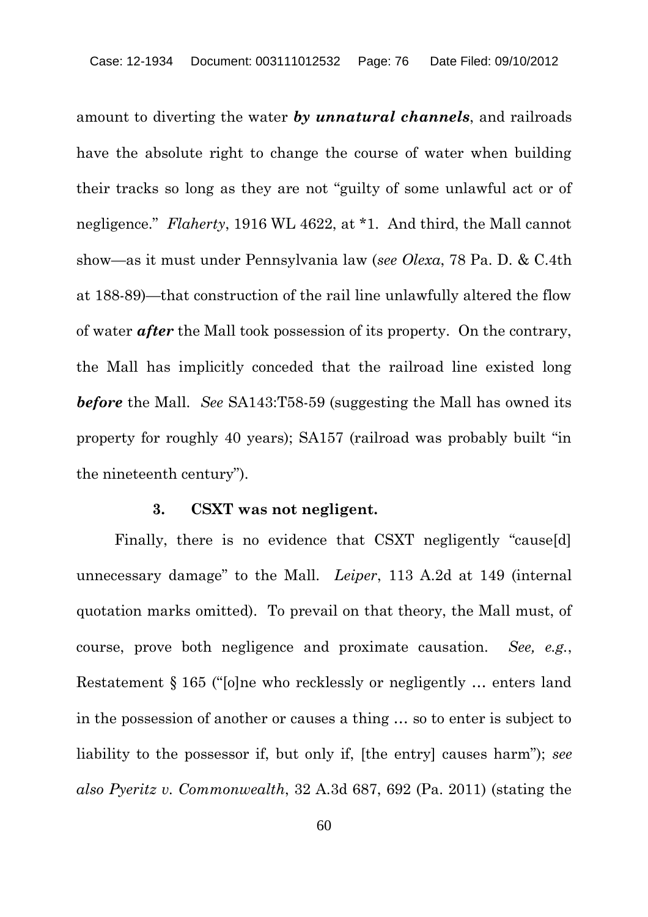amount to diverting the water ***by unnatural channels***, and railroads have the absolute right to change the course of water when building their tracks so long as they are not "guilty of some unlawful act or of negligence." *Flaherty*, 1916 WL 4622, at *1. And third, the Mall cannot show—as it must under Pennsylvania law (*see Olexa*, 78 Pa. D. & C.4th at 188-89)—that construction of the rail line unlawfully altered the flow of water ***after*** the Mall took possession of its property. On the contrary, the Mall has implicitly conceded that the railroad line existed long ***before*** the Mall. *See* SA143:T58-59 (suggesting the Mall has owned its property for roughly 40 years); SA157 (railroad was probably built "in the nineteenth century").

### 3. CSXT was not negligent.

Finally, there is no evidence that CSXT negligently "cause[d] unnecessary damage" to the Mall. *Leiper*, 113 A.2d at 149 (internal quotation marks omitted). To prevail on that theory, the Mall must, of course, prove both negligence and proximate causation. *See, e.g.*, Restatement § 165 ("[o]ne who recklessly or negligently … enters land in the possession of another or causes a thing … so to enter is subject to liability to the possessor if, but only if, [the entry] causes harm"); *see also Pyeritz v. Commonwealth*, 32 A.3d 687, 692 (Pa. 2011) (stating the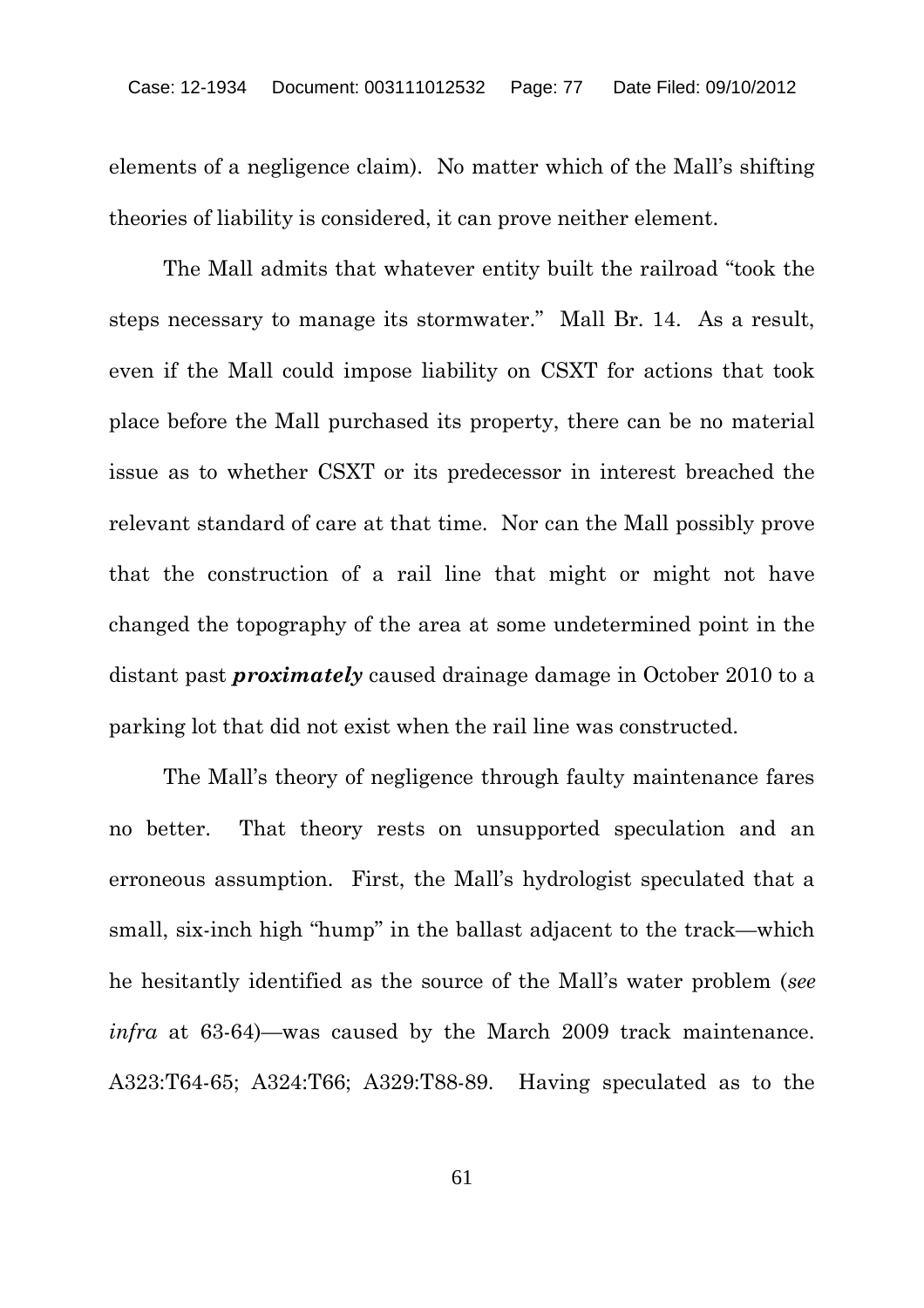elements of a negligence claim). No matter which of the Mall's shifting theories of liability is considered, it can prove neither element.

The Mall admits that whatever entity built the railroad "took the steps necessary to manage its stormwater." Mall Br. 14. As a result, even if the Mall could impose liability on CSXT for actions that took place before the Mall purchased its property, there can be no material issue as to whether CSXT or its predecessor in interest breached the relevant standard of care at that time. Nor can the Mall possibly prove that the construction of a rail line that might or might not have changed the topography of the area at some undetermined point in the distant past ***proximately*** caused drainage damage in October 2010 to a parking lot that did not exist when the rail line was constructed.

The Mall's theory of negligence through faulty maintenance fares no better. That theory rests on unsupported speculation and an erroneous assumption. First, the Mall's hydrologist speculated that a small, six-inch high "hump" in the ballast adjacent to the track—which he hesitantly identified as the source of the Mall's water problem (*see infra* at 63-64)—was caused by the March 2009 track maintenance. A323:T64-65; A324:T66; A329:T88-89. Having speculated as to the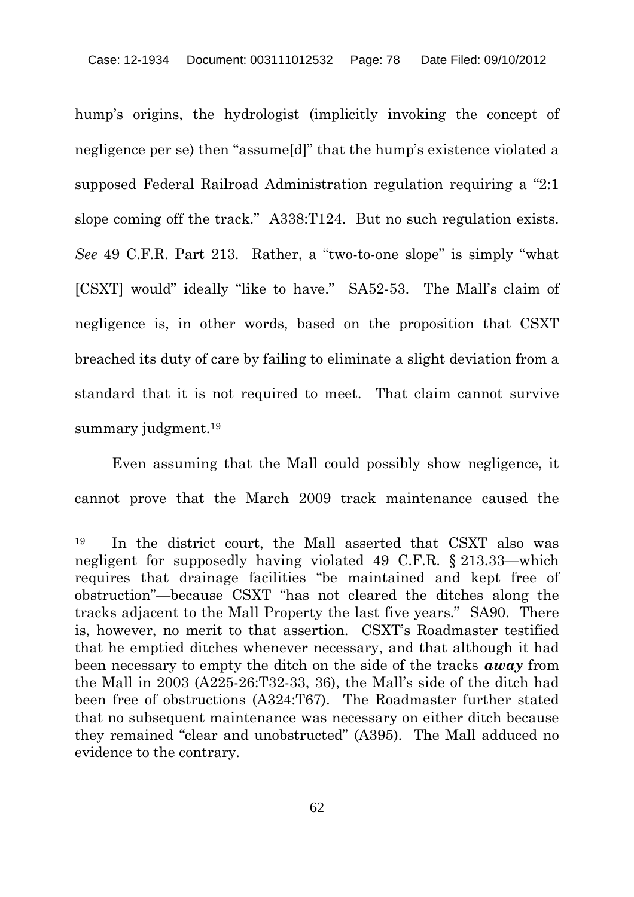hump's origins, the hydrologist (implicitly invoking the concept of negligence per se) then "assume[d]" that the hump's existence violated a supposed Federal Railroad Administration regulation requiring a "2:1 slope coming off the track." A338:T124. But no such regulation exists. *See* 49 C.F.R. Part 213. Rather, a "two-to-one slope" is simply "what [CSXT] would" ideally "like to have." SA52-53. The Mall's claim of negligence is, in other words, based on the proposition that CSXT breached its duty of care by failing to eliminate a slight deviation from a standard that it is not required to meet. That claim cannot survive summary judgment.[19]

Even assuming that the Mall could possibly show negligence, it cannot prove that the March 2009 track maintenance caused the

---

[19] In the district court, the Mall asserted that CSXT also was negligent for supposedly having violated 49 C.F.R. § 213.33—which requires that drainage facilities "be maintained and kept free of obstruction"—because CSXT "has not cleared the ditches along the tracks adjacent to the Mall Property the last five years." SA90. There is, however, no merit to that assertion. CSXT's Roadmaster testified that he emptied ditches whenever necessary, and that although it had been necessary to empty the ditch on the side of the tracks ***away*** from the Mall in 2003 (A225-26:T32-33, 36), the Mall's side of the ditch had been free of obstructions (A324:T67). The Roadmaster further stated that no subsequent maintenance was necessary on either ditch because they remained "clear and unobstructed" (A395). The Mall adduced no evidence to the contrary.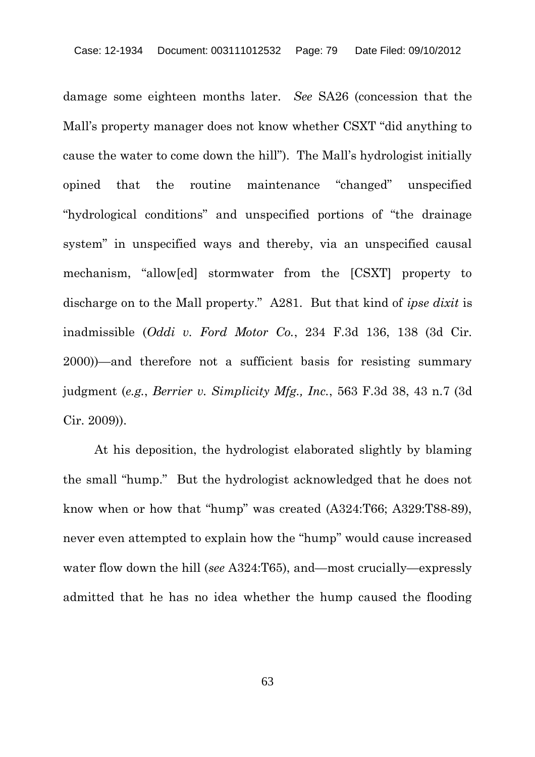damage some eighteen months later. *See* SA26 (concession that the Mall's property manager does not know whether CSXT "did anything to cause the water to come down the hill"). The Mall's hydrologist initially opined that the routine maintenance "changed" unspecified "hydrological conditions" and unspecified portions of "the drainage system" in unspecified ways and thereby, via an unspecified causal mechanism, "allow[ed] stormwater from the [CSXT] property to discharge on to the Mall property." A281. But that kind of *ipse dixit* is inadmissible (*Oddi v. Ford Motor Co.*, 234 F.3d 136, 138 (3d Cir. 2000))—and therefore not a sufficient basis for resisting summary judgment (*e.g.*, *Berrier v. Simplicity Mfg., Inc.*, 563 F.3d 38, 43 n.7 (3d Cir. 2009)).

At his deposition, the hydrologist elaborated slightly by blaming the small "hump." But the hydrologist acknowledged that he does not know when or how that "hump" was created (A324:T66; A329:T88-89), never even attempted to explain how the "hump" would cause increased water flow down the hill (*see* A324:T65), and—most crucially—expressly admitted that he has no idea whether the hump caused the flooding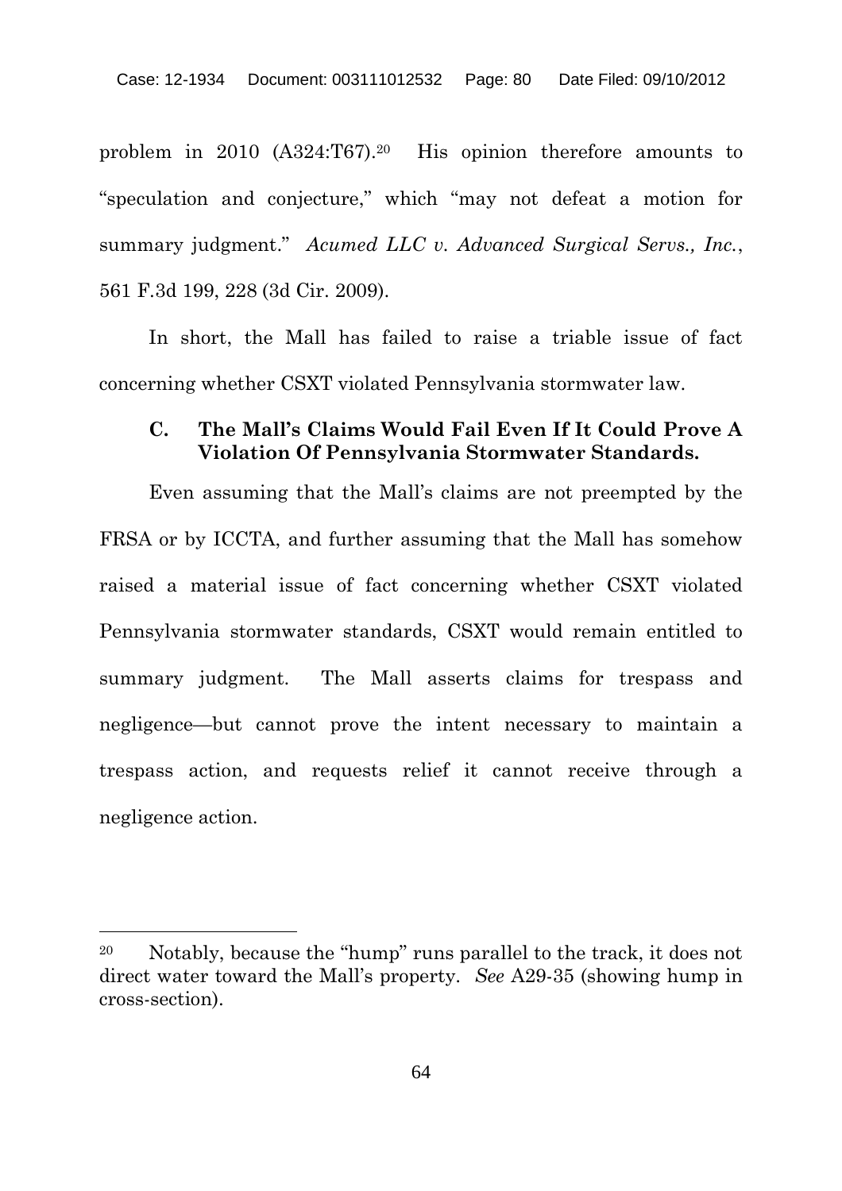problem in 2010 (A324:T67).[20] His opinion therefore amounts to "speculation and conjecture," which "may not defeat a motion for summary judgment." *Acumed LLC v. Advanced Surgical Servs., Inc.*, 561 F.3d 199, 228 (3d Cir. 2009).

In short, the Mall has failed to raise a triable issue of fact concerning whether CSXT violated Pennsylvania stormwater law.

### C. The Mall's Claims Would Fail Even If It Could Prove A Violation Of Pennsylvania Stormwater Standards.

Even assuming that the Mall's claims are not preempted by the FRSA or by ICCTA, and further assuming that the Mall has somehow raised a material issue of fact concerning whether CSXT violated Pennsylvania stormwater standards, CSXT would remain entitled to summary judgment. The Mall asserts claims for trespass and negligence—but cannot prove the intent necessary to maintain a trespass action, and requests relief it cannot receive through a negligence action.

---

[20] Notably, because the "hump" runs parallel to the track, it does not direct water toward the Mall's property. *See* A29-35 (showing hump in cross-section).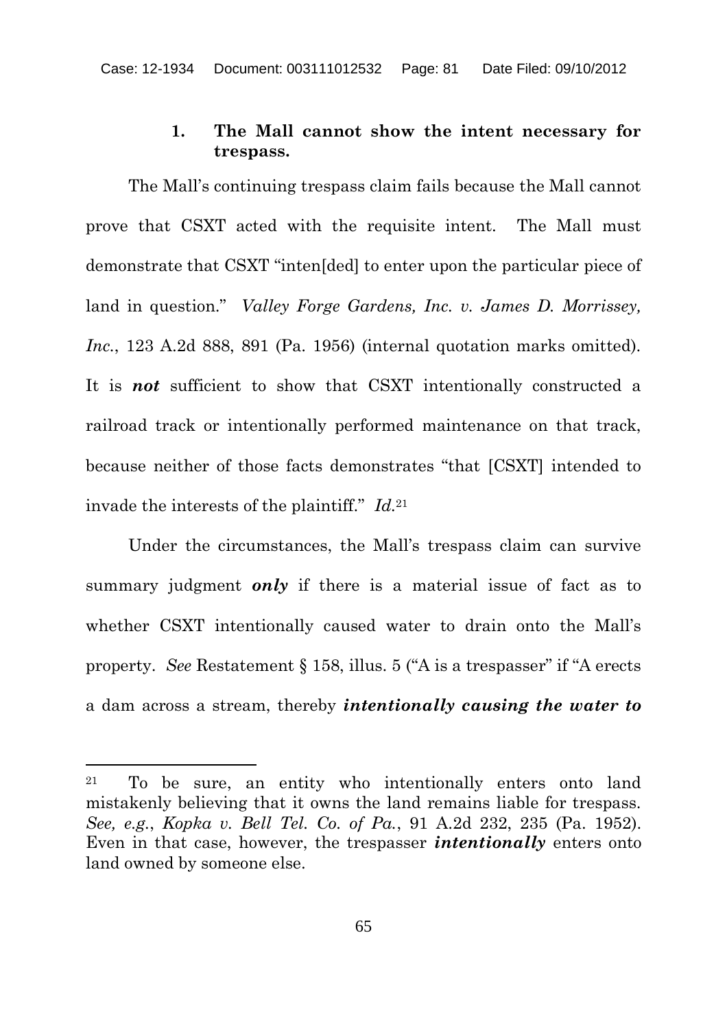### 1. The Mall cannot show the intent necessary for trespass.

The Mall's continuing trespass claim fails because the Mall cannot prove that CSXT acted with the requisite intent. The Mall must demonstrate that CSXT "inten[ded] to enter upon the particular piece of land in question." *Valley Forge Gardens, Inc. v. James D. Morrissey, Inc.*, 123 A.2d 888, 891 (Pa. 1956) (internal quotation marks omitted). It is ***not*** sufficient to show that CSXT intentionally constructed a railroad track or intentionally performed maintenance on that track, because neither of those facts demonstrates "that [CSXT] intended to invade the interests of the plaintiff." *Id.*[21]

Under the circumstances, the Mall's trespass claim can survive summary judgment ***only*** if there is a material issue of fact as to whether CSXT intentionally caused water to drain onto the Mall's property. *See* Restatement § 158, illus. 5 ("A is a trespasser" if "A erects a dam across a stream, thereby ***intentionally causing the water to***

---

[21] To be sure, an entity who intentionally enters onto land mistakenly believing that it owns the land remains liable for trespass. *See, e.g.*, *Kopka v. Bell Tel. Co. of Pa.*, 91 A.2d 232, 235 (Pa. 1952). Even in that case, however, the trespasser ***intentionally*** enters onto land owned by someone else.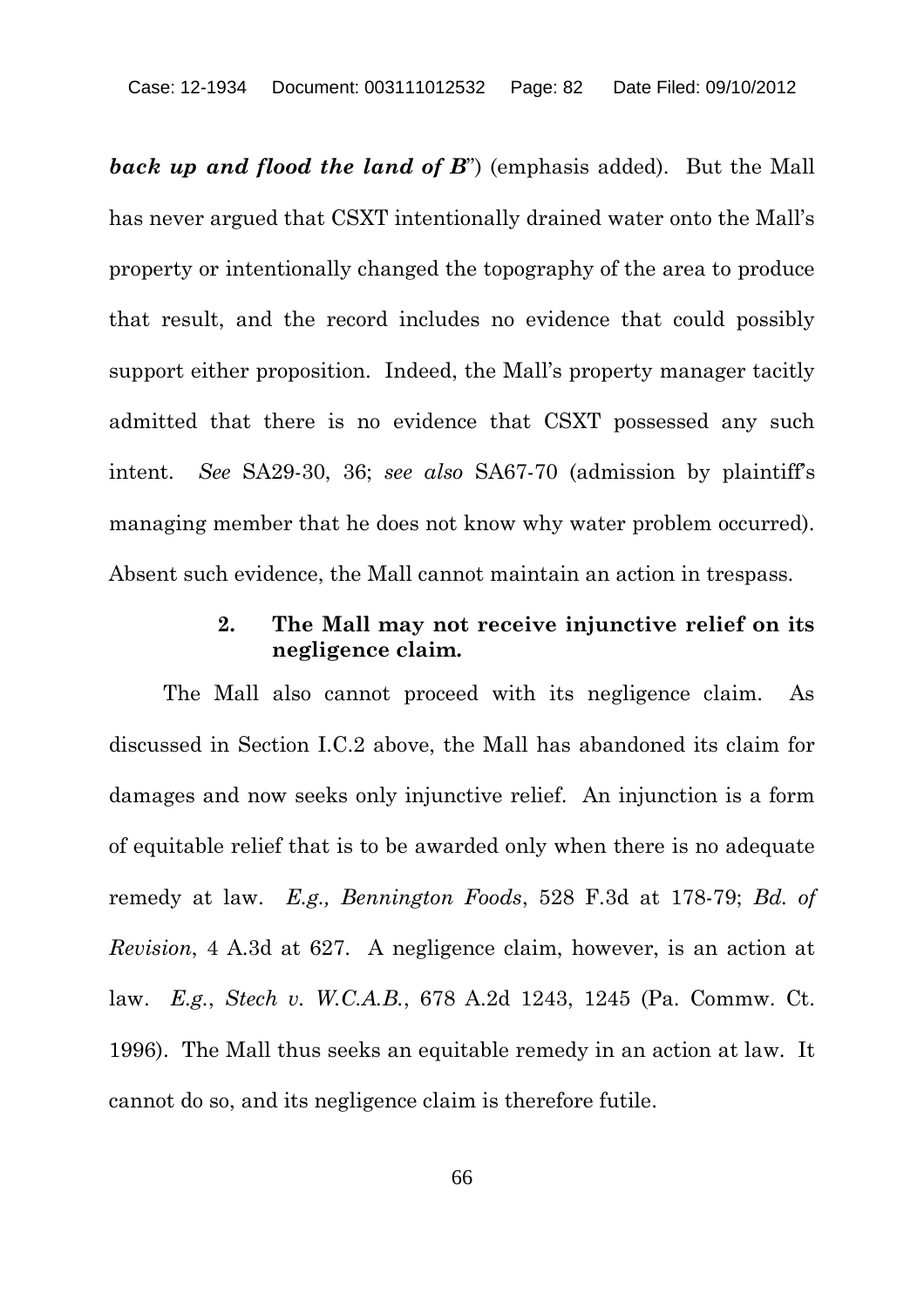***back up and flood the land of B***") (emphasis added). But the Mall has never argued that CSXT intentionally drained water onto the Mall's property or intentionally changed the topography of the area to produce that result, and the record includes no evidence that could possibly support either proposition. Indeed, the Mall's property manager tacitly admitted that there is no evidence that CSXT possessed any such intent. *See* SA29-30, 36; *see also* SA67-70 (admission by plaintiff's managing member that he does not know why water problem occurred). Absent such evidence, the Mall cannot maintain an action in trespass.

### 2. The Mall may not receive injunctive relief on its negligence claim.

The Mall also cannot proceed with its negligence claim. As discussed in Section I.C.2 above, the Mall has abandoned its claim for damages and now seeks only injunctive relief. An injunction is a form of equitable relief that is to be awarded only when there is no adequate remedy at law. *E.g., Bennington Foods*, 528 F.3d at 178-79; *Bd. of Revision*, 4 A.3d at 627. A negligence claim, however, is an action at law. *E.g.*, *Stech v. W.C.A.B.*, 678 A.2d 1243, 1245 (Pa. Commw. Ct. 1996). The Mall thus seeks an equitable remedy in an action at law. It cannot do so, and its negligence claim is therefore futile.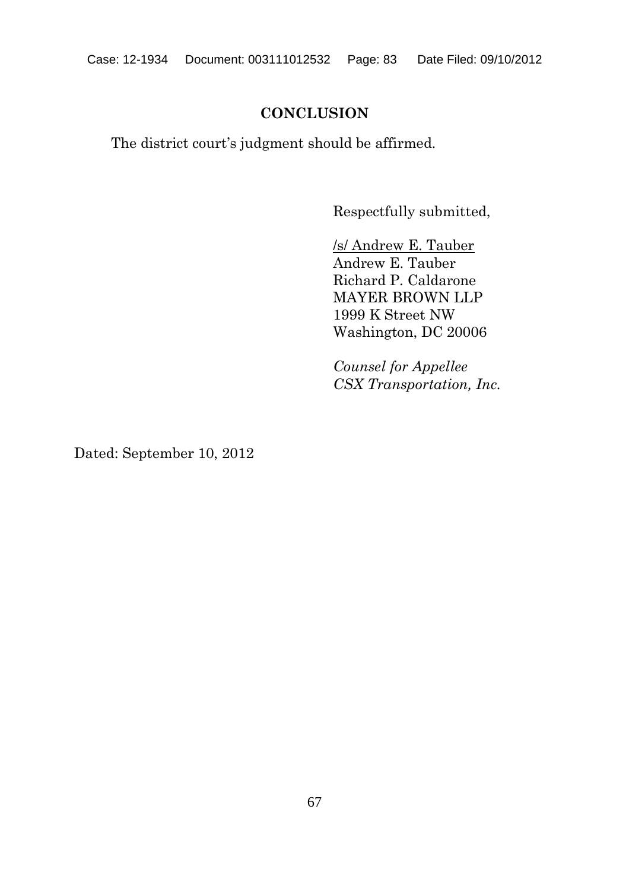## CONCLUSION

The district court's judgment should be affirmed.

Respectfully submitted,

/s/ Andrew E. Tauber
Andrew E. Tauber
Richard P. Caldarone
MAYER BROWN LLP
1999 K Street NW
Washington, DC 20006

*Counsel for Appellee CSX Transportation, Inc.*

Dated: September 10, 2012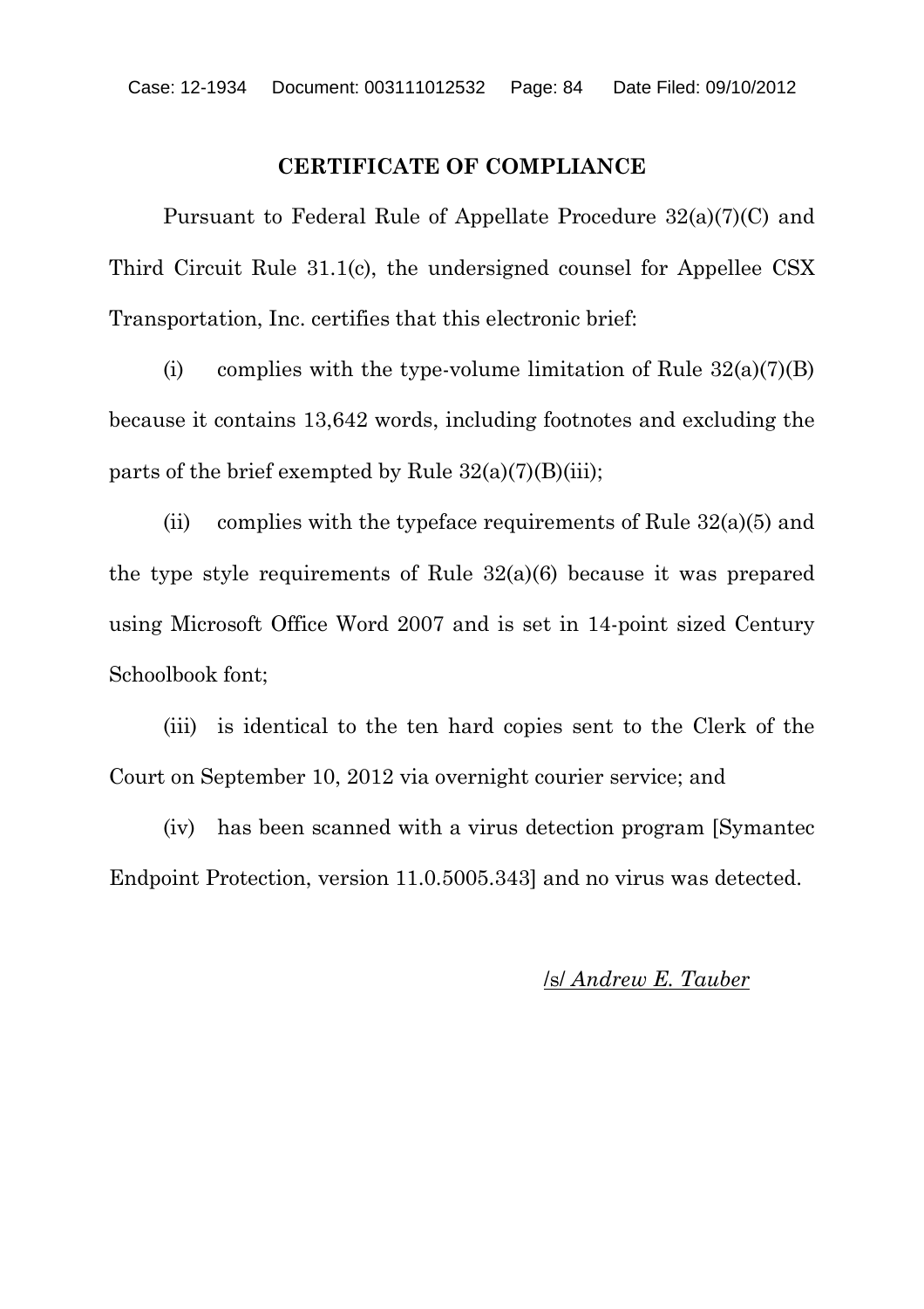**CERTIFICATE OF COMPLIANCE**

Pursuant to Federal Rule of Appellate Procedure 32(a)(7)(C) and Third Circuit Rule 31.1(c), the undersigned counsel for Appellee CSX Transportation, Inc. certifies that this electronic brief:

(i) complies with the type-volume limitation of Rule 32(a)(7)(B) because it contains 13,642 words, including footnotes and excluding the parts of the brief exempted by Rule 32(a)(7)(B)(iii);

(ii) complies with the typeface requirements of Rule 32(a)(5) and the type style requirements of Rule 32(a)(6) because it was prepared using Microsoft Office Word 2007 and is set in 14-point sized Century Schoolbook font;

(iii) is identical to the ten hard copies sent to the Clerk of the Court on September 10, 2012 via overnight courier service; and

(iv) has been scanned with a virus detection program [Symantec Endpoint Protection, version 11.0.5005.343] and no virus was detected.

/s/ *Andrew E. Tauber*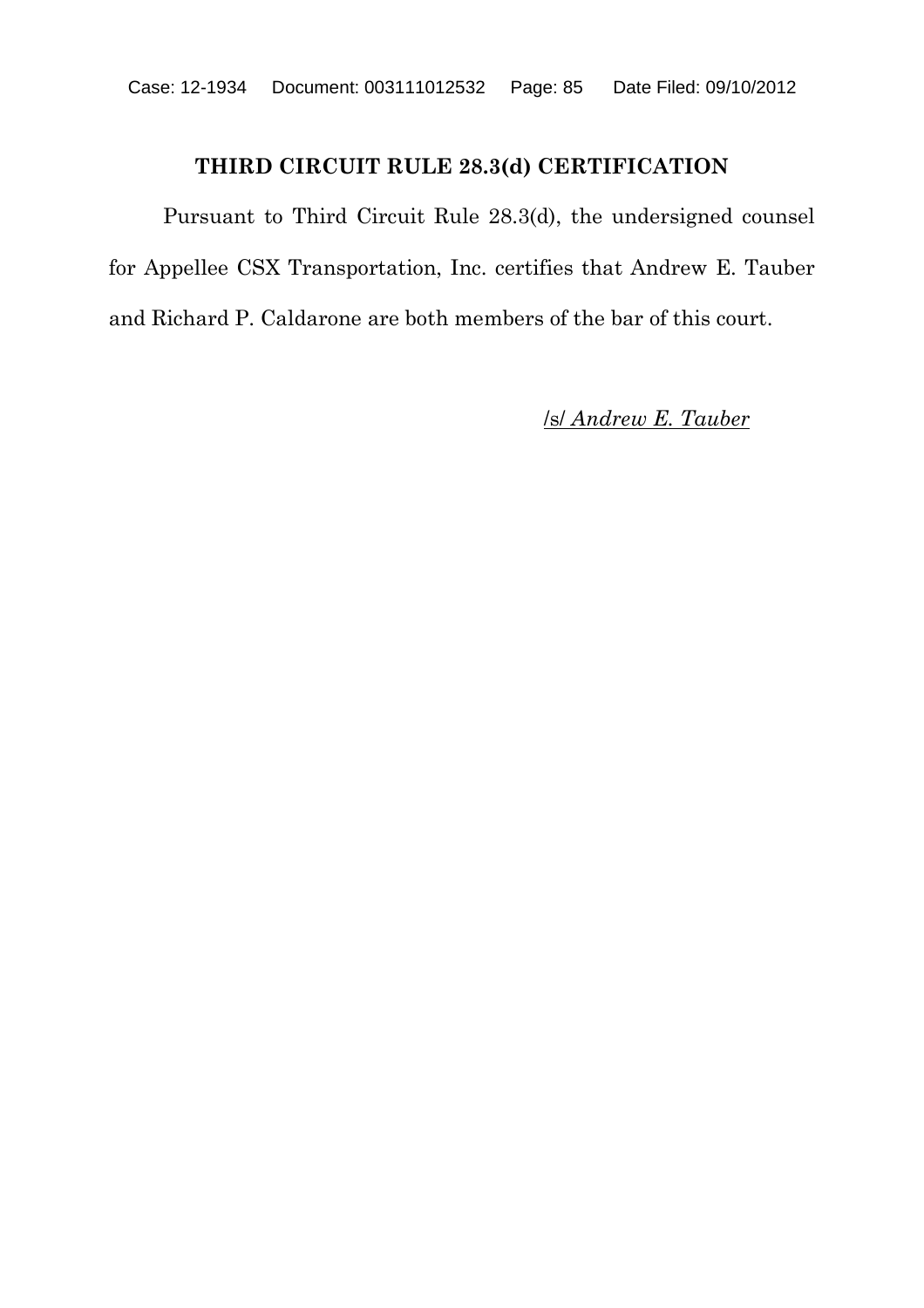## THIRD CIRCUIT RULE 28.3(d) CERTIFICATION

Pursuant to Third Circuit Rule 28.3(d), the undersigned counsel for Appellee CSX Transportation, Inc. certifies that Andrew E. Tauber and Richard P. Caldarone are both members of the bar of this court.

/s/ *Andrew E. Tauber*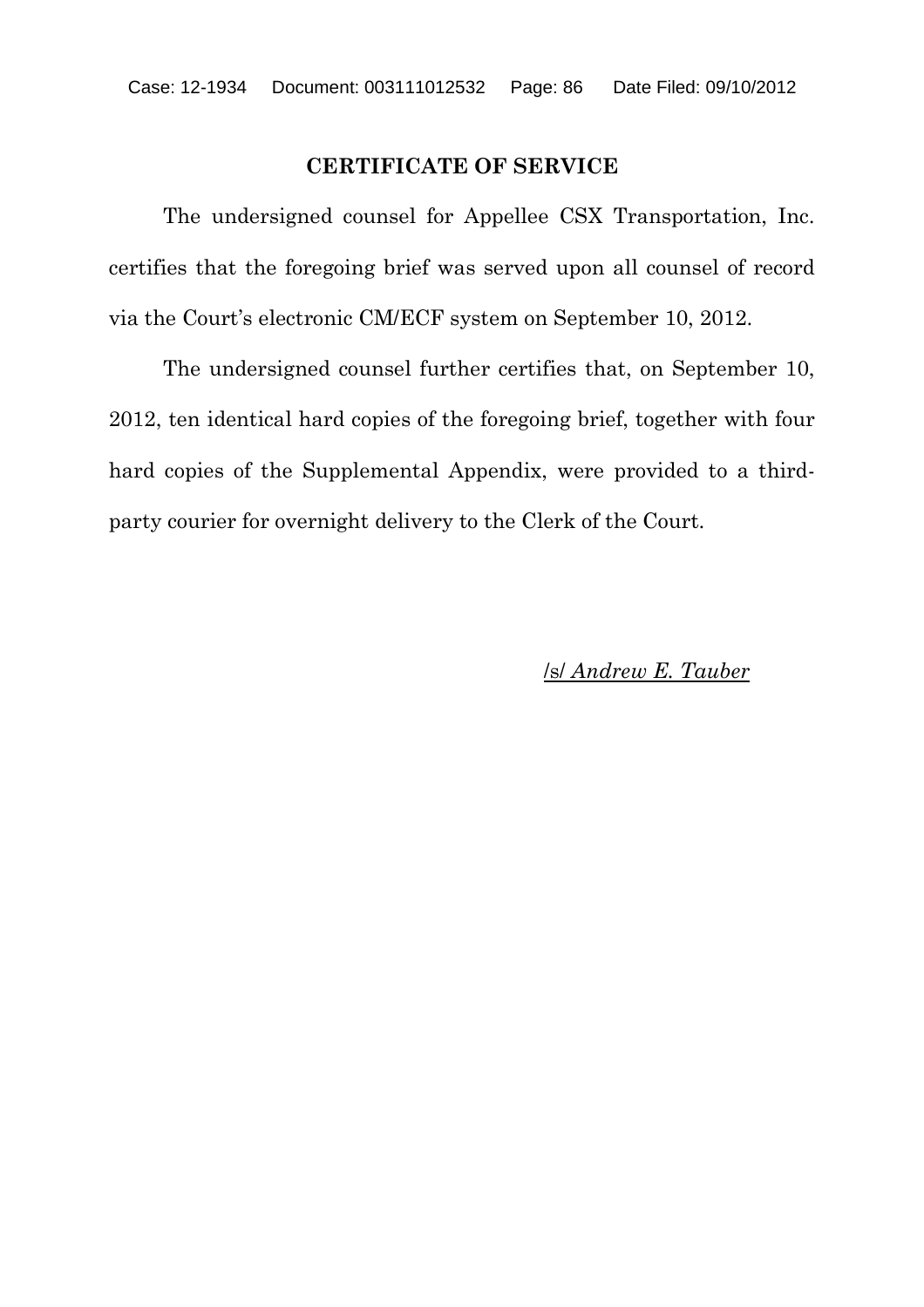**CERTIFICATE OF SERVICE**

The undersigned counsel for Appellee CSX Transportation, Inc. certifies that the foregoing brief was served upon all counsel of record via the Court's electronic CM/ECF system on September 10, 2012.

The undersigned counsel further certifies that, on September 10, 2012, ten identical hard copies of the foregoing brief, together with four hard copies of the Supplemental Appendix, were provided to a third-party courier for overnight delivery to the Clerk of the Court.

/s/ *Andrew E. Tauber*